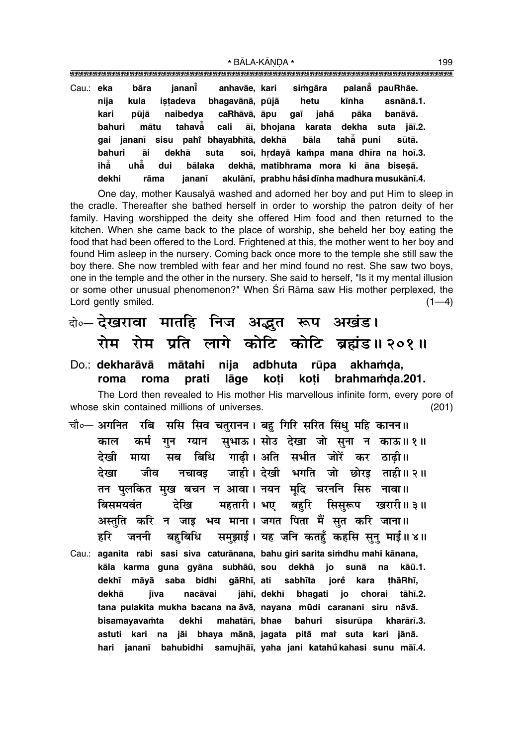Cau.: **eka bāra janaṁ̐ī anhavāe, kari siṁgāra palanā̐ pauRhāe.**
**nija kula iṣṭadeva bhagavānā, pūjā hetu kīnha asnānā.1.**
**kari pūjā naibedya caRhāvā, āpu gaī jahā̐ pāka banāvā.**
**bahuri mātu tahavā̐ cali āī, bhojana karata dekha suta jāī.2.**
**gai jananī sisu pahi̐ bhayabhītā, dekhā bāla tahā̐ puni sūtā.**
**bahuri āi dekhā suta soī, hṛdayā̐ kaṁpa mana dhīra na hoī.3.**
**ihā̐ uhā̐ dui bālaka dekhā, matibhrama mora ki āna biseṣā.**
**dekhi rāma jananī akulānī, prabhu hȧsi dīnha madhura musukānī.4.**

One day, mother Kausalyā washed and adorned her boy and put Him to sleep in the cradle. Thereafter she bathed herself in order to worship the patron deity of her family. Having worshipped the deity she offered Him food and then returned to the kitchen. When she came back to the place of worship, she beheld her boy eating the food that had been offered to the Lord. Frightened at this, the mother went to her boy and found Him asleep in the nursery. Coming back once more to the temple she still saw the boy there. She now trembled with fear and her mind found no rest. She saw two boys, one in the temple and the other in the nursery. She said to herself, "Is it my mental illusion or some other unusual phenomenon?" When Śrī Rāma saw His mother perplexed, the Lord gently smiled. (1—4)

दो०— देखरावा मातहि निज अद्भुत रूप अखंड।
रोम रोम प्रति लागे कोटि कोटि ब्रह्मंड॥ २०१॥

Do.: **dekharāvā mātahi nija adbhuta rūpa akhaṁḍa,**
**roma roma prati lāge koṭi koṭi brahmaṁḍa.201.**

The Lord then revealed to His mother His marvellous infinite form, every pore of whose skin contained millions of universes. (201)

चौ०— अगनित रबि ससि सिव चतुरानन। बहु गिरि सरित सिंधु महि कानन॥
काल कर्म गुन ग्यान सुभाऊ। सोउ देखा जो सुना न काऊ॥ १॥
देखी माया सब बिधि गाढ़ी। अति सभीत जोरें कर ठाढ़ी॥
देखा जीव नचावइ जाही। देखी भगति जो छोरइ ताही॥ २॥
तन पुलकित मुख बचन न आवा। नयन मूदि चरननि सिरु नावा॥
बिसमयवंत देखि महतारी। भए बहुरि सिसुरूप खरारी॥ ३॥
अस्तुति करि न जाइ भय माना। जगत पिता मैं सुत करि जाना॥
हरि जननी बहुबिधि समुझाई। यह जनि कतहुँ कहसि सुनु माई॥ ४॥

Cau.: **aganita rabi sasi siva caturānana, bahu giri sarita siṁdhu mahi kānana,**
**kāla karma guna gyāna subhāū, sou dekhā jo sunā na kāū.1.**
**dekhī māyā saba bidhi gāRhī, ati sabhīta jorẽ kara ṭhāRhī,**
**dekhā jīva nacāvai jāhī, dekhī bhagati jo chorai tāhī.2.**
**tana pulakita mukha bacana na āvā, nayana mūdi caranani siru nāvā.**
**bisamayavaṁta dekhi mahatārī, bhae bahuri sisurūpa kharārī.3.**
**astuti kari na jāi bhaya mānā, jagata pitā maiṁ suta kari jānā.**
**hari jananī bahubidhi samujhāī, yaha jani katahũ kahasi sunu māī.4.**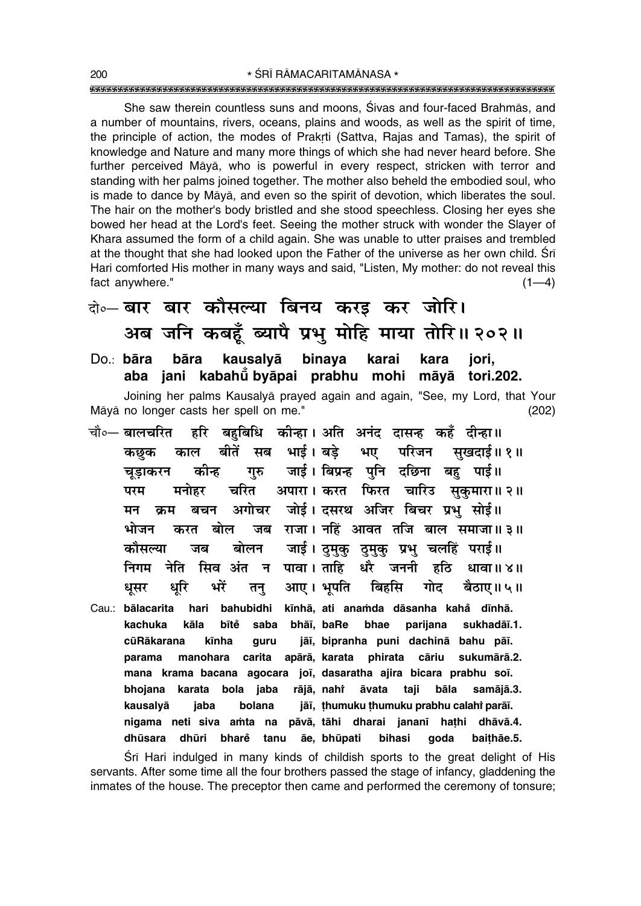She saw therein countless suns and moons, Śivas and four-faced Brahmās, and a number of mountains, rivers, oceans, plains and woods, as well as the spirit of time, the principle of action, the modes of Prakṛti (Sattva, Rajas and Tamas), the spirit of knowledge and Nature and many more things of which she had never heard before. She further perceived Māyā, who is powerful in every respect, stricken with terror and standing with her palms joined together. The mother also beheld the embodied soul, who is made to dance by Māyā, and even so the spirit of devotion, which liberates the soul. The hair on the mother's body bristled and she stood speechless. Closing her eyes she bowed her head at the Lord's feet. Seeing the mother struck with wonder the Slayer of Khara assumed the form of a child again. She was unable to utter praises and trembled at the thought that she had looked upon the Father of the universe as her own child. Śrī Hari comforted His mother in many ways and said, "Listen, My mother: do not reveal this fact anywhere." (1—4)

दो०— बार बार कौसल्या बिनय करइ कर जोरि।
अब जनि कबहूँ ब्यापै प्रभु मोहि माया तोरि॥ २०२॥

Do.: **bāra bāra kausalyā binaya karai kara jori,**
**aba jani kabahū̐ byāpai prabhu mohi māyā tori.202.**

Joining her palms Kausalyā prayed again and again, "See, my Lord, that Your Māyā no longer casts her spell on me." (202)

चौ०— बालचरित हरि बहुबिधि कीन्हा। अति अनंद दासन्ह कहँ दीन्हा॥
कछुक काल बीतें सब भाई। बड़े भए परिजन सुखदाई॥ १॥
चूड़ाकरन कीन्ह गुरु जाई। बिप्रन्ह पुनि दछिना बहु पाई॥
परम मनोहर चरित अपारा। करत फिरत चारिउ सुकुमारा॥ २॥
मन क्रम बचन अगोचर जोई। दसरथ अजिर बिचर प्रभु सोई॥
भोजन करत बोल जब राजा। नहिं आवत तजि बाल समाजा॥ ३॥
कौसल्या जब बोलन जाई। ठुमुकु ठुमुकु प्रभु चलहिं पराई॥
निगम नेति सिव अंत न पावा। ताहि धरै जननी हठि धावा॥ ४॥
धूसर धूरि भरें तनु आए। भूपति बिहसि गोद बैठाए॥ ५॥

Cau.: **bālacarita hari bahubidhi kīnhā, ati anaṁda dāsanha kahȁ dīnhā.**
**kachuka kāla bītẽ saba bhāī, baRe bhae parijana sukhadāī.1.**
**cūRākarana kīnha guru jāī, bipranha puni dachinā bahu pāī.**
**parama manohara carita apārā, karata phirata cāriu sukumārā.2.**
**mana krama bacana agocara joī, dasaratha ajira bicara prabhu soī.**
**bhojana karata bola jaba rājā, nahi̐ āvata taji bāla samājā.3.**
**kausalyā jaba bolana jāī, ṭhumuku ṭhumuku prabhu calahi̐ parāī.**
**nigama neti siva aṁta na pāvā, tāhi dharai jananī haṭhi dhāvā.4.**
**dhūsara dhūri bharẽ tanu āe, bhūpati bihasi goda baiṭhāe.5.**

Śrī Hari indulged in many kinds of childish sports to the great delight of His servants. After some time all the four brothers passed the stage of infancy, gladdening the inmates of the house. The preceptor then came and performed the ceremony of tonsure;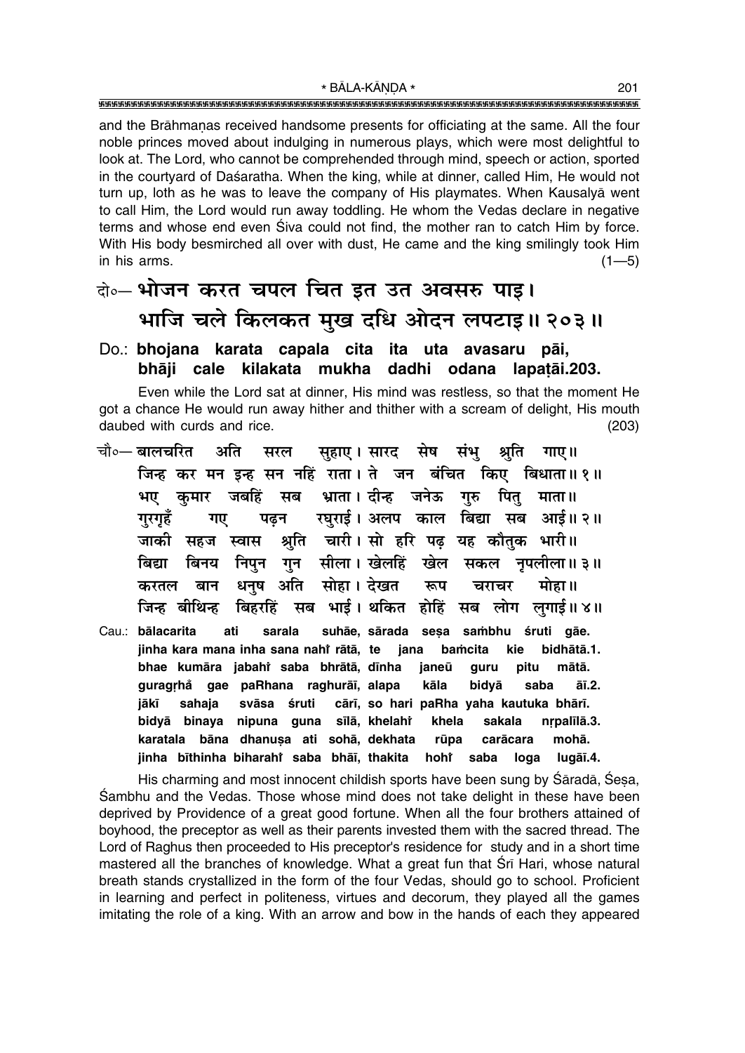and the Brāhmaṇas received handsome presents for officiating at the same. All the four noble princes moved about indulging in numerous plays, which were most delightful to look at. The Lord, who cannot be comprehended through mind, speech or action, sported in the courtyard of Daśaratha. When the king, while at dinner, called Him, He would not turn up, loth as he was to leave the company of His playmates. When Kausalyā went to call Him, the Lord would run away toddling. He whom the Vedas declare in negative terms and whose end even Śiva could not find, the mother ran to catch Him by force. With His body besmirched all over with dust, He came and the king smilingly took Him in his arms. (1—5)

## दो०— भोजन करत चपल चित इत उत अवसरु पाइ। भाजि चले किलकत मुख दधि ओदन लपटाइ॥ २०३॥

**Do.: bhojana karata capala cita ita uta avasaru pāi, bhāji cale kilakata mukha dadhi odana lapaṭāi.203.**

Even while the Lord sat at dinner, His mind was restless, so that the moment He got a chance He would run away hither and thither with a scream of delight, His mouth daubed with curds and rice. (203)

चौ०— बालचरित अति सरल सुहाए। सारद सेष संभु श्रुति गाए॥
जिन्ह कर मन इन्ह सन नहिं राता। ते जन बंचित किए बिधाता॥ १॥
भए कुमार जबहिं सब भ्राता। दीन्ह जनेऊ गुरु पितु माता॥
गुरगृहँ गए पढ़न रघुराई। अलप काल बिद्या सब आई॥ २॥
जाकी सहज स्वास श्रुति चारी। सो हरि पढ़ यह कौतुक भारी॥
बिद्या बिनय निपुन गुन सीला। खेलहिं खेल सकल नृपलीला॥ ३॥
करतल बान धनुष अति सोहा। देखत रूप चराचर मोहा॥
जिन्ह बीथिन्ह बिहरहिं सब भाई। थकित होहिं सब लोग लुगाई॥ ४॥

**Cau.: bālacarita ati sarala suhāe, sārada seṣa saṁbhu śruti gāe.
jinha kara mana inha sana nahī̃ rātā, te jana baṁcita kie bidhātā.1.
bhae kumāra jabahī̃ saba bhrātā, dīnha janeū guru pitu mātā.
guragṛhā̃ gae paRhana raghurāī, alapa kāla bidyā saba āī.2.
jākī sahaja svāsa śruti cārī, so hari paRha yaha kautuka bhārī.
bidyā binaya nipuna guna sīlā, khelahī̃ khela sakala nṛpalīlā.3.
karatala bāna dhanuṣa ati sohā, dekhata rūpa carācara mohā.
jinha bīthinha biharahī̃ saba bhāī, thakita hohī̃ saba loga lugāī.4.**

His charming and most innocent childish sports have been sung by Śāradā, Śeṣa, Śambhu and the Vedas. Those whose mind does not take delight in these have been deprived by Providence of a great good fortune. When all the four brothers attained of boyhood, the preceptor as well as their parents invested them with the sacred thread. The Lord of Raghus then proceeded to His preceptor's residence for study and in a short time mastered all the branches of knowledge. What a great fun that Śrī Hari, whose natural breath stands crystallized in the form of the four Vedas, should go to school. Proficient in learning and perfect in politeness, virtues and decorum, they played all the games imitating the role of a king. With an arrow and bow in the hands of each they appeared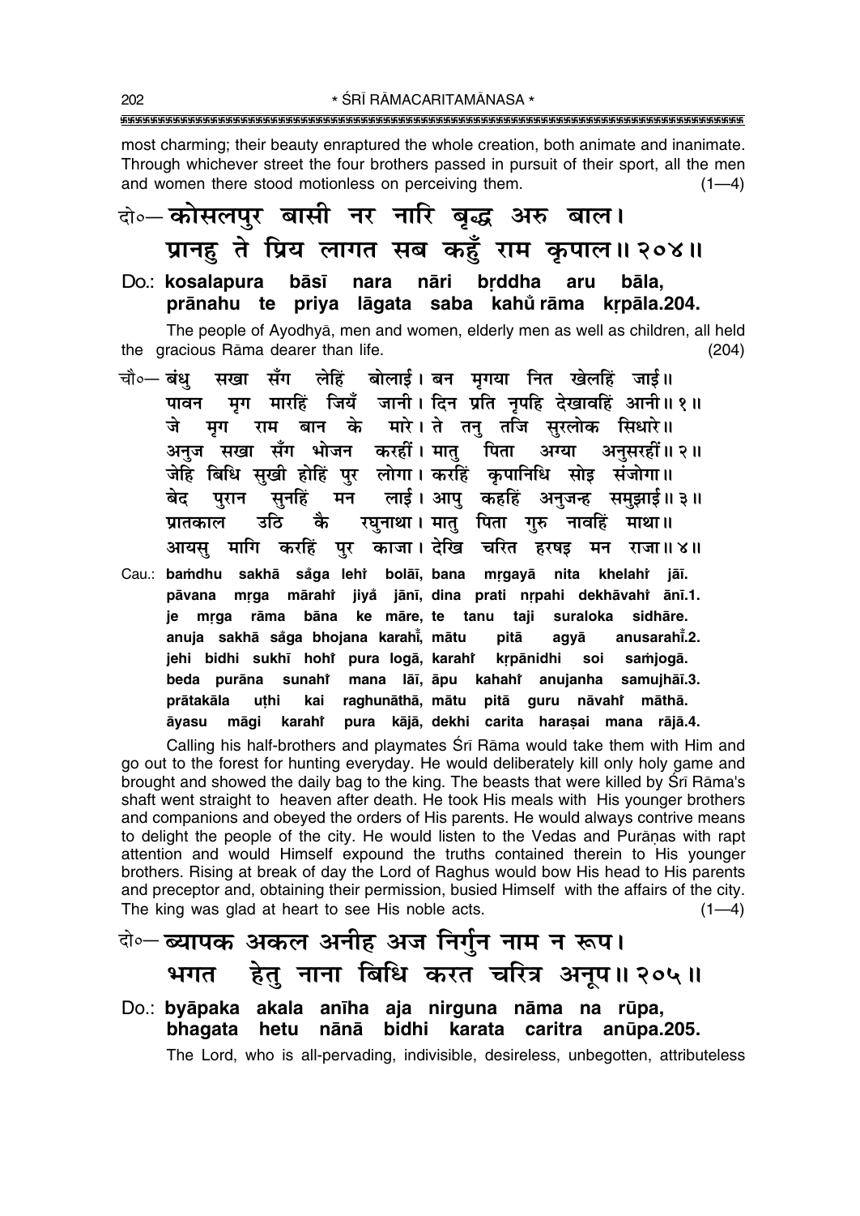most charming; their beauty enraptured the whole creation, both animate and inanimate. Through whichever street the four brothers passed in pursuit of their sport, all the men and women there stood motionless on perceiving them. (1—4)

दो०— कोसलपुर बासी नर नारि बृद्ध अरु बाल।
प्रानहु ते प्रिय लागत सब कहुँ राम कृपाल॥ २०४॥

Do.: **kosalapura bāsī nara nāri bṛddha aru bāla,**
**prānahu te priya lāgata saba kahu̐ rāma kṛpāla.204.**

The people of Ayodhyā, men and women, elderly men as well as children, all held the gracious Rāma dearer than life. (204)

चौ०— बंधु सखा सँग लेहिं बोलाई। बन मृगया नित खेलहिं जाई॥
पावन मृग मारहिं जियँ जानी। दिन प्रति नृपहि देखावहिं आनी॥ १॥
जे मृग राम बान के मारे। ते तनु तजि सुरलोक सिधारे॥
अनुज सखा सँग भोजन करहीं। मातु पिता अग्या अनुसरहीं॥ २॥
जेहि बिधि सुखी होहिं पुर लोगा। करहिं कृपानिधि सोइ संजोगा॥
बेद पुरान सुनहिं मन लाई। आपु कहहिं अनुजन्ह समुझाई॥ ३॥
प्रातकाल उठि कै रघुनाथा। मातु पिता गुरु नावहिं माथा॥
आयसु मागि करहिं पुर काजा। देखि चरित हरषइ मन राजा॥ ४॥

Cau.: **baṁdhu sakhā sa̐ga lehiṁ bolāī, bana mṛgayā nita khelahiṁ jāī.**
**pāvana mṛga mārahiṁ jiya̐ jānī, dina prati nṛpahi dekhāvahiṁ ānī.1.**
**je mṛga rāma bāna ke māre, te tanu taji suraloka sidhāre.**
**anuja sakhā sa̐ga bhojana karahī̐, mātu pitā agyā anusarahī̐.2.**
**jehi bidhi sukhī hohiṁ pura logā, karahiṁ kṛpānidhi soi saṁjogā.**
**beda purāna sunahiṁ mana lāī, āpu kahahiṁ anujanha samujhāī.3.**
**prātakāla uṭhi kai raghunāthā, mātu pitā guru nāvahiṁ māthā.**
**āyasu māgi karahiṁ pura kājā, dekhi carita haraṣai mana rājā.4.**

Calling his half-brothers and playmates Śrī Rāma would take them with Him and go out to the forest for hunting everyday. He would deliberately kill only holy game and brought and showed the daily bag to the king. The beasts that were killed by Śrī Rāma's shaft went straight to heaven after death. He took His meals with His younger brothers and companions and obeyed the orders of His parents. He would always contrive means to delight the people of the city. He would listen to the Vedas and Purāṇas with rapt attention and would Himself expound the truths contained therein to His younger brothers. Rising at break of day the Lord of Raghus would bow His head to His parents and preceptor and, obtaining their permission, busied Himself with the affairs of the city. The king was glad at heart to see His noble acts. (1—4)

दो०— ब्यापक अकल अनीह अज निर्गुन नाम न रूप।
भगत हेतु नाना बिधि करत चरित्र अनूप॥ २०५॥

Do.: **byāpaka akala anīha aja nirguna nāma na rūpa,**
**bhagata hetu nānā bidhi karata caritra anūpa.205.**

The Lord, who is all-pervading, indivisible, desireless, unbegotten, attributeless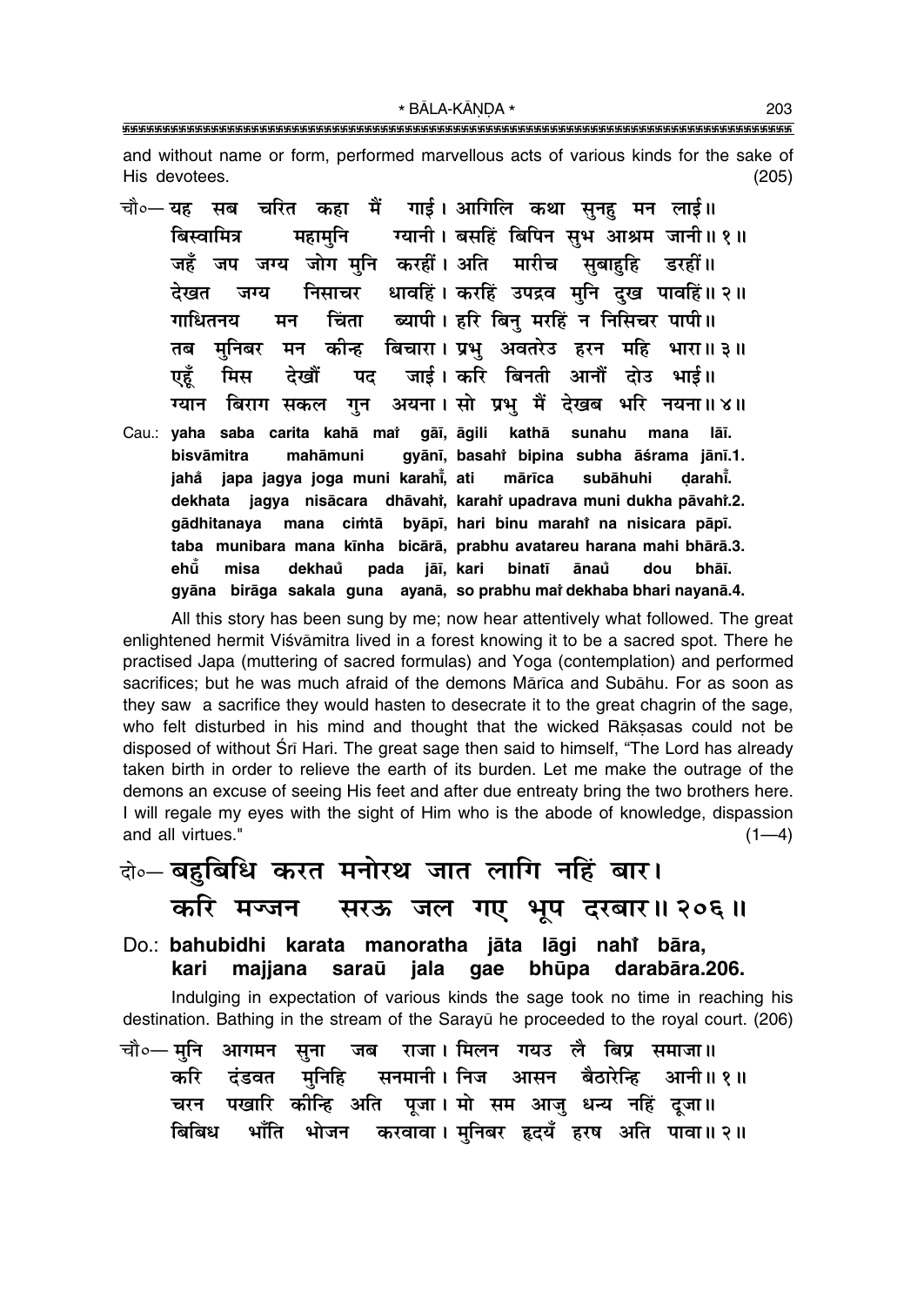and without name or form, performed marvellous acts of various kinds for the sake of His devotees. (205)

चौ०— यह सब चरित कहा मैं गाई। आगिलि कथा सुनहु मन लाई॥
बिस्वामित्र महामुनि ग्यानी। बसहिं बिपिन सुभ आश्रम जानी॥ १॥
जहँ जप जग्य जोग मुनि करहीं। अति मारीच सुबाहुहि डरहीं॥
देखत जग्य निसाचर धावहिं। करहिं उपद्रव मुनि दुख पावहिं॥ २॥
गाधितनय मन चिंता ब्यापी। हरि बिनु मरहिं न निसिचर पापी॥
तब मुनिबर मन कीन्ह बिचारा। प्रभु अवतरेउ हरन महि भारा॥ ३॥
एहूँ मिस देखौं पद जाई। करि बिनती आनौं दोउ भाई॥
ग्यान बिराग सकल गुन अयना। सो प्रभु मैं देखब भरि नयना॥ ४॥

Cau.: **yaha saba carita kahā maĩ gāī, āgili kathā sunahu mana lāī.**
**bisvāmitra mahāmuni gyānī, basahĩ bipina subha āśrama jānī.1.**
**jahå̃ japa jagya joga muni karahī̃, ati mārīca subāhuhi ḍarahī̃.**
**dekhata jagya nisācara dhāvahĩ, karahĩ upadrava muni dukha pāvahĩ.2.**
**gādhitanaya mana ciṁtā byāpī, hari binu marahĩ na nisicara pāpī.**
**taba munibara mana kīnha bicārā, prabhu avatareu harana mahi bhārā.3.**
**ehū̃ misa dekhau̐ pada jāī, kari binatī ānau̐ dou bhāī.**
**gyāna birāga sakala guna ayanā, so prabhu maĩ dekhaba bhari nayanā.4.**

All this story has been sung by me; now hear attentively what followed. The great enlightened hermit Viśvāmitra lived in a forest knowing it to be a sacred spot. There he practised Japa (muttering of sacred formulas) and Yoga (contemplation) and performed sacrifices; but he was much afraid of the demons Mārīca and Subāhu. For as soon as they saw a sacrifice they would hasten to desecrate it to the great chagrin of the sage, who felt disturbed in his mind and thought that the wicked Rākṣasas could not be disposed of without Śrī Hari. The great sage then said to himself, "The Lord has already taken birth in order to relieve the earth of its burden. Let me make the outrage of the demons an excuse of seeing His feet and after due entreaty bring the two brothers here. I will regale my eyes with the sight of Him who is the abode of knowledge, dispassion and all virtues." (1—4)

दो०— बहुबिधि करत मनोरथ जात लागि नहिं बार।
करि मज्जन सरऊ जल गए भूप दरबार॥ २०६॥

Do.: **bahubidhi karata manoratha jāta lāgi nahĩ bāra,**
**kari majjana saraū jala gae bhūpa darabāra.206.**

Indulging in expectation of various kinds the sage took no time in reaching his destination. Bathing in the stream of the Sarayū he proceeded to the royal court. (206)

चौ०— मुनि आगमन सुना जब राजा। मिलन गयउ लै बिप्र समाजा॥
करि दंडवत मुनिहि सनमानी। निज आसन बैठारेन्हि आनी॥ १॥
चरन पखारि कीन्हि अति पूजा। मो सम आजु धन्य नहिं दूजा॥
बिबिध भाँति भोजन करवावा। मुनिबर हृदयँ हरष अति पावा॥ २॥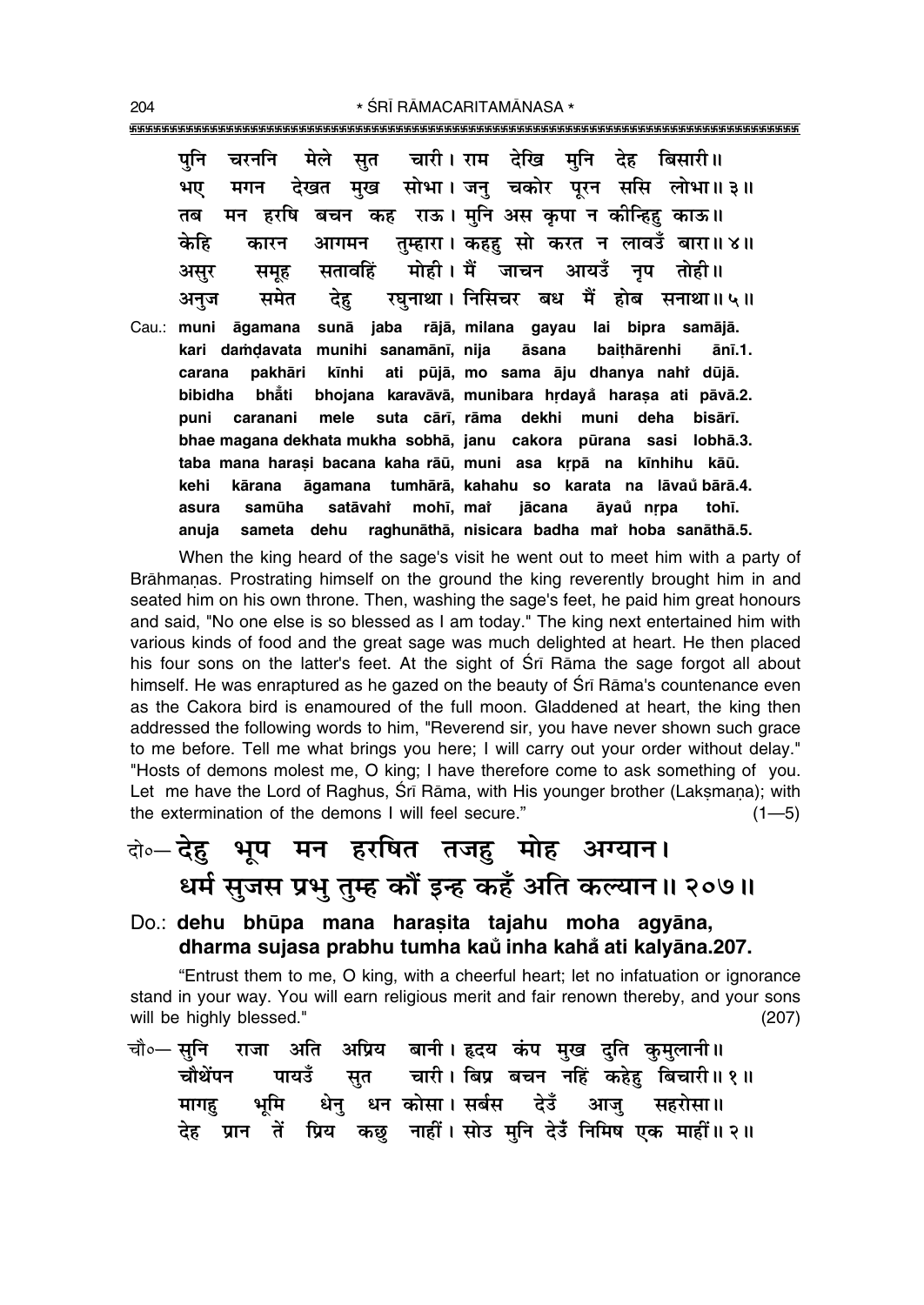पुनि चरननि मेले सुत चारी। राम देखि मुनि देह बिसारी॥
भए मगन देखत मुख सोभा। जनु चकोर पूरन ससि लोभा॥ ३॥
तब मन हरषि बचन कह राऊ। मुनि अस कृपा न कीन्हिहु काऊ॥
केहि कारन आगमन तुम्हारा। कहहु सो करत न लावउँ बारा॥ ४॥
असुर समूह सतावहिं मोही। मैं जाचन आयउँ नृप तोही॥
अनुज समेत देहु रघुनाथा। निसिचर बध मैं होब सनाथा॥ ५॥

Cau.: **muni āgamana sunā jaba rājā, milana gayau lai bipra samājā.**
**kari daṁḍavata munihi sanamānī, nija āsana baiṭhārenhi ānī.1.**
**carana pakhāri kīnhi ati pūjā, mo sama āju dhanya nahiṁ dūjā.**
**bibidha bhāṁti bhojana karavāvā, munibara hṛdayaṁ haraṣa ati pāvā.2.**
**puni caranani mele suta cārī, rāma dekhi muni deha bisārī.**
**bhae magana dekhata mukha sobhā, janu cakora pūrana sasi lobhā.3.**
**taba mana haraṣi bacana kaha rāū, muni asa kṛpā na kīnhihu kāū.**
**kehi kārana āgamana tumhārā, kahahu so karata na lāvaūṁ bārā.4.**
**asura samūha satāvahiṁ mohī, maiṁ jācana āyaūṁ nṛpa tohī.**
**anuja sameta dehu raghunāthā, nisicara badha maiṁ hoba sanāthā.5.**

When the king heard of the sage's visit he went out to meet him with a party of Brāhmaṇas. Prostrating himself on the ground the king reverently brought him in and seated him on his own throne. Then, washing the sage's feet, he paid him great honours and said, "No one else is so blessed as I am today." The king next entertained him with various kinds of food and the great sage was much delighted at heart. He then placed his four sons on the latter's feet. At the sight of Śrī Rāma the sage forgot all about himself. He was enraptured as he gazed on the beauty of Śrī Rāma's countenance even as the Cakora bird is enamoured of the full moon. Gladdened at heart, the king then addressed the following words to him, "Reverend sir, you have never shown such grace to me before. Tell me what brings you here; I will carry out your order without delay." "Hosts of demons molest me, O king; I have therefore come to ask something of you. Let me have the Lord of Raghus, Śrī Rāma, with His younger brother (Lakṣmaṇa); with the extermination of the demons I will feel secure." (1—5)

## दो०— देहु भूप मन हरषित तजहु मोह अग्यान। धर्म सुजस प्रभु तुम्ह कौं इन्ह कहँ अति कल्यान॥ २०७॥

**Do.: dehu bhūpa mana haraṣita tajahu moha agyāna, dharma sujasa prabhu tumha kauṁ inha kahaṁ ati kalyāna.207.**

"Entrust them to me, O king, with a cheerful heart; let no infatuation or ignorance stand in your way. You will earn religious merit and fair renown thereby, and your sons will be highly blessed." (207)

चौ०— सुनि राजा अति अप्रिय बानी। हृदय कंप मुख दुति कुमुलानी॥
चौथेंपन पायउँ सुत चारी। बिप्र बचन नहिं कहेहु बिचारी॥ १॥
मागहु भूमि धेनु धन कोसा। सर्बस देउँ आजु सहरोसा॥
देह प्रान तें प्रिय कछु नाहीं। सोउ मुनि देउँ निमिष एक माहीं॥ २॥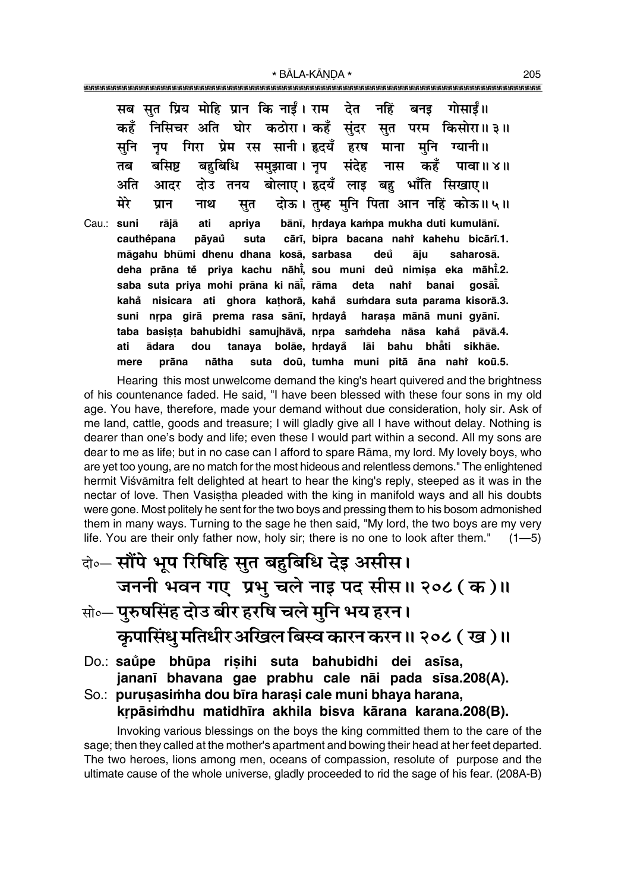सब सुत प्रिय मोहि प्रान कि नाईं। राम देत नहिं बनइ गोसाईं॥
कहँ निसिचर अति घोर कठोरा। कहँ सुंदर सुत परम किसोरा॥ ३॥
सुनि नृप गिरा प्रेम रस सानी। हृदयँ हरष माना मुनि ग्यानी॥
तब बसिष्ट बहुबिधि समुझावा। नृप संदेह नास कहँ पावा॥ ४॥
अति आदर दोउ तनय बोलाए। हृदयँ लाइ बहु भाँति सिखाए॥
मेरे प्रान नाथ सुत दोऊ। तुम्ह मुनि पिता आन नहिं कोऊ॥ ५॥

Cau.: suni rājā ati apriya bānī, hṛdaya kaṁpa mukha duti kumulānī.
cauthẽpana pāyaũ suta cārī, bipra bacana nahi̐ kahehu bicārī.1.
māgahu bhūmi dhenu dhana kosā, sarbasa deũ āju saharosā.
deha prāna tẽ priya kachu nāhī̃, sou muni deũ nimiṣa eka māhī̃.2.
saba suta priya mohi prāna ki nāī̃, rāma deta nahi̐ banai gosāī̃.
kahȧ nisicara ati ghora kaṭhorā, kahȧ suṁdara suta parama kisorā.3.
suni nṛpa girā prema rasa sānī, hṛdayȧ haraṣa mānā muni gyānī.
taba basiṣṭa bahubidhi samujhāvā, nṛpa saṁdeha nāsa kahȧ pāvā.4.
ati ādara dou tanaya bolāe, hṛdayȧ lāi bahu bhȧ̃ti sikhāe.
mere prāna nātha suta doū, tumha muni pitā āna nahi̐ koū.5.

Hearing this most unwelcome demand the king's heart quivered and the brightness of his countenance faded. He said, "I have been blessed with these four sons in my old age. You have, therefore, made your demand without due consideration, holy sir. Ask of me land, cattle, goods and treasure; I will gladly give all I have without delay. Nothing is dearer than one's body and life; even these I would part within a second. All my sons are dear to me as life; but in no case can I afford to spare Rāma, my lord. My lovely boys, who are yet too young, are no match for the most hideous and relentless demons." The enlightened hermit Viśvāmitra felt delighted at heart to hear the king's reply, steeped as it was in the nectar of love. Then Vasiṣṭha pleaded with the king in manifold ways and all his doubts were gone. Most politely he sent for the two boys and pressing them to his bosom admonished them in many ways. Turning to the sage he then said, "My lord, the two boys are my very life. You are their only father now, holy sir; there is no one to look after them." (1—5)

**दो०— सौंपे भूप रिषिहि सुत बहुबिधि देइ असीस।**
**जननी भवन गए प्रभु चले नाइ पद सीस॥ २०८ (क)॥**
**सो०— पुरुषसिंह दोउ बीर हरषि चले मुनि भय हरन।**
**कृपासिंधु मतिधीर अखिल बिस्व कारन करन॥ २०८ (ख)॥**

Do.: **saũpe bhūpa riṣihi suta bahubidhi dei asīsa,**
**jananī bhavana gae prabhu cale nāi pada sīsa.208(A).**
So.: **puruṣasiṁha dou bīra haraṣi cale muni bhaya harana,**
**kṛpāsiṁdhu matidhīra akhila bisva kārana karana.208(B).**

Invoking various blessings on the boys the king committed them to the care of the sage; then they called at the mother's apartment and bowing their head at her feet departed. The two heroes, lions among men, oceans of compassion, resolute of purpose and the ultimate cause of the whole universe, gladly proceeded to rid the sage of his fear. (208A-B)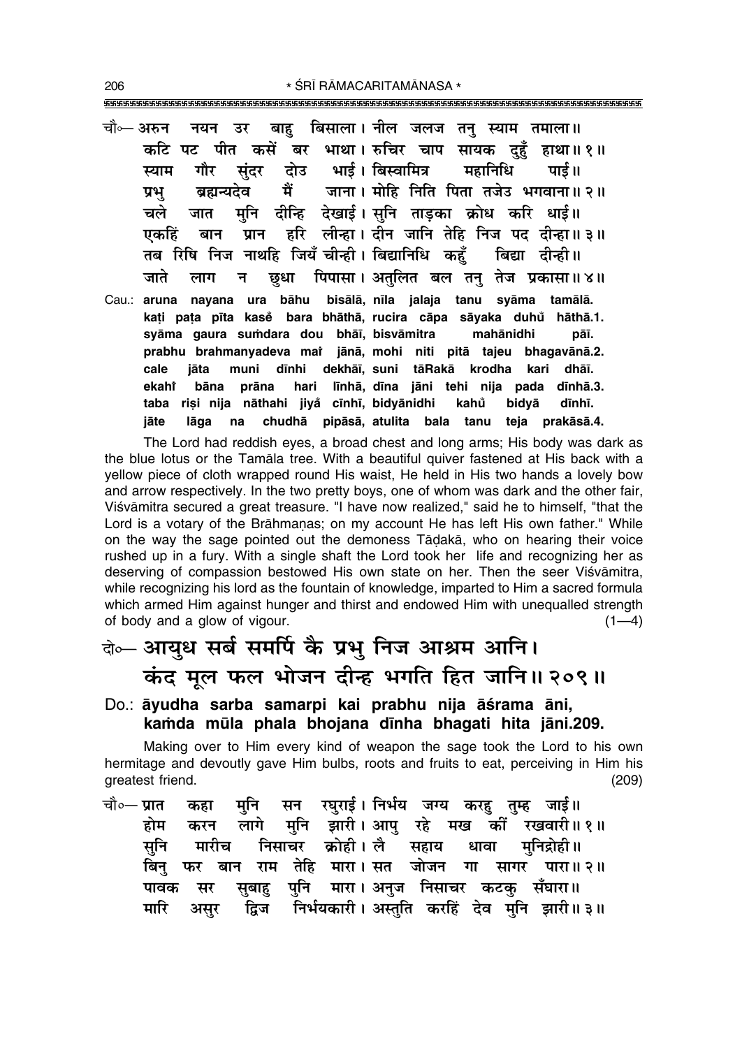चौ०— अरुन नयन उर बाहु बिसाला। नील जलज तनु स्याम तमाला॥
कटि पट पीत कसें बर भाथा। रुचिर चाप सायक दुहुँ हाथा॥ १॥
स्याम गौर सुंदर दोउ भाई। बिस्वामित्र महानिधि पाई॥
प्रभु ब्रह्मन्यदेव मैं जाना। मोहि निति पिता तजेउ भगवाना॥ २॥
चले जात मुनि दीन्हि देखाई। सुनि ताड़का क्रोध करि धाई॥
एकहिं बान प्रान हरि लीन्हा। दीन जानि तेहि निज पद दीन्हा॥ ३॥
तब रिषि निज नाथहि जियँ चीन्ही। बिद्यानिधि कहुँ बिद्या दीन्ही॥
जाते लाग न छुधा पिपासा। अतुलित बल तनु तेज प्रकासा॥ ४॥

Cau.: **aruna nayana ura bāhu bisālā, nīla jalaja tanu syāma tamālā.**
**kaṭi paṭa pīta kaseṁ bara bhāthā, rucira cāpa sāyaka duhu̐ hāthā.1.**
**syāma gaura suṁdara dou bhāī, bisvāmitra mahānidhi pāī.**
**prabhu brahmanyadeva maiṁ jānā, mohi niti pitā tajeu bhagavānā.2.**
**cale jāta muni dīnhi dekhāī, suni tāRakā krodha kari dhāī.**
**ekahiṁ bāna prāna hari līnhā, dīna jāni tehi nija pada dīnhā.3.**
**taba riṣi nija nāthahi jiya̐ cīnhī, bidyānidhi kahu̐ bidyā dīnhī.**
**jāte lāga na chudhā pipāsā, atulita bala tanu teja prakāsā.4.**

The Lord had reddish eyes, a broad chest and long arms; His body was dark as the blue lotus or the Tamāla tree. With a beautiful quiver fastened at His back with a yellow piece of cloth wrapped round His waist, He held in His two hands a lovely bow and arrow respectively. In the two pretty boys, one of whom was dark and the other fair, Viśvāmitra secured a great treasure. "I have now realized," said he to himself, "that the Lord is a votary of the Brāhmaṇas; on my account He has left His own father." While on the way the sage pointed out the demoness Tāḍakā, who on hearing their voice rushed up in a fury. With a single shaft the Lord took her life and recognizing her as deserving of compassion bestowed His own state on her. Then the seer Viśvāmitra, while recognizing his lord as the fountain of knowledge, imparted to Him a sacred formula which armed Him against hunger and thirst and endowed Him with unequalled strength of body and a glow of vigour. (1—4)

## दो०— आयुध सर्ब समर्पि कै प्रभु निज आश्रम आनि। कंद मूल फल भोजन दीन्ह भगति हित जानि॥ २०९॥

Do.: **āyudha sarba samarpi kai prabhu nija āśrama āni,**
**kaṁda mūla phala bhojana dīnha bhagati hita jāni.209.**

Making over to Him every kind of weapon the sage took the Lord to his own hermitage and devoutly gave Him bulbs, roots and fruits to eat, perceiving in Him his greatest friend. (209)

चौ०— प्रात कहा मुनि सन रघुराई। निर्भय जग्य करहु तुम्ह जाई॥
होम करन लागे मुनि झारी। आपु रहे मख कीं रखवारी॥ १॥
सुनि मारीच निसाचर क्रोही। लै सहाय धावा मुनिद्रोही॥
बिनु फर बान राम तेहि मारा। सत जोजन गा सागर पारा॥ २॥
पावक सर सुबाहु पुनि मारा। अनुज निसाचर कटकु सँघारा॥
मारि असुर द्विज निर्भयकारी। अस्तुति करहिं देव मुनि झारी॥ ३॥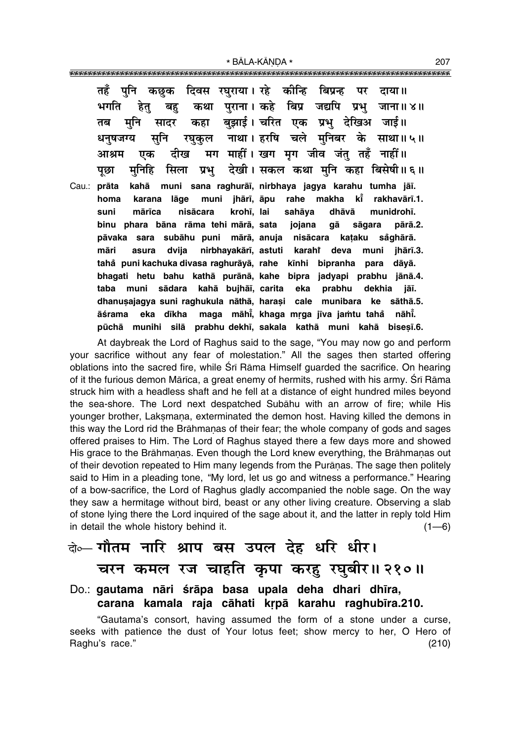तहँ पुनि कछुक दिवस रघुराया। रहे कीन्हि बिप्रन्ह पर दाया॥
भगति हेतु बहु कथा पुराना। कहे बिप्र जद्यपि प्रभु जाना॥ ४॥
तब मुनि सादर कहा बुझाई। चरित एक प्रभु देखिअ जाई॥
धनुषजग्य सुनि रघुकुल नाथा। हरषि चले मुनिबर के साथा॥ ५॥
आश्रम एक दीख मग माहीं। खग मृग जीव जंतु तहँ नाहीं॥
पूछा मुनिहि सिला प्रभु देखी। सकल कथा मुनि कहा बिसेषी॥ ६॥

Cau.: **prāta kahā muni sana raghurāī, nirbhaya jagya karahu tumha jāī.**
**homa karana lāge muni jhārī, āpu rahe makha kī̐ rakhavārī.1.**
**suni mārīca nisācara krohī, lai sahāya dhāvā munidrohī.**
**binu phara bāna rāma tehi mārā, sata jojana gā sāgara pārā.2.**
**pāvaka sara subāhu puni mārā, anuja nisācara kaṭaku sa̐ghārā.**
**māri asura dvija nirbhayakārī, astuti karahi̐ deva muni jhārī.3.**
**taha̐ puni kachuka divasa raghurāyā, rahe kīnhi bipranha para dāyā.**
**bhagati hetu bahu kathā purānā, kahe bipra jadyapi prabhu jānā.4.**
**taba muni sādara kahā bujhāī, carita eka prabhu dekhia jāī.**
**dhanuṣajagya suni raghukula nāthā, haraṣi cale munibara ke sāthā.5.**
**āśrama eka dīkha maga māhī̐, khaga mṛga jīva jaṁtu taha̐ nāhī̐.**
**pūchā munihi silā prabhu dekhī, sakala kathā muni kahā bisesī.6.**

At daybreak the Lord of Raghus said to the sage, "You may now go and perform your sacrifice without any fear of molestation." All the sages then started offering oblations into the sacred fire, while Śrī Rāma Himself guarded the sacrifice. On hearing of it the furious demon Mārīca, a great enemy of hermits, rushed with his army. Śrī Rāma struck him with a headless shaft and he fell at a distance of eight hundred miles beyond the sea-shore. The Lord next despatched Subāhu with an arrow of fire; while His younger brother, Lakṣmaṇa, exterminated the demon host. Having killed the demons in this way the Lord rid the Brāhmaṇas of their fear; the whole company of gods and sages offered praises to Him. The Lord of Raghus stayed there a few days more and showed His grace to the Brāhmaṇas. Even though the Lord knew everything, the Brāhmaṇas out of their devotion repeated to Him many legends from the Purāṇas. The sage then politely said to Him in a pleading tone, "My lord, let us go and witness a performance." Hearing of a bow-sacrifice, the Lord of Raghus gladly accompanied the noble sage. On the way they saw a hermitage without bird, beast or any other living creature. Observing a slab of stone lying there the Lord inquired of the sage about it, and the latter in reply told Him in detail the whole history behind it. (1—6)

## दो०— गौतम नारि श्राप बस उपल देह धरि धीर। चरन कमल रज चाहति कृपा करहु रघुबीर॥ २१०॥

Do.: **gautama nāri śrāpa basa upala deha dhari dhīra, carana kamala raja cāhati kṛpā karahu raghubīra.210.**

"Gautama's consort, having assumed the form of a stone under a curse, seeks with patience the dust of Your lotus feet; show mercy to her, O Hero of Raghu's race." (210)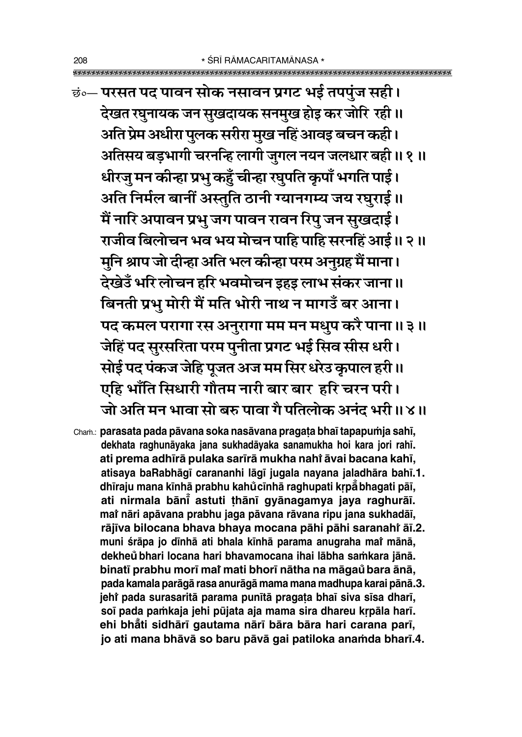छं०— परसत पद पावन सोक नसावन प्रगट भई तपपुंज सही।
देखत रघुनायक जन सुखदायक सनमुख होइ कर जोरि रही॥
अति प्रेम अधीरा पुलक सरीरा मुख नहिं आवइ बचन कही।
अतिसय बड़भागी चरनन्हि लागी जुगल नयन जलधार बही॥ १॥
धीरजु मन कीन्हा प्रभु कहुँ चीन्हा रघुपति कृपाँ भगति पाई।
अति निर्मल बानीं अस्तुति ठानी ग्यानगम्य जय रघुराई॥
मैं नारि अपावन प्रभु जग पावन रावन रिपु जन सुखदाई।
राजीव बिलोचन भव भय मोचन पाहि पाहि सरनहिं आई॥ २॥
मुनि श्राप जो दीन्हा अति भल कीन्हा परम अनुग्रह मैं माना।
देखेउँ भरि लोचन हरि भवमोचन इहइ लाभ संकर जाना॥
बिनती प्रभु मोरी मैं मति भोरी नाथ न मागउँ बर आना।
पद कमल परागा रस अनुरागा मम मन मधुप करै पाना॥ ३॥
जेहिं पद सुरसरिता परम पुनीता प्रगट भई सिव सीस धरी।
सोई पद पंकज जेहि पूजत अज मम सिर धरेउ कृपाल हरी॥
एहि भाँति सिधारी गौतम नारी बार बार हरि चरन परी।
जो अति मन भावा सो बरु पावा गै पतिलोक अनंद भरी॥ ४॥

Chaṁ.: **parasata pada pāvana soka nasāvana pragaṭa bhaī tapapuṁja sahī,**
**dekhata raghunāyaka jana sukhadāyaka sanamukha hoi kara jori rahī.**
**ati prema adhīrā pulaka sarīrā mukha nahi̐ āvai bacana kahī,**
**atisaya baRabhāgī caranaṇhi lāgī jugala nayana jaladhāra bahī.1.**
**dhīraju mana kīnhā prabhu kahu̐cīnhā raghupati kṛpā̐bhagati pāī,**
**ati nirmala bānī̐ astuti ṭhānī gyānagamya jaya raghurāī.**
**mai̐ nāri apāvana prabhu jaga pāvana rāvana ripu jana sukhadāī,**
**rājīva bilocana bhava bhaya mocana pāhi pāhi saranahi̐ āī.2.**
**muni śrāpa jo dīnhā ati bhala kīnhā parama anugraha mai̐ mānā,**
**dekheu̐ bhari locana hari bhavamocana ihai lābha saṁkara jānā.**
**binatī prabhu morī mai̐ mati bhorī nātha na māgau̐ bara ānā,**
**pada kamala parāgā rasa anurāgā mama mana madhupa karai pānā.3.**
**jehi̐ pada surasaritā parama punītā pragaṭa bhaī siva sīsa dharī,**
**soī pada paṁkaja jehi pūjata aja mama sira dhareu kṛpāla harī.**
**ehi bhā̐ti sidhārī gautama nārī bāra bāra hari carana parī,**
**jo ati mana bhāvā so baru pāvā gai patiloka anaṁda bharī.4.**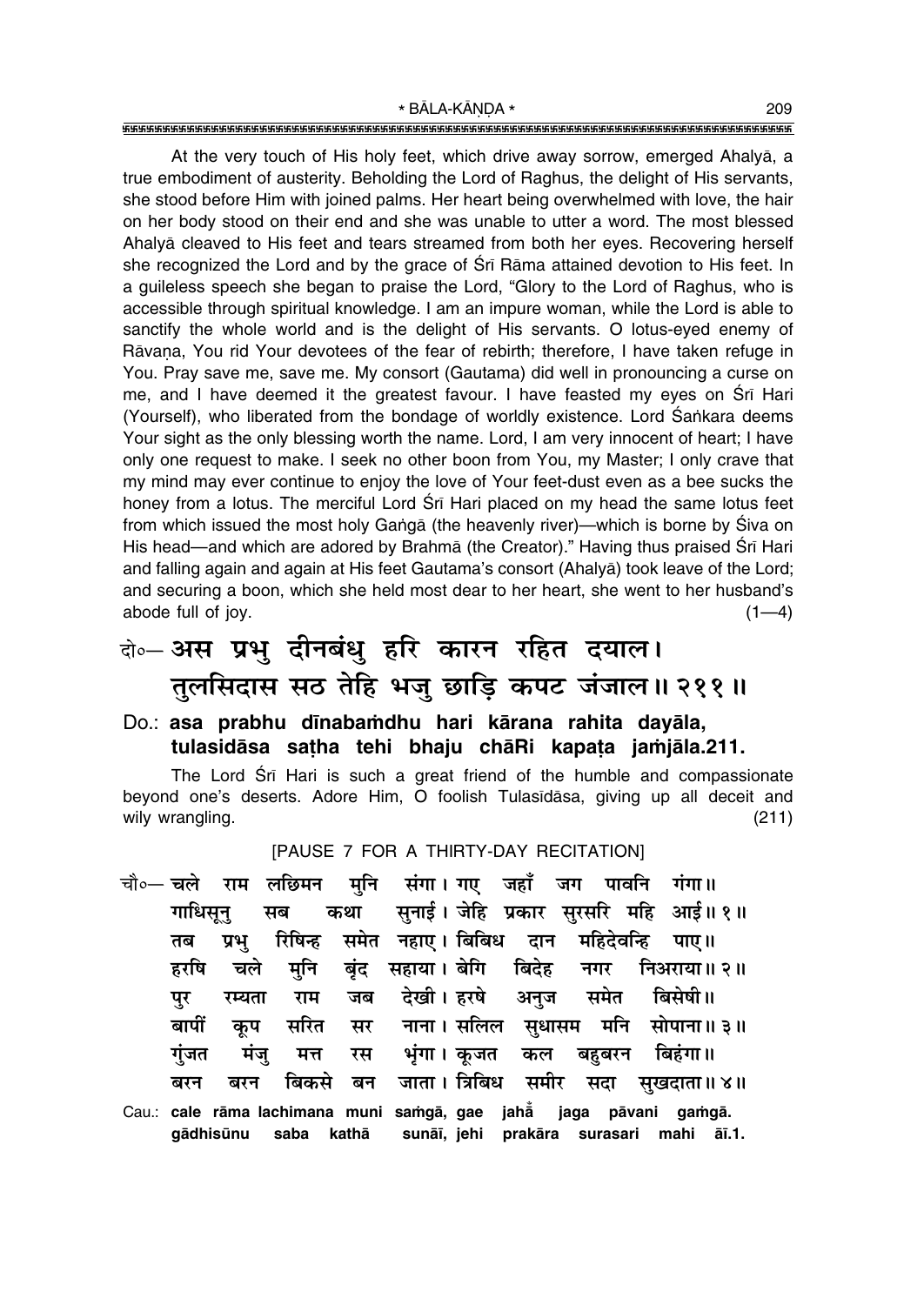At the very touch of His holy feet, which drive away sorrow, emerged Ahalyā, a true embodiment of austerity. Beholding the Lord of Raghus, the delight of His servants, she stood before Him with joined palms. Her heart being overwhelmed with love, the hair on her body stood on their end and she was unable to utter a word. The most blessed Ahalyā cleaved to His feet and tears streamed from both her eyes. Recovering herself she recognized the Lord and by the grace of Śrī Rāma attained devotion to His feet. In a guileless speech she began to praise the Lord, "Glory to the Lord of Raghus, who is accessible through spiritual knowledge. I am an impure woman, while the Lord is able to sanctify the whole world and is the delight of His servants. O lotus-eyed enemy of Rāvaṇa, You rid Your devotees of the fear of rebirth; therefore, I have taken refuge in You. Pray save me, save me. My consort (Gautama) did well in pronouncing a curse on me, and I have deemed it the greatest favour. I have feasted my eyes on Śrī Hari (Yourself), who liberated from the bondage of worldly existence. Lord Śaṅkara deems Your sight as the only blessing worth the name. Lord, I am very innocent of heart; I have only one request to make. I seek no other boon from You, my Master; I only crave that my mind may ever continue to enjoy the love of Your feet-dust even as a bee sucks the honey from a lotus. The merciful Lord Śrī Hari placed on my head the same lotus feet from which issued the most holy Gaṅgā (the heavenly river)—which is borne by Śiva on His head—and which are adored by Brahmā (the Creator)." Having thus praised Śrī Hari and falling again and again at His feet Gautama's consort (Ahalyā) took leave of the Lord; and securing a boon, which she held most dear to her heart, she went to her husband's abode full of joy. (1—4)

**दो०— अस प्रभु दीनबंधु हरि कारन रहित दयाल।**
**तुलसिदास सठ तेहि भजु छाड़ि कपट जंजाल॥ २११॥**

**Do.: asa prabhu dīnabaṁdhu hari kārana rahita dayāla,**
**tulasidāsa saṭha tehi bhaju chāRi kapaṭa jaṁjāla.211.**

The Lord Śrī Hari is such a great friend of the humble and compassionate beyond one's deserts. Adore Him, O foolish Tulasīdāsa, giving up all deceit and wily wrangling. (211)

[PAUSE 7 FOR A THIRTY-DAY RECITATION]

चौ०— चले राम लछिमन मुनि संगा। गए जहाँ जग पावनि गंगा॥
गाधिसूनु सब कथा सुनाई। जेहि प्रकार सुरसरि महि आई॥ १॥
तब प्रभु रिषिन्ह समेत नहाए। बिबिध दान महिदेवन्हि पाए॥
हरषि चले मुनि बृंद सहाया। बेगि बिदेह नगर निअराया॥ २॥
पुर रम्यता राम जब देखी। हरषे अनुज समेत बिसेषी॥
बापीं कूप सरित सर नाना। सलिल सुधासम मनि सोपाना॥ ३॥
गुंजत मंजु मत्त रस भृंगा। कूजत कल बहुबरन बिहंगा॥
बरन बरन बिकसे बन जाता। त्रिबिध समीर सदा सुखदाता॥ ४॥

Cau.: **cale rāma lachimana muni saṁgā, gae jahā~ jaga pāvani gaṁgā.**
**gādhisūnu saba kathā sunāī, jehi prakāra surasari mahi āī.1.**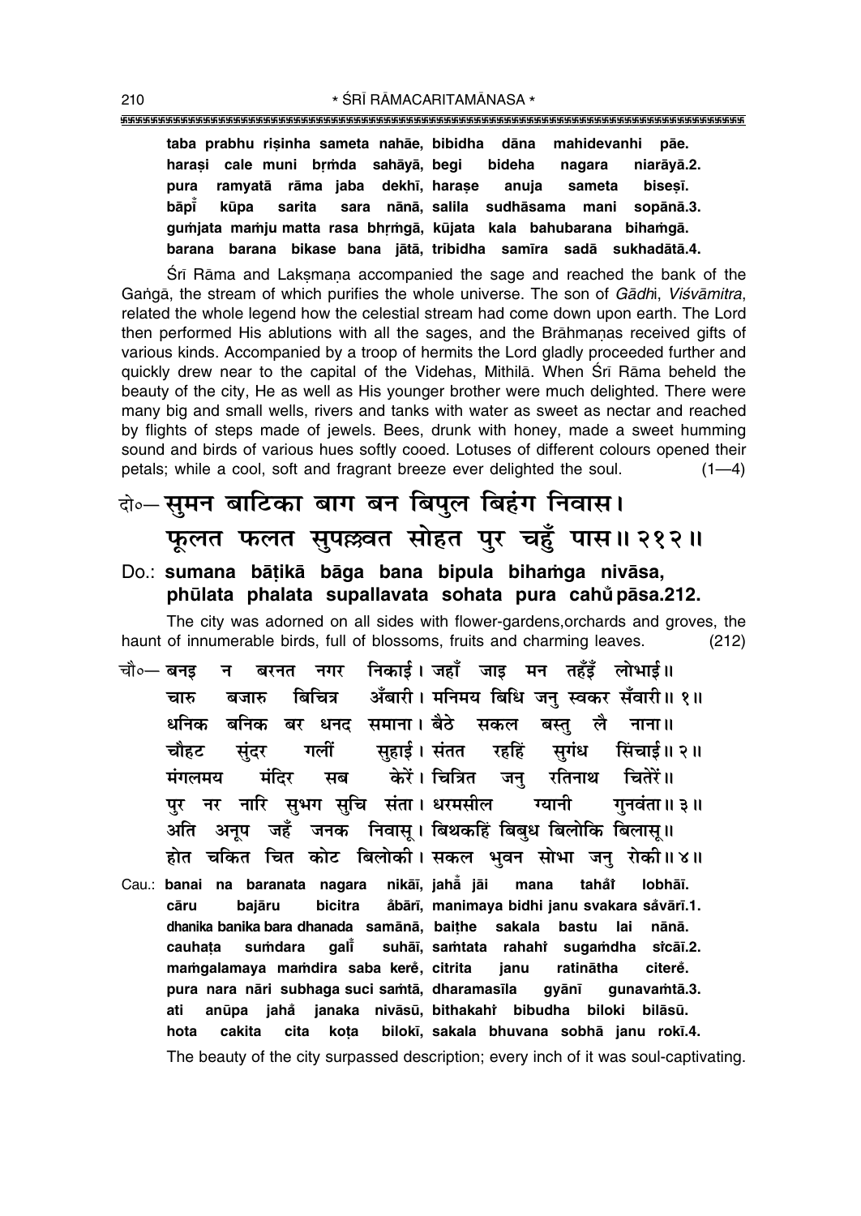**taba prabhu riṣinha sameta nahāe, bibidha dāna mahidevanhi pāe.**
**haraṣi cale muni bṛṁda sahāyā, begi bideha nagara niarāyā.2.**
**pura ramyatā rāma jaba dekhī, haraṣe anuja sameta biseṣī.**
**bāpī̐ kūpa sarita sara nānā, salila sudhāsama mani sopānā.3.**
**guṁjata maṁju matta rasa bhṛṁgā, kūjata kala bahubarana bihaṁgā.**
**barana barana bikase bana jātā, tribidha samīra sadā sukhadātā.4.**

Śrī Rāma and Lakṣmaṇa accompanied the sage and reached the bank of the Gaṅgā, the stream of which purifies the whole universe. The son of *Gādhi*, *Viśvāmitra*, related the whole legend how the celestial stream had come down upon earth. The Lord then performed His ablutions with all the sages, and the Brāhmaṇas received gifts of various kinds. Accompanied by a troop of hermits the Lord gladly proceeded further and quickly drew near to the capital of the Videhas, Mithilā. When Śrī Rāma beheld the beauty of the city, He as well as His younger brother were much delighted. There were many big and small wells, rivers and tanks with water as sweet as nectar and reached by flights of steps made of jewels. Bees, drunk with honey, made a sweet humming sound and birds of various hues softly cooed. Lotuses of different colours opened their petals; while a cool, soft and fragrant breeze ever delighted the soul. (1—4)

दो०— सुमन बाटिका बाग बन बिपुल बिहंग निवास।
फूलत फलत सुपल्लवत सोहत पुर चहुँ पास॥ २१२॥

**Do.: sumana bāṭikā bāga bana bipula bihaṁga nivāsa,**
**phūlata phalata supallavata sohata pura cahu̐ pāsa.212.**

The city was adorned on all sides with flower-gardens,orchards and groves, the haunt of innumerable birds, full of blossoms, fruits and charming leaves. (212)

चौ०— बनइ न बरनत नगर निकाई। जहाँ जाइ मन तहँइँ लोभाई॥
चारु बजारु बिचित्र अँबारी। मनिमय बिधि जनु स्वकर सँवारी॥ १॥
धनिक बनिक बर धनद समाना। बैठे सकल बस्तु लै नाना॥
चौहट सुंदर गलीं सुहाई। संतत रहहिं सुगंध सिंचाई॥ २॥
मंगलमय मंदिर सब केरें। चित्रित जनु रतिनाथ चितेरें॥
पुर नर नारि सुभग सुचि संता। धरमसील ग्यानी गुनवंता॥ ३॥
अति अनूप जहँ जनक निवासू। बिथकहिं बिबुध बिलोकि बिलासू॥
होत चकित चित कोट बिलोकी। सकल भुवन सोभा जनु रोकी॥ ४॥

**Cau.: banai na baranata nagara nikāī, jahā̐ jāi mana taha̐i̐ lobhāī.**
**cāru bajāru bicitra a̐bārī, manimaya bidhi janu svakara sa̐vārī.1.**
**dhanika banika bara dhanada samānā, baiṭhe sakala bastu lai nānā.**
**cauhaṭa suṁdara galī̐ suhāī, saṁtata rahahi̐ sugaṁdha si̐cāī.2.**
**maṁgalamaya maṁdira saba kere̐, citrita janu ratinātha citere̐.**
**pura nara nāri subhaga suci saṁtā, dharamasīla gyānī gunavaṁtā.3.**
**ati anūpa jaha̐ janaka nivāsū, bithakahi̐ bibudha biloki bilāsū.**
**hota cakita cita koṭa bilokī, sakala bhuvana sobhā janu rokī.4.**

The beauty of the city surpassed description; every inch of it was soul-captivating.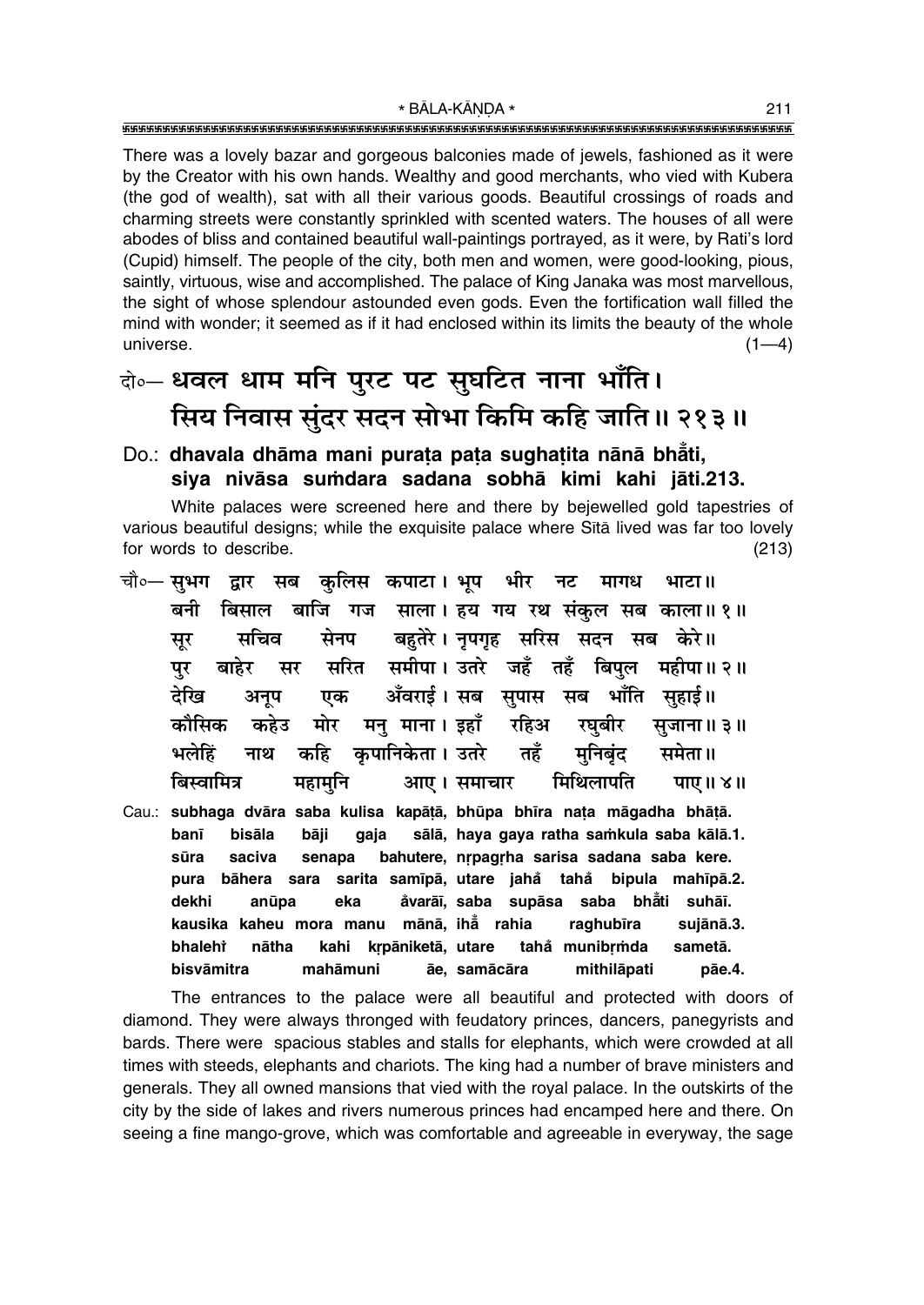There was a lovely bazar and gorgeous balconies made of jewels, fashioned as it were by the Creator with his own hands. Wealthy and good merchants, who vied with Kubera (the god of wealth), sat with all their various goods. Beautiful crossings of roads and charming streets were constantly sprinkled with scented waters. The houses of all were abodes of bliss and contained beautiful wall-paintings portrayed, as it were, by Rati's lord (Cupid) himself. The people of the city, both men and women, were good-looking, pious, saintly, virtuous, wise and accomplished. The palace of King Janaka was most marvellous, the sight of whose splendour astounded even gods. Even the fortification wall filled the mind with wonder; it seemed as if it had enclosed within its limits the beauty of the whole universe. (1—4)

**दो०— धवल धाम मनि पुरट पट सुघटित नाना भाँति।**
**सिय निवास सुंदर सदन सोभा किमि कहि जाति॥ २१३॥**

**Do.: dhavala dhāma mani puraṭa paṭa sughaṭita nānā bhā̐ti,**
**siya nivāsa suṁdara sadana sobhā kimi kahi jāti.213.**

White palaces were screened here and there by bejewelled gold tapestries of various beautiful designs; while the exquisite palace where Sītā lived was far too lovely for words to describe. (213)

**चौ०— सुभग द्वार सब कुलिस कपाटा। भूप भीर नट मागध भाटा॥**
**बनी बिसाल बाजि गज साला। हय गय रथ संकुल सब काला॥ १॥**
**सूर सचिव सेनप बहुतेरे। नृपगृह सरिस सदन सब केरे॥**
**पुर बाहेर सर सरित समीपा। उतरे जहँ तहँ बिपुल महीपा॥ २॥**
**देखि अनूप एक अँवराई। सब सुपास सब भाँति सुहाई॥**
**कौसिक कहेउ मोर मनु माना। इहाँ रहिअ रघुबीर सुजाना॥ ३॥**
**भलेहिं नाथ कहि कृपानिकेता। उतरे तहँ मुनिबृंद समेता॥**
**बिस्वामित्र महामुनि आए। समाचार मिथिलापति पाए॥ ४॥**

**Cau.: subhaga dvāra saba kulisa kapāṭā, bhūpa bhīra naṭa māgadha bhāṭā.**
**banī bisāla bāji gaja sālā, haya gaya ratha saṁkula saba kālā.1.**
**sūra saciva senapa bahutere, nṛpagṛha sarisa sadana saba kere.**
**pura bāhera sara sarita samīpā, utare jahā̐ tahā̐ bipula mahīpā.2.**
**dekhi anūpa eka ā̐varāī, saba supāsa saba bhā̐ti suhāī.**
**kausika kaheu mora manu mānā, ihā̐ rahia raghubīra sujānā.3.**
**bhalehi̐ nātha kahi kṛpāniketā, utare tahā̐ munibṛṁda sametā.**
**bisvāmitra mahāmuni āe, samācāra mithilāpati pāe.4.**

The entrances to the palace were all beautiful and protected with doors of diamond. They were always thronged with feudatory princes, dancers, panegyrists and bards. There were spacious stables and stalls for elephants, which were crowded at all times with steeds, elephants and chariots. The king had a number of brave ministers and generals. They all owned mansions that vied with the royal palace. In the outskirts of the city by the side of lakes and rivers numerous princes had encamped here and there. On seeing a fine mango-grove, which was comfortable and agreeable in everyway, the sage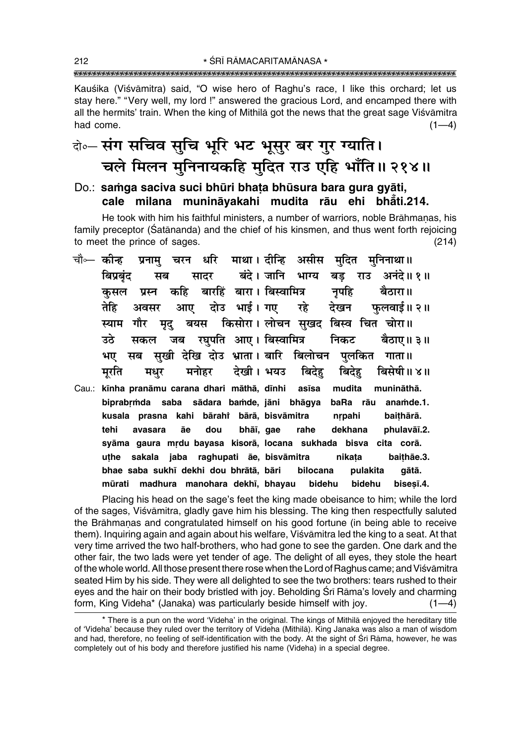Kauśika (Viśvāmitra) said, "O wise hero of Raghu's race, I like this orchard; let us stay here." "Very well, my lord !" answered the gracious Lord, and encamped there with all the hermits' train. When the king of Mithilā got the news that the great sage Viśvāmitra had come. (1—4)

**दो०— संग सचिव सुचि भूरि भट भूसुर बर गुर ग्याति।**
**चले मिलन मुनिनायकहि मुदित राउ एहि भाँति॥ २१४॥**

**Do.: saṁga saciva suci bhūri bhaṭa bhūsura bara gura gyāti,**
**cale milana munināyakahi mudita rāu ehi bhām̐ti.214.**

He took with him his faithful ministers, a number of warriors, noble Brāhmaṇas, his family preceptor (Śatānanda) and the chief of his kinsmen, and thus went forth rejoicing to meet the prince of sages. (214)

चौ०— कीन्ह प्रनामु चरन धरि माथा। दीन्हि असीस मुदित मुनिनाथा॥
बिप्रबृंद सब सादर बंदे। जानि भाग्य बड़ राउ अनंदे॥ १॥
कुसल प्रस्न कहि बारहिं बारा। बिस्वामित्र नृपहि बैठारा॥
तेहि अवसर आए दोउ भाई। गए रहे देखन फुलवाई॥ २॥
स्याम गौर मृदु बयस किसोरा। लोचन सुखद बिस्व चित चोरा॥
उठे सकल जब रघुपति आए। बिस्वामित्र निकट बैठाए॥ ३॥
भए सब सुखी देखि दोउ भ्राता। बारि बिलोचन पुलकित गाता॥
मूरति मधुर मनोहर देखी। भयउ बिदेहु बिदेहु बिसेषी॥ ४॥

**Cau.: kīnha pranāmu carana dhari māthā, dīnhi asīsa mudita munināthā.**
**biprabṛṁda saba sādara baṁde, jāni bhāgya baRa rāu anaṁde.1.**
**kusala prasna kahi bārahiṁ bārā, bisvāmitra nṛpahi baiṭhārā.**
**tehi avasara āe dou bhāī, gae rahe dekhana phulavāī.2.**
**syāma gaura mṛdu bayasa kisorā, locana sukhada bisva cita corā.**
**uṭhe sakala jaba raghupati āe, bisvāmitra nikaṭa baiṭhāe.3.**
**bhae saba sukhī dekhi dou bhrātā, bāri bilocana pulakita gātā.**
**mūrati madhura manohara dekhī, bhayau bidehu bidehu biseṣī.4.**

Placing his head on the sage's feet the king made obeisance to him; while the lord of the sages, Viśvāmitra, gladly gave him his blessing. The king then respectfully saluted the Brāhmaṇas and congratulated himself on his good fortune (in being able to receive them). Inquiring again and again about his welfare, Viśvāmitra led the king to a seat. At that very time arrived the two half-brothers, who had gone to see the garden. One dark and the other fair, the two lads were yet tender of age. The delight of all eyes, they stole the heart of the whole world. All those present there rose when the Lord of Raghus came; and Viśvāmitra seated Him by his side. They were all delighted to see the two brothers: tears rushed to their eyes and the hair on their body bristled with joy. Beholding Śrī Rāma's lovely and charming form, King Videha* (Janaka) was particularly beside himself with joy. (1—4)

* There is a pun on the word 'Videha' in the original. The kings of Mithilā enjoyed the hereditary title of 'Videha' because they ruled over the territory of Videha (Mithilā). King Janaka was also a man of wisdom and had, therefore, no feeling of self-identification with the body. At the sight of Śrī Rāma, however, he was completely out of his body and therefore justified his name (Videha) in a special degree.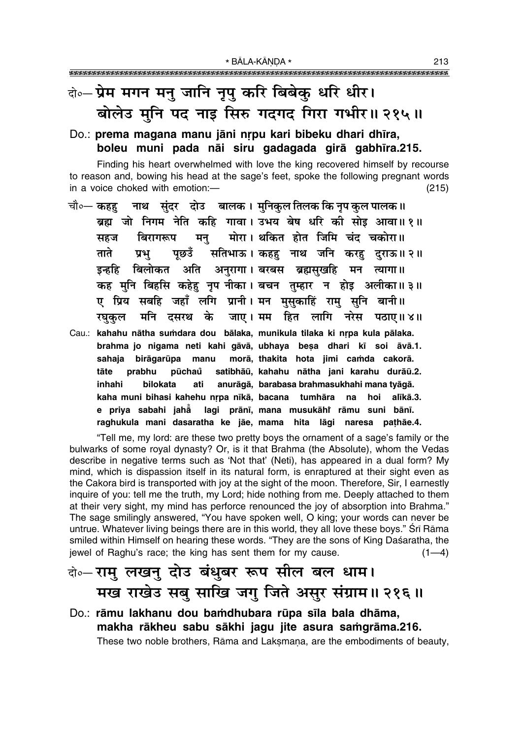दो०— प्रेम मगन मनु जानि नृपु करि बिबेकु धरि धीर।
बोलेउ मुनि पद नाइ सिरु गदगद गिरा गभीर॥ २१५॥

Do.: **prema magana manu jāni nṛpu kari bibeku dhari dhīra,
boleu muni pada nāi siru gadagada girā gabhīra.215.**

Finding his heart overwhelmed with love the king recovered himself by recourse to reason and, bowing his head at the sage's feet, spoke the following pregnant words in a voice choked with emotion:— (215)

चौ०— कहहु नाथ सुंदर दोउ बालक। मुनिकुल तिलक कि नृप कुल पालक॥
ब्रह्म जो निगम नेति कहि गावा। उभय बेष धरि की सोइ आवा॥ १॥
सहज बिरागरूप मनु मोरा। थकित होत जिमि चंद चकोरा॥
ताते प्रभु पूछउँ सतिभाऊ। कहहु नाथ जनि करहु दुराऊ॥ २॥
इन्हहि बिलोकत अति अनुरागा। बरबस ब्रह्मसुखहि मन त्यागा॥
कह मुनि बिहसि कहेहु नृप नीका। बचन तुम्हार न होइ अलीका॥ ३॥
ए प्रिय सबहि जहाँ लगि प्रानी। मन मुसुकाहिं रामु सुनि बानी॥
रघुकुल मनि दसरथ के जाए। मम हित लागि नरेस पठाए॥ ४॥

Cau.: **kahahu nātha saṁdara dou bālaka, munikula tilaka ki nṛpa kula pālaka.
brahma jo nigama neti kahi gāvā, ubhaya beṣa dhari kī soi āvā.1.
sahaja birāgarūpa manu morā, thakita hota jimi caṁda cakorā.
tāte prabhu pūchaũ satibhāū, kahahu nātha jani karahu durāū.2.
inhahi bilokata ati anurāgā, barabasa brahmasukhahi mana tyāgā.
kaha muni bihasi kahehu nṛpa nīkā, bacana tumhāra na hoi alīkā.3.
e priya sabahi jahā̃ lagi prānī, mana musukāhiṁ rāmu suni bānī.
raghukula mani dasaratha ke jāe, mama hita lāgi naresa paṭhāe.4.**

"Tell me, my lord: are these two pretty boys the ornament of a sage's family or the bulwarks of some royal dynasty? Or, is it that Brahma (the Absolute), whom the Vedas describe in negative terms such as 'Not that' (Neti), has appeared in a dual form? My mind, which is dispassion itself in its natural form, is enraptured at their sight even as the Cakora bird is transported with joy at the sight of the moon. Therefore, Sir, I earnestly inquire of you: tell me the truth, my Lord; hide nothing from me. Deeply attached to them at their very sight, my mind has perforce renounced the joy of absorption into Brahma." The sage smilingly answered, "You have spoken well, O king; your words can never be untrue. Whatever living beings there are in this world, they all love these boys." Śrī Rāma smiled within Himself on hearing these words. "They are the sons of King Daśaratha, the jewel of Raghu's race; the king has sent them for my cause. (1—4)

दो०— रामु लखनु दोउ बंधुबर रूप सील बल धाम।
मख राखेउ सबु साखि जगु जिते असुर संग्राम॥ २१६॥

Do.: **rāmu lakhanu dou baṁdhubara rūpa sīla bala dhāma,
makha rākheu sabu sākhi jagu jite asura saṁgrāma.216.**

These two noble brothers, Rāma and Lakṣmaṇa, are the embodiments of beauty,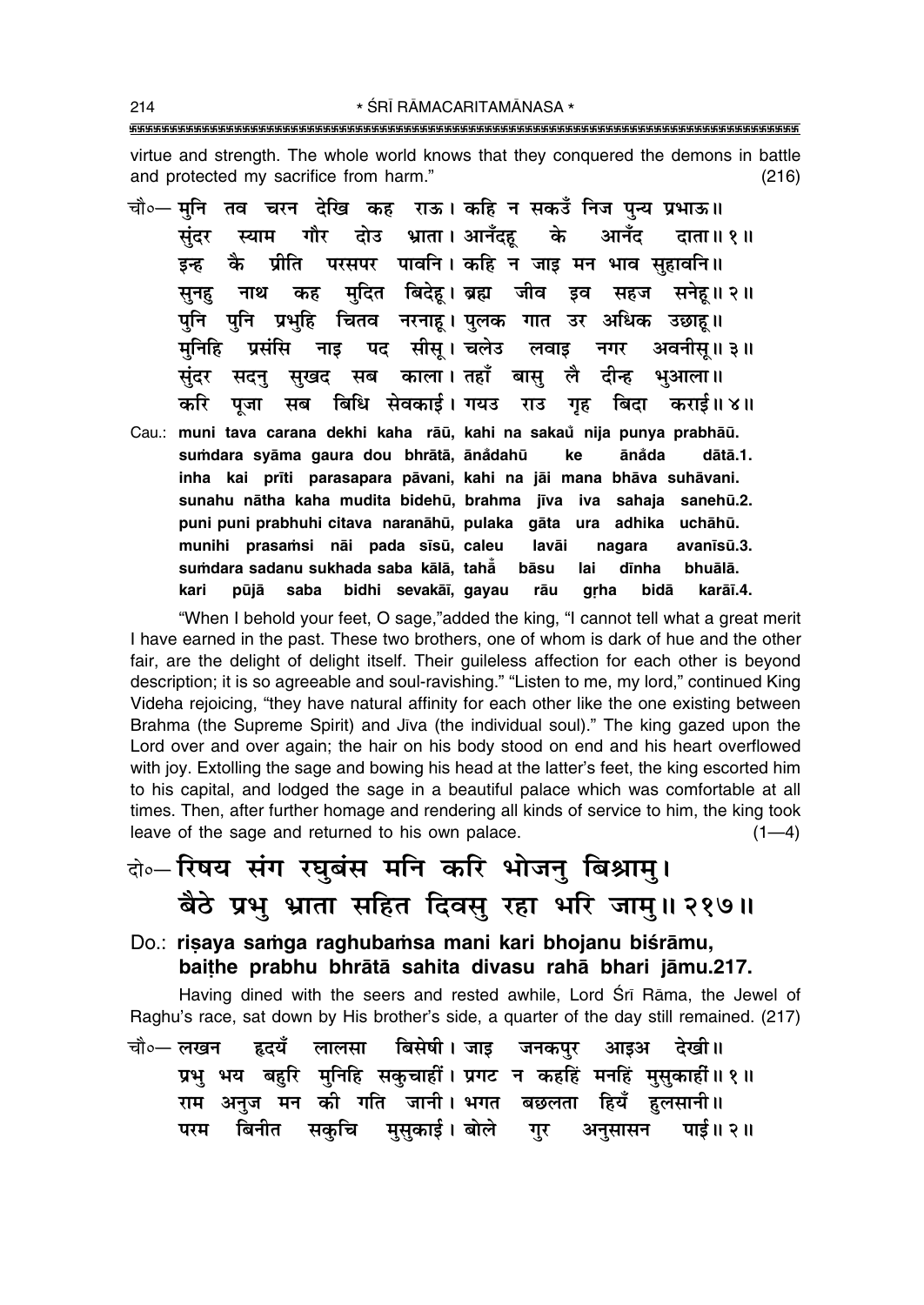virtue and strength. The whole world knows that they conquered the demons in battle and protected my sacrifice from harm." (216)

चौ०— मुनि तव चरन देखि कह राऊ। कहि न सकउँ निज पुन्य प्रभाऊ॥
सुंदर स्याम गौर दोउ भ्राता। आनँदहू के आनँद दाता॥ १॥
इन्ह कै प्रीति परसपर पावनि। कहि न जाइ मन भाव सुहावनि॥
सुनहु नाथ कह मुदित बिदेहू। ब्रह्म जीव इव सहज सनेहू॥ २॥
पुनि पुनि प्रभुहि चितव नरनाहू। पुलक गात उर अधिक उछाहू॥
मुनिहि प्रसंसि नाइ पद सीसू। चलेउ लवाइ नगर अवनीसू॥ ३॥
सुंदर सदनु सुखद सब काला। तहाँ बासु लै दीन्ह भुआला॥
करि पूजा सब बिधि सेवकाई। गयउ राउ गृह बिदा कराई॥ ४॥

Cau.: **muni tava carana dekhi kaha rāū, kahi na sakaů̃ nija punya prabhāū.
suṁdara syāma gaura dou bhrātā, ānåँdahū ke ānåँda dātā.1.
inha kai prīti parasapara pāvani, kahi na jāi mana bhāva suhāvani.
sunahu nātha kaha mudita bidehū, brahma jīva iva sahaja sanehū.2.
puni puni prabhuhi citava naranāhū, pulaka gāta ura adhika uchāhū.
munihi prasaṁsi nāi pada sīsū, caleu lavāi nagara avanīsū.3.
suṁdara sadanu sukhada saba kālā, tahå̃ bāsu lai dīnha bhuālā.
kari pūjā saba bidhi sevakāī, gayau rāu gṛha bidā karāī.4.**

"When I behold your feet, O sage," added the king, "I cannot tell what a great merit I have earned in the past. These two brothers, one of whom is dark of hue and the other fair, are the delight of delight itself. Their guileless affection for each other is beyond description; it is so agreeable and soul-ravishing." "Listen to me, my lord," continued King Videha rejoicing, "they have natural affinity for each other like the one existing between Brahma (the Supreme Spirit) and Jīva (the individual soul)." The king gazed upon the Lord over and over again; the hair on his body stood on end and his heart overflowed with joy. Extolling the sage and bowing his head at the latter's feet, the king escorted him to his capital, and lodged the sage in a beautiful palace which was comfortable at all times. Then, after further homage and rendering all kinds of service to him, the king took leave of the sage and returned to his own palace. (1—4)

## दो०— रिषय संग रघुबंस मनि करि भोजनु बिश्रामु।
## बैठे प्रभु भ्राता सहित दिवसु रहा भरि जामु॥ २१७॥

Do.: **riṣaya saṁga raghubaṁsa mani kari bhojanu biśrāmu,
baiṭhe prabhu bhrātā sahita divasu rahā bhari jāmu.217.**

Having dined with the seers and rested awhile, Lord Śrī Rāma, the Jewel of Raghu's race, sat down by His brother's side, a quarter of the day still remained. (217)

चौ०— लखन हृदयँ लालसा बिसेषी। जाइ जनकपुर आइअ देखी॥
प्रभु भय बहुरि मुनिहि सकुचाहीं। प्रगट न कहहिं मनहिं मुसुकाहीं॥ १॥
राम अनुज मन की गति जानी। भगत बछलता हियँ हुलसानी॥
परम बिनीत सकुचि मुसुकाई। बोले गुर अनुसासन पाई॥ २॥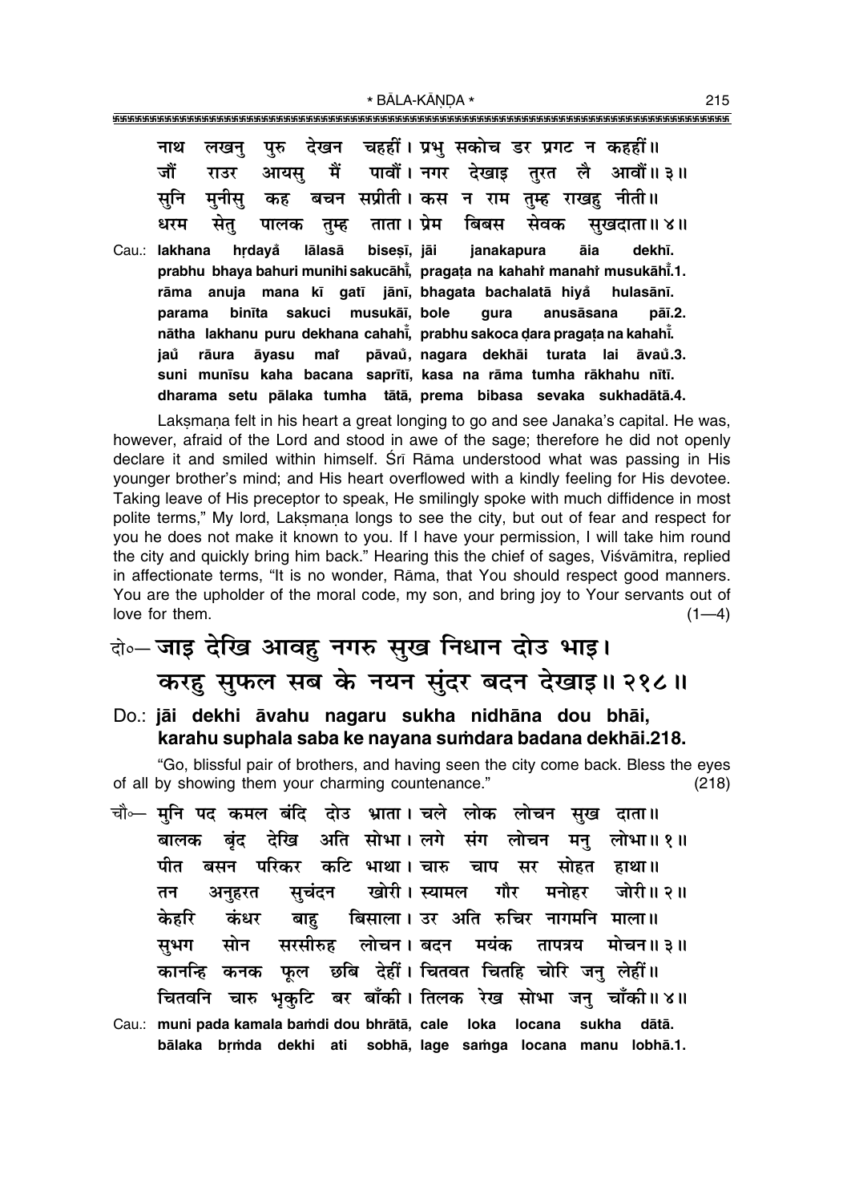नाथ लखनु पुरु देखन चहहीं। प्रभु सकोच डर प्रगट न कहहीं॥
जौं राउर आयसु मैं पावौं। नगर देखाइ तुरत लै आवौं॥ ३॥
सुनि मुनीसु कह बचन सप्रीती। कस न राम तुम्ह राखहु नीती॥
धरम सेतु पालक तुम्ह ताता। प्रेम बिबस सेवक सुखदाता॥ ४॥

Cau.: **lakhana hṛdayå lālasā biseṣī, jāi janakapura āia dekhī.**
**prabhu bhaya bahuri munihi sakucāhī̊, pragaṭa na kahahi̊ manahi̊ musukāhī̊.1.**
**rāma anuja mana kī gati jānī, bhagata bachalatā hiyå hulasānī.**
**parama binīta sakuci musukāī, bole gura anusāsana pāī.2.**
**nātha lakhanu puru dekhana cahahī̊, prabhu sakoca ḍara pragaṭa na kahahī̊.**
**jaů rāura āyasu mai̊ pāvaů, nagara dekhāi turata lai āvaů.3.**
**suni munīsu kaha bacana saprītī, kasa na rāma tumha rākhahu nītī.**
**dharama setu pālaka tumha tātā, prema bibasa sevaka sukhadātā.4.**

Lakṣmaṇa felt in his heart a great longing to go and see Janaka's capital. He was, however, afraid of the Lord and stood in awe of the sage; therefore he did not openly declare it and smiled within himself. Śrī Rāma understood what was passing in His younger brother's mind; and His heart overflowed with a kindly feeling for His devotee. Taking leave of His preceptor to speak, He smilingly spoke with much diffidence in most polite terms," My lord, Lakṣmaṇa longs to see the city, but out of fear and respect for you he does not make it known to you. If I have your permission, I will take him round the city and quickly bring him back." Hearing this the chief of sages, Viśvāmitra, replied in affectionate terms, "It is no wonder, Rāma, that You should respect good manners. You are the upholder of the moral code, my son, and bring joy to Your servants out of love for them. (1—4)

दो०— जाइ देखि आवहु नगरु सुख निधान दोउ भाइ।
करहु सुफल सब के नयन सुंदर बदन देखाइ॥ २१८॥

Do.: **jāi dekhi āvahu nagaru sukha nidhāna dou bhāi,**
**karahu suphala saba ke nayana suṁdara badana dekhāi.218.**

"Go, blissful pair of brothers, and having seen the city come back. Bless the eyes of all by showing them your charming countenance." (218)

चौ०— मुनि पद कमल बंदि दोउ भ्राता। चले लोक लोचन सुख दाता॥
बालक बृंद देखि अति सोभा। लगे संग लोचन मनु लोभा॥ १॥
पीत बसन परिकर कटि भाथा। चारु चाप सर सोहत हाथा॥
तन अनुहरत सुचंदन खोरी। स्यामल गौर मनोहर जोरी॥ २॥
केहरि कंधर बाहु बिसाला। उर अति रुचिर नागमनि माला॥
सुभग सोन सरसीरुह लोचन। बदन मयंक तापत्रय मोचन॥ ३॥
कानन्हि कनक फूल छबि देहीं। चितवत चितहि चोरि जनु लेहीं॥
चितवनि चारु भृकुटि बर बाँकी। तिलक रेख सोभा जनु चाँकी॥ ४॥

Cau.: **muni pada kamala baṁdi dou bhrātā, cale loka locana sukha dātā.**
**bālaka bṛṁda dekhi ati sobhā, lage saṁga locana manu lobhā.1.**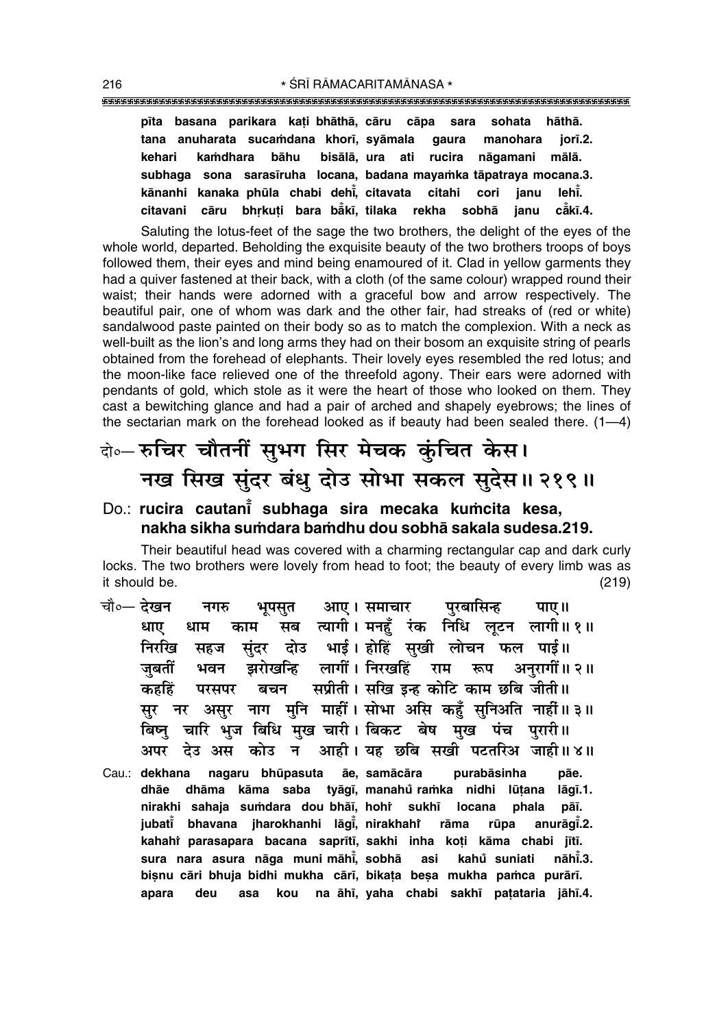**pīta basana parikara kaṭi bhāthā, cāru cāpa sara sohata hāthā.**
**tana anuharata sucaṁdana khorī, syāmala gaura manohara jorī.2.**
**kehari kaṁdhara bāhu bisālā, ura ati rucira nāgamani mālā.**
**subhaga sona sarasīruha locana, badana mayaṁka tāpatraya mocana.3.**
**kānanhi kanaka phūla chabi dehī̐, citavata citahi cori janu lehī̐.**
**citavani cāru bhṛkuṭi bara bā̐kī, tilaka rekha sobhā janu cā̐kī.4.**

Saluting the lotus-feet of the sage the two brothers, the delight of the eyes of the whole world, departed. Beholding the exquisite beauty of the two brothers troops of boys followed them, their eyes and mind being enamoured of it. Clad in yellow garments they had a quiver fastened at their back, with a cloth (of the same colour) wrapped round their waist; their hands were adorned with a graceful bow and arrow respectively. The beautiful pair, one of whom was dark and the other fair, had streaks of (red or white) sandalwood paste painted on their body so as to match the complexion. With a neck as well-built as the lion's and long arms they had on their bosom an exquisite string of pearls obtained from the forehead of elephants. Their lovely eyes resembled the red lotus; and the moon-like face relieved one of the threefold agony. Their ears were adorned with pendants of gold, which stole as it were the heart of those who looked on them. They cast a bewitching glance and had a pair of arched and shapely eyebrows; the lines of the sectarian mark on the forehead looked as if beauty had been sealed there. (1—4)

## दो०— रुचिर चौतनीं सुभग सिर मेचक कुंचित केस। नख सिख सुंदर बंधु दोउ सोभा सकल सुदेस॥ २१९॥

### Do.: rucira cautanī̐ subhaga sira mecaka kuṁcita kesa, nakha sikha suṁdara baṁdhu dou sobhā sakala sudesa.219.

Their beautiful head was covered with a charming rectangular cap and dark curly locks. The two brothers were lovely from head to foot; the beauty of every limb was as it should be. (219)

चौ०— देखन नगरु भूपसुत आए। समाचार पुरबासिन्ह पाए॥
धाए धाम काम सब त्यागी। मनहुँ रंक निधि लूटन लागी॥ १॥
निरखि सहज सुंदर दोउ भाई। होहिं सुखी लोचन फल पाई॥
जुबतीं भवन झरोखन्हि लागीं। निरखहिं राम रूप अनुरागीं॥ २॥
कहहिं परसपर बचन सप्रीती। सखि इन्ह कोटि काम छबि जीती॥
सुर नर असुर नाग मुनि माहीं। सोभा असि कहुँ सुनिअति नाहीं॥ ३॥
बिष्नु चारि भुज बिधि मुख चारी। बिकट बेष मुख पंच पुरारी॥
अपर देउ अस कोउ न आही। यह छबि सखी पटतरिअ जाही॥ ४॥

Cau.: **dekhana nagaru bhūpasuta āe, samācāra purabāsinha pāe.**
**dhāe dhāma kāma saba tyāgī, manahũ raṁka nidhi lūṭana lāgī.1.**
**nirakhi sahaja suṁdara dou bhāī, hohiṁ sukhī locana phala pāī.**
**jubatī̐ bhavana jharokhanhi lāgī̐, nirakhahiṁ rāma rūpa anurāgī̐.2.**
**kahahiṁ parasapara bacana saprītī, sakhi inha koṭi kāma chabi jītī.**
**sura nara asura nāga muni māhī̐, sobhā asi kahũ suniati nāhī̐.3.**
**biṣnu cāri bhuja bidhi mukha cārī, bikaṭa beṣa mukha paṁca purārī.**
**apara deu asa kou na āhī, yaha chabi sakhī paṭataria jāhī.4.**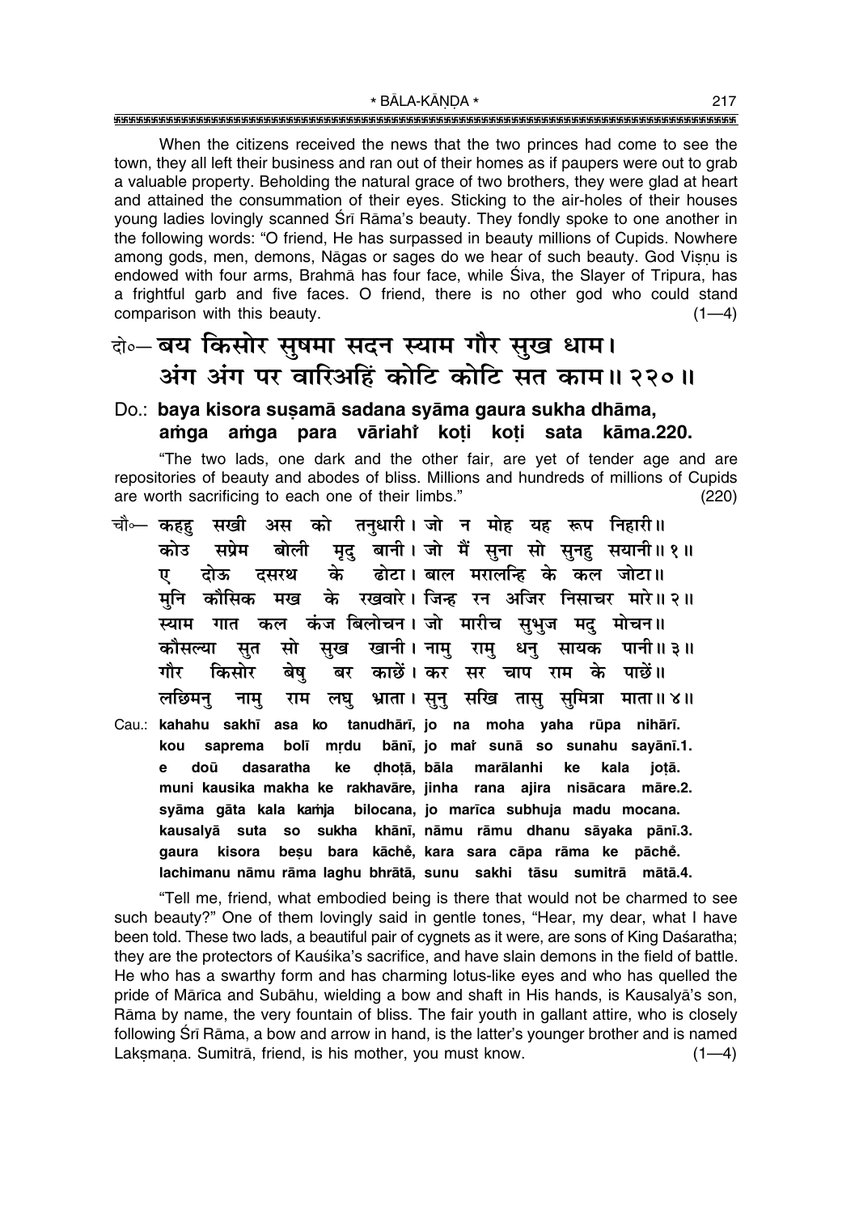When the citizens received the news that the two princes had come to see the town, they all left their business and ran out of their homes as if paupers were out to grab a valuable property. Beholding the natural grace of two brothers, they were glad at heart and attained the consummation of their eyes. Sticking to the air-holes of their houses young ladies lovingly scanned Śrī Rāma's beauty. They fondly spoke to one another in the following words: "O friend, He has surpassed in beauty millions of Cupids. Nowhere among gods, men, demons, Nāgas or sages do we hear of such beauty. God Viṣṇu is endowed with four arms, Brahmā has four face, while Śiva, the Slayer of Tripura, has a frightful garb and five faces. O friend, there is no other god who could stand comparison with this beauty. (1—4)

दो०— बय किसोर सुषमा सदन स्याम गौर सुख धाम।
अंग अंग पर वारिअहिं कोटि कोटि सत काम॥ २२०॥

Do.: **baya kisora suṣamā sadana syāma gaura sukha dhāma,**
**aṁga aṁga para vāriahi̐ koṭi koṭi sata kāma.220.**

"The two lads, one dark and the other fair, are yet of tender age and are repositories of beauty and abodes of bliss. Millions and hundreds of millions of Cupids are worth sacrificing to each one of their limbs." (220)

चौ०— कहहु सखी अस को तनुधारी। जो न मोह यह रूप निहारी॥
कोउ सप्रेम बोली मृदु बानी। जो मैं सुना सो सुनहु सयानी॥ १॥
ए दोऊ दसरथ के ढोटा। बाल मरालन्हि के कल जोटा॥
मुनि कौसिक मख के रखवारे। जिन्ह रन अजिर निसाचर मारे॥ २॥
स्याम गात कल कंज बिलोचन। जो मारीच सुभुज मदु मोचन॥
कौसल्या सुत सो सुख खानी। नामु रामु धनु सायक पानी॥ ३॥
गौर किसोर बेषु बर काछें। कर सर चाप राम के पाछें॥
लछिमनु नामु राम लघु भ्राता। सुनु सखि तासु सुमित्रा माता॥ ४॥

Cau.: **kahahu sakhī asa ko tanudhārī, jo na moha yaha rūpa nihārī.**
**kou saprema bolī mṛdu bānī, jo mai̐ sunā so sunahu sayānī.1.**
**e doū dasaratha ke ḍhoṭā, bāla marālanhi ke kala joṭā.**
**muni kausika makha ke rakhavāre, jinha rana ajira nisācara māre.2.**
**syāma gāta kala kaṁja bilocana, jo marīca subhuja madu mocana.**
**kausalyā suta so sukha khānī, nāmu rāmu dhanu sāyaka pānī.3.**
**gaura kisora beṣu bara kāche̐, kara sara cāpa rāma ke pāche̐.**
**lachimanu nāmu rāma laghu bhrātā, sunu sakhi tāsu sumitrā mātā.4.**

"Tell me, friend, what embodied being is there that would not be charmed to see such beauty?" One of them lovingly said in gentle tones, "Hear, my dear, what I have been told. These two lads, a beautiful pair of cygnets as it were, are sons of King Daśaratha; they are the protectors of Kauśika's sacrifice, and have slain demons in the field of battle. He who has a swarthy form and has charming lotus-like eyes and who has quelled the pride of Mārīca and Subāhu, wielding a bow and shaft in His hands, is Kausalyā's son, Rāma by name, the very fountain of bliss. The fair youth in gallant attire, who is closely following Śrī Rāma, a bow and arrow in hand, is the latter's younger brother and is named Lakṣmaṇa. Sumitrā, friend, is his mother, you must know. (1—4)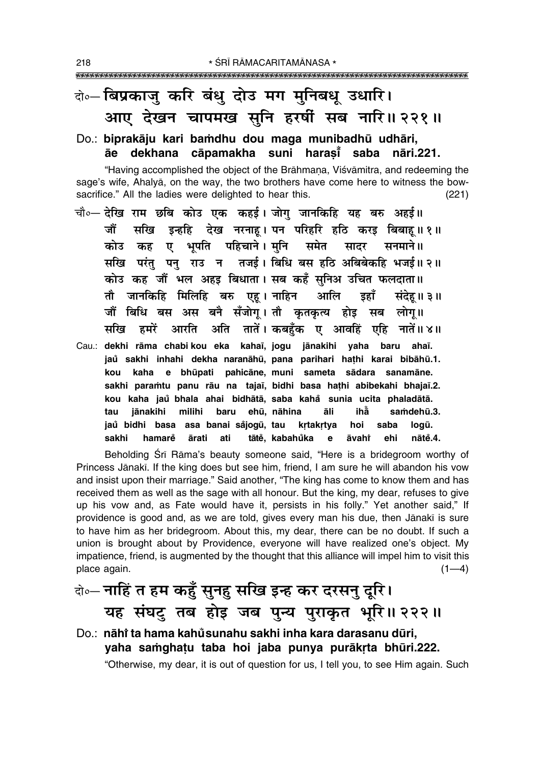दो०– बिप्रकाजु करि बंधु दोउ मग मुनिबधू उधारि।
आए देखन चापमख सुनि हरषीं सब नारि॥ २२१॥

Do.: **biprakāju kari baṁdhu dou maga munibadhū udhāri,**
**āe dekhana cāpamakha suni haraṣī̐ saba nāri.221.**

"Having accomplished the object of the Brāhmaṇa, Viśvāmitra, and redeeming the sage's wife, Ahalyā, on the way, the two brothers have come here to witness the bow-sacrifice." All the ladies were delighted to hear this. (221)

चौ०– देखि राम छबि कोउ एक कहई। जोगु जानकिहि यह बरु अहई॥
जौं सखि इन्हहि देख नरनाहू। पन परिहरि हठि करइ बिबाहू॥ १॥
कोउ कह ए भूपति पहिचाने। मुनि समेत सादर सनमाने॥
सखि परंतु पनु राउ न तजई। बिधि बस हठि अबिबेकहि भजई॥ २॥
कोउ कह जौं भल अहइ बिधाता। सब कहँ सुनिअ उचित फलदाता॥
तौ जानकिहि मिलिहि बरु एहू। नाहिन आलि इहाँ संदेहू॥ ३॥
जौं बिधि बस अस बनै सँजोगू। तौ कृतकृत्य होइ सब लोगू॥
सखि हमरें आरति अति तातें। कबहुँक ए आवहिं एहि नातें॥ ४॥

Cau.: **dekhi rāma chabi kou eka kahaī, jogu jānakihi yaha baru ahaī.**
**jau̐ sakhi inhahi dekha naranāhū, pana parihari haṭhi karai bibāhū.1.**
**kou kaha e bhūpati pahicāne, muni sameta sādara sanamāne.**
**sakhi paraṁtu panu rāu na tajaī, bidhi basa haṭhi abibekahi bhajaī.2.**
**kou kaha jau̐ bhala ahai bidhātā, saba kaha̐ sunia ucita phaladātā.**
**tau jānakihi milihi baru ehū, nāhina āli ihā̐ saṁdehū.3.**
**jau̐ bidhi basa asa banai sa̐jogū, tau kṛtakṛtya hoi saba logū.**
**sakhi hamarẽ ārati ati tātẽ, kabahu̐ka e āvahĩ ehi nātẽ.4.**

Beholding Śrī Rāma's beauty someone said, "Here is a bridegroom worthy of Princess Jānakī. If the king does but see him, friend, I am sure he will abandon his vow and insist upon their marriage." Said another, "The king has come to know them and has received them as well as the sage with all honour. But the king, my dear, refuses to give up his vow and, as Fate would have it, persists in his folly." Yet another said," If providence is good and, as we are told, gives every man his due, then Jānakī is sure to have him as her bridegroom. About this, my dear, there can be no doubt. If such a union is brought about by Providence, everyone will have realized one's object. My impatience, friend, is augmented by the thought that this alliance will impel him to visit this place again. (1—4)

दो०– नाहिं त हम कहुँ सुनहु सखि इन्ह कर दरसनु दूरि।
यह संघटु तब होइ जब पुन्य पुराकृत भूरि॥ २२२॥

Do.: **nāhĩ ta hama kahu̐sunahu sakhi inha kara darasanu dūri,**
**yaha saṁghaṭu taba hoi jaba punya purākṛta bhūri.222.**

"Otherwise, my dear, it is out of question for us, I tell you, to see Him again. Such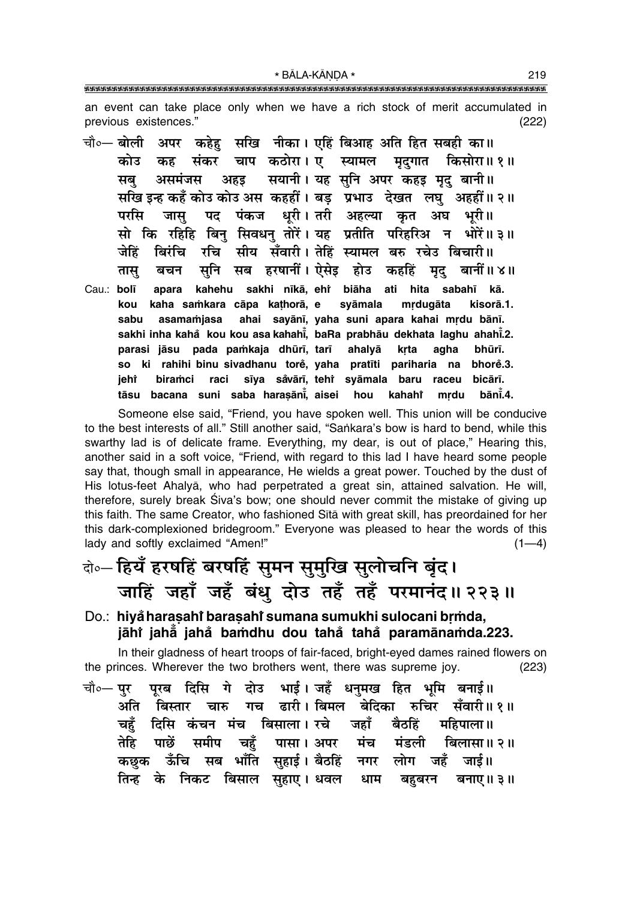an event can take place only when we have a rich stock of merit accumulated in previous existences." (222)

चौ०— बोली अपर कहेहु सखि नीका। एहिं बिआह अति हित सबही का॥
कोउ कह संकर चाप कठोरा। ए स्यामल मृदुगात किसोरा॥ १॥
सबु असमंजस अहइ सयानी। यह सुनि अपर कहइ मृदु बानी॥
सखि इन्ह कहँ कोउ कोउ अस कहहीं। बड़ प्रभाउ देखत लघु अहहीं॥ २॥
परसि जासु पद पंकज धूरी। तरी अहल्या कृत अघ भूरी॥
सो कि रहिहि बिनु सिवधनु तोरें। यह प्रतीति परिहरिअ न भोरें॥ ३॥
जेहिं बिरंचि रचि सीय सँवारी। तेहिं स्यामल बरु रचेउ बिचारी॥
तासु बचन सुनि सब हरषानीं। ऐसेइ होउ कहहिं मृदु बानीं॥ ४॥

Cau.: bolī apara kahehu sakhi nīkā, ehi̐ biāha ati hita sabahī kā.
kou kaha saṁkara cāpa kaṭhorā, e syāmala mṛdugāta kisorā.1.
sabu asamaṁjasa ahai sayānī, yaha suni apara kahai mṛdu bānī.
sakhi inha kahȧ kou kou asa kahahī̐, baRa prabhāu dekhata laghu ahahī̐.2.
parasi jāsu pada paṁkaja dhūrī, tarī ahalyā kṛta agha bhūrī.
so ki rahihi binu sivadhanu tore̐, yaha pratīti pariharia na bhore̐.3.
jehi̐ biraṁci raci sīya sȧvārī, tehi̐ syāmala baru raceu bicārī.
tāsu bacana suni saba haraṣānī̐, aisei hou kahahi̐ mṛdu bānī̐.4.

Someone else said, "Friend, you have spoken well. This union will be conducive to the best interests of all." Still another said, "Saṅkara's bow is hard to bend, while this swarthy lad is of delicate frame. Everything, my dear, is out of place," Hearing this, another said in a soft voice, "Friend, with regard to this lad I have heard some people say that, though small in appearance, He wields a great power. Touched by the dust of His lotus-feet Ahalyā, who had perpetrated a great sin, attained salvation. He will, therefore, surely break Śiva's bow; one should never commit the mistake of giving up this faith. The same Creator, who fashioned Sītā with great skill, has preordained for her this dark-complexioned bridegroom." Everyone was pleased to hear the words of this lady and softly exclaimed "Amen!" (1—4)

## दो०— हियँ हरषहिं बरषहिं सुमन सुमुखि सुलोचनि बृंद। जाहिं जहाँ जहँ बंधु दोउ तहँ तहँ परमानंद॥ २२३॥

**Do.: hiyȧ haraṣahi̐ baraṣahi̐ sumana sumukhi sulocani bṛṁda, jāhi̐ jahā̐ jahȧ baṁdhu dou tahȧ tahȧ paramānaṁda.223.**

In their gladness of heart troops of fair-faced, bright-eyed dames rained flowers on the princes. Wherever the two brothers went, there was supreme joy. (223)

चौ०— पुर पूरब दिसि गे दोउ भाई। जहँ धनुमख हित भूमि बनाई॥
अति बिस्तार चारु गच ढारी। बिमल बेदिका रुचिर सँवारी॥ १॥
चहुँ दिसि कंचन मंच बिसाला। रचे जहाँ बैठहिं महिपाला॥
तेहि पाछें समीप चहुँ पासा। अपर मंच मंडली बिलासा॥ २॥
कछुक ऊँचि सब भाँति सुहाई। बैठहिं नगर लोग जहँ जाई॥
तिन्ह के निकट बिसाल सुहाए। धवल धाम बहुबरन बनाए॥ ३॥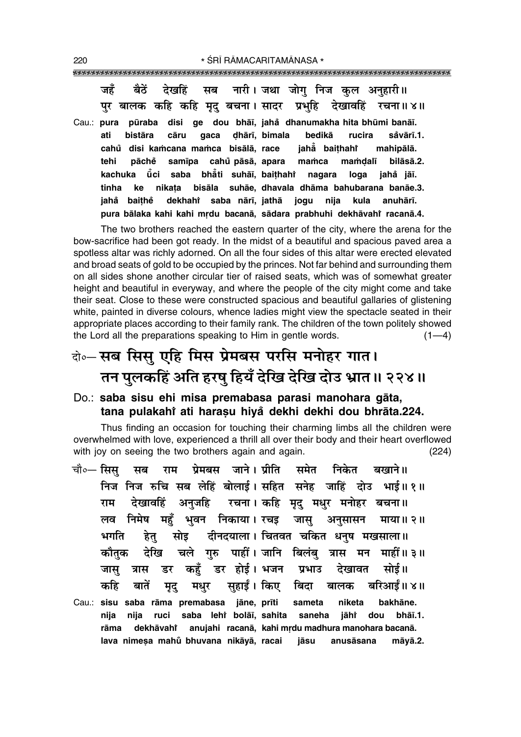जहँ बैठें देखहिं सब नारी। जथा जोगु निज कुल अनुहारी॥
पुर बालक कहि कहि मृदु बचना। सादर प्रभुहि देखावहिं रचना॥ ४॥

Cau.: **pura pūraba disi ge dou bhāī, jahå̐ dhanumakha hita bhūmi banāī.**
**ati bistāra cāru gaca ḍhārī, bimala bedikā rucira så̐vārī.1.**
**cahů disi kaṁcana maṁca bisālā, race jahå̐ baiṭhahiṁ mahipālā.**
**tehi pāché samīpa cahů pāsā, apara maṁca maṁḍalī bilāsā.2.**
**kachuka ů̐ci saba bhå̐ti suhāī, baiṭhahiṁ nagara loga jahå̐ jāī.**
**tinha ke nikaṭa bisāla suhāe, dhavala dhāma bahubarana banāe.3.**
**jahå̐ baiṭhe dekhahiṁ saba nārī, jathā jogu nija kula anuhārī.**
**pura bālaka kahi kahi mṛdu bacanā, sādara prabhuhi dekhāvahiṁ racanā.4.**

The two brothers reached the eastern quarter of the city, where the arena for the bow-sacrifice had been got ready. In the midst of a beautiful and spacious paved area a spotless altar was richly adorned. On all the four sides of this altar were erected elevated and broad seats of gold to be occupied by the princes. Not far behind and surrounding them on all sides shone another circular tier of raised seats, which was of somewhat greater height and beautiful in everyway, and where the people of the city might come and take their seat. Close to these were constructed spacious and beautiful gallaries of glistening white, painted in diverse colours, whence ladies might view the spectacle seated in their appropriate places according to their family rank. The children of the town politely showed the Lord all the preparations speaking to Him in gentle words. (1—4)

## दो०— सब सिसु एहि मिस प्रेमबस परसि मनोहर गात। तन पुलकहिं अति हरषु हियँ देखि देखि दोउ भ्रात॥ २२४॥

**Do.: saba sisu ehi misa premabasa parasi manohara gāta,**
**tana pulakahiṁ ati haraṣu hiyå̐ dekhi dekhi dou bhrāta.224.**

Thus finding an occasion for touching their charming limbs all the children were overwhelmed with love, experienced a thrill all over their body and their heart overflowed with joy on seeing the two brothers again and again. (224)

चौ०— सिसु सब राम प्रेमबस जाने। प्रीति समेत निकेत बखाने॥
निज निज रुचि सब लेहिं बोलाई। सहित सनेह जाहिं दोउ भाई॥ १॥
राम देखावहिं अनुजहि रचना। कहि मृदु मधुर मनोहर बचना॥
लव निमेष महुँ भुवन निकाया। रचइ जासु अनुसासन माया॥ २॥
भगति हेतु सोइ दीनदयाला। चितवत चकित धनुष मखसाला॥
कौतुक देखि चले गुरु पाहीं। जानि बिलंबु त्रास मन माहीं॥ ३॥
जासु त्रास डर कहुँ डर होई। भजन प्रभाउ देखावत सोई॥
कहि बातें मृदु मधुर सुहाईं। किए बिदा बालक बरिआईं॥ ४॥

Cau.: **sisu saba rāma premabasa jāne, prīti sameta niketa bakhāne.**
**nija nija ruci saba lehiṁ bolāī, sahita saneha jāhiṁ dou bhāī.1.**
**rāma dekhāvahiṁ anujahi racanā, kahi mṛdu madhura manohara bacanā.**
**lava nimeṣa mahů bhuvana nikāyā, racai jāsu anusāsana māyā.2.**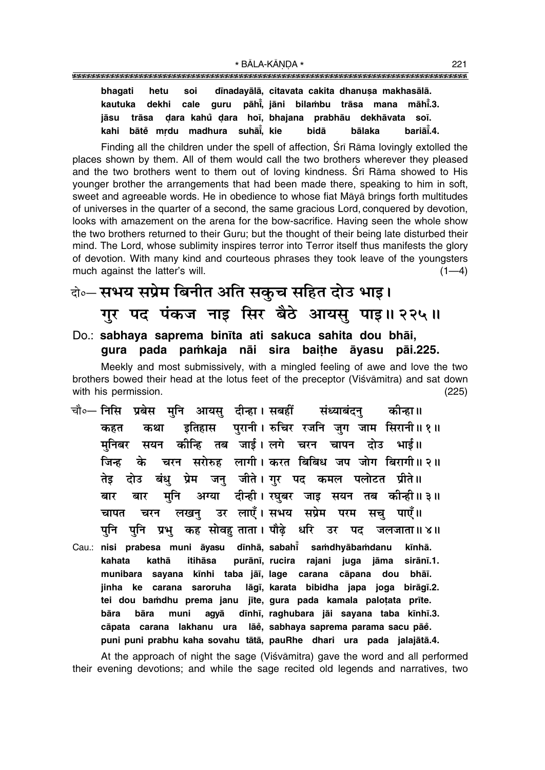**bhagati hetu soi dīnadayālā, citavata cakita dhanuṣa makhasālā.**
**kautuka dekhi cale guru pāhı̐, jāni bilaṁbu trāsa mana māhı̐.3.**
**jāsu trāsa ḍara kahu̐ ḍara hoī, bhajana prabhāu dekhāvata soī.**
**kahi bātĕ mṛdu madhura suhāı̐, kie bidā bālaka bariāı̐.4.**

Finding all the children under the spell of affection, Śrī Rāma lovingly extolled the places shown by them. All of them would call the two brothers wherever they pleased and the two brothers went to them out of loving kindness. Śrī Rāma showed to His younger brother the arrangements that had been made there, speaking to him in soft, sweet and agreeable words. He in obedience to whose fiat Māyā brings forth multitudes of universes in the quarter of a second, the same gracious Lord, conquered by devotion, looks with amazement on the arena for the bow-sacrifice. Having seen the whole show the two brothers returned to their Guru; but the thought of their being late disturbed their mind. The Lord, whose sublimity inspires terror into Terror itself thus manifests the glory of devotion. With many kind and courteous phrases they took leave of the youngsters much against the latter's will. (1—4)

## दो०— सभय सप्रेम बिनीत अति सकुच सहित दोउ भाइ। गुर पद पंकज नाइ सिर बैठे आयसु पाइ॥ २२५॥

**Do.: sabhaya saprema binīta ati sakuca sahita dou bhāi, gura pada paṁkaja nāi sira baiṭhe āyasu pāi.225.**

Meekly and most submissively, with a mingled feeling of awe and love the two brothers bowed their head at the lotus feet of the preceptor (Viśvāmitra) and sat down with his permission. (225)

चौ०— निसि प्रबेस मुनि आयसु दीन्हा। सबहीं संध्याबंदनु कीन्हा॥
कहत कथा इतिहास पुरानी। रुचिर रजनि जुग जाम सिरानी॥ १॥
मुनिबर सयन कीन्हि तब जाई। लगे चरन चापन दोउ भाई॥
जिन्ह के चरन सरोरुह लागी। करत बिबिध जप जोग बिरागी॥ २॥
तेइ दोउ बंधु प्रेम जनु जीते। गुर पद कमल पलोटत प्रीते॥
बार बार मुनि अग्या दीन्ही। रघुबर जाइ सयन तब कीन्ही॥ ३॥
चापत चरन लखनु उर लाएँ। सभय सप्रेम परम सचु पाएँ॥
पुनि पुनि प्रभु कह सोवहु ताता। पौढ़े धरि उर पद जलजाता॥ ४॥

**Cau.: nisi prabesa muni āyasu dīnhā, sabahı̐ saṁdhyābaṁdanu kīnhā.**
**kahata kathā itihāsa purānī, rucira rajani juga jāma sirānī.1.**
**munibara sayana kīnhi taba jāī, lage carana cāpana dou bhāī.**
**jinha ke carana saroruha lāgī, karata bibidha japa joga birāgī.2.**
**tei dou baṁdhu prema janu jīte, gura pada kamala paloṭata prīte.**
**bāra bāra muni agyā dīnhī, raghubara jāi sayana taba kīnhī.3.**
**cāpata carana lakhanu ura lāĕ, sabhaya saprema parama sacu pāĕ.**
**puni puni prabhu kaha sovahu tātā, pauRhe dhari ura pada jalajātā.4.**

At the approach of night the sage (Viśvāmitra) gave the word and all performed their evening devotions; and while the sage recited old legends and narratives, two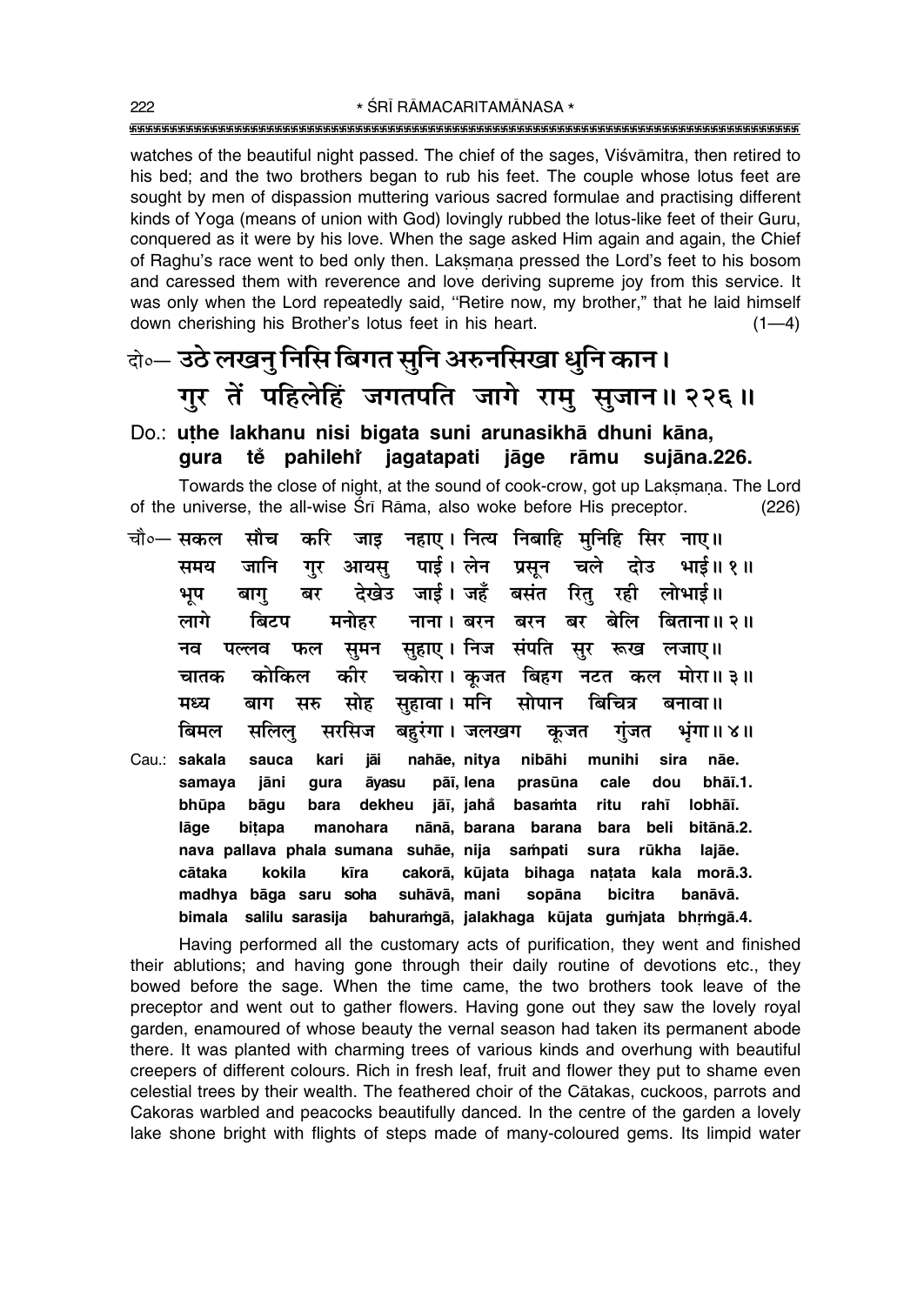watches of the beautiful night passed. The chief of the sages, Viśvāmitra, then retired to his bed; and the two brothers began to rub his feet. The couple whose lotus feet are sought by men of dispassion muttering various sacred formulae and practising different kinds of Yoga (means of union with God) lovingly rubbed the lotus-like feet of their Guru, conquered as it were by his love. When the sage asked Him again and again, the Chief of Raghu's race went to bed only then. Lakṣmaṇa pressed the Lord's feet to his bosom and caressed them with reverence and love deriving supreme joy from this service. It was only when the Lord repeatedly said, "Retire now, my brother," that he laid himself down cherishing his Brother's lotus feet in his heart. (1—4)

दो०— उठे लखनु निसि बिगत सुनि अरुनसिखा धुनि कान।
गुर तें पहिलेहिं जगतपति जागे रामु सुजान॥ २२६॥

Do.: **uṭhe lakhanu nisi bigata suni arunasikhā dhuni kāna, gura tem̐ pahilehiṁ jagatapati jāge rāmu sujāna.226.**

Towards the close of night, at the sound of cook-crow, got up Lakṣmaṇa. The Lord of the universe, the all-wise Śrī Rāma, also woke before His preceptor. (226)

चौ०— सकल सौच करि जाइ नहाए। नित्य निबाहि मुनिहि सिर नाए॥
समय जानि गुर आयसु पाई। लेन प्रसून चले दोउ भाई॥ १॥
भूप बागु बर देखेउ जाई। जहँ बसंत रितु रही लोभाई॥
लागे बिटप मनोहर नाना। बरन बरन बर बेलि बिताना॥ २॥
नव पल्लव फल सुमन सुहाए। निज संपति सुर रूख लजाए॥
चातक कोकिल कीर चकोरा। कूजत बिहग नटत कल मोरा॥ ३॥
मध्य बाग सरु सोह सुहावा। मनि सोपान बिचित्र बनावा॥
बिमल सलिलु सरसिज बहुरंगा। जलखग कूजत गुंजत भृंगा॥ ४॥

Cau.: **sakala sauca kari jāi nahāe, nitya nibāhi munihi sira nāe.
samaya jāni gura āyasu pāī, lena prasūna cale dou bhāī.1.
bhūpa bāgu bara dekheu jāī, jaham̐ basaṁta ritu rahī lobhāī.
lāge biṭapa manohara nānā, barana barana bara beli bitānā.2.
nava pallava phala sumana suhāe, nija saṁpati sura rūkha lajāe.
cātaka kokila kīra cakorā, kūjata bihaga naṭata kala morā.3.
madhya bāga saru soha suhāvā, mani sopāna bicitra banāvā.
bimala salilu sarasija bahuraṁgā, jalakhaga kūjata guṁjata bhṛṁgā.4.**

Having performed all the customary acts of purification, they went and finished their ablutions; and having gone through their daily routine of devotions etc., they bowed before the sage. When the time came, the two brothers took leave of the preceptor and went out to gather flowers. Having gone out they saw the lovely royal garden, enamoured of whose beauty the vernal season had taken its permanent abode there. It was planted with charming trees of various kinds and overhung with beautiful creepers of different colours. Rich in fresh leaf, fruit and flower they put to shame even celestial trees by their wealth. The feathered choir of the Cātakas, cuckoos, parrots and Cakoras warbled and peacocks beautifully danced. In the centre of the garden a lovely lake shone bright with flights of steps made of many-coloured gems. Its limpid water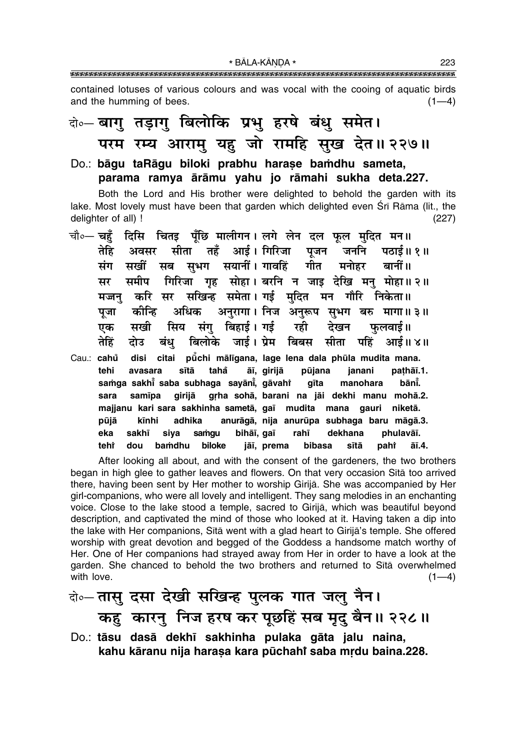contained lotuses of various colours and was vocal with the cooing of aquatic birds and the humming of bees. (1—4)

**दो०— बागु तड़ागु बिलोकि प्रभु हरषे बंधु समेत।**
**परम रम्य आरामु यहु जो रामहि सुख देत॥ २२७॥**

**Do.: bāgu taRāgu biloki prabhu harașe bamdhu sameta,**
**parama ramya ārāmu yahu jo rāmahi sukha deta.227.**

Both the Lord and His brother were delighted to behold the garden with its lake. Most lovely must have been that garden which delighted even Śrī Rāma (lit., the delighter of all) ! (227)

चौ०— चहुँ दिसि चितइ पूँछि मालीगन। लगे लेन दल फूल मुदित मन॥
तेहि अवसर सीता तहँ आई। गिरिजा पूजन जननि पठाई॥ १॥
संग सखीं सब सुभग सयानीं। गावहिं गीत मनोहर बानीं॥
सर समीप गिरिजा गृह सोहा। बरनि न जाइ देखि मनु मोहा॥ २॥
मज्जनु करि सर सखिन्ह समेता। गई मुदित मन गौरि निकेता॥
पूजा कीन्हि अधिक अनुरागा। निज अनुरूप सुभग बरु मागा॥ ३॥
एक सखी सिय संगु बिहाई। गई रही देखन फुलवाई॥
तेहिं दोउ बंधु बिलोके जाई। प्रेम बिबस सीता पहिं आई॥ ४॥

Cau.: cahũ disi citai pũchi mālīgana, lage lena dala phūla mudita mana.
tehi avasara sītā tahå̃ āī, girijā pūjana janani paṭhāī.1.
saṁga sakhī̃ saba subhaga sayānī̃, gāvahĩ gīta manohara bānī̃.
sara samīpa girijā gṛha sohā, barani na jāi dekhi manu mohā.2.
majjanu kari sara sakhinha sametā, gaī mudita mana gauri niketā.
pūjā kīnhi adhika anurāgā, nija anurūpa subhaga baru māgā.3.
eka sakhī siya saṁgu bihāī, gaī rahī dekhana phulavāī.
tehĩ dou baṁdhu biloke jāī, prema bibasa sītā pahĩ āī.4.

After looking all about, and with the consent of the gardeners, the two brothers began in high glee to gather leaves and flowers. On that very occasion Sītā too arrived there, having been sent by Her mother to worship Girijā. She was accompanied by Her girl-companions, who were all lovely and intelligent. They sang melodies in an enchanting voice. Close to the lake stood a temple, sacred to Girijā, which was beautiful beyond description, and captivated the mind of those who looked at it. Having taken a dip into the lake with Her companions, Sītā went with a glad heart to Girijā's temple. She offered worship with great devotion and begged of the Goddess a handsome match worthy of Her. One of Her companions had strayed away from Her in order to have a look at the garden. She chanced to behold the two brothers and returned to Sītā overwhelmed with love. (1—4)

**दो०— तासु दसा देखी सखिन्ह पुलक गात जलु नैन।**
**कहु कारनु निज हरष कर पूछहिं सब मृदु बैन॥ २२८॥**

**Do.: tāsu dasā dekhī sakhinha pulaka gāta jalu naina,**
**kahu kāranu nija harașa kara pūchahĩ saba mṛdu baina.228.**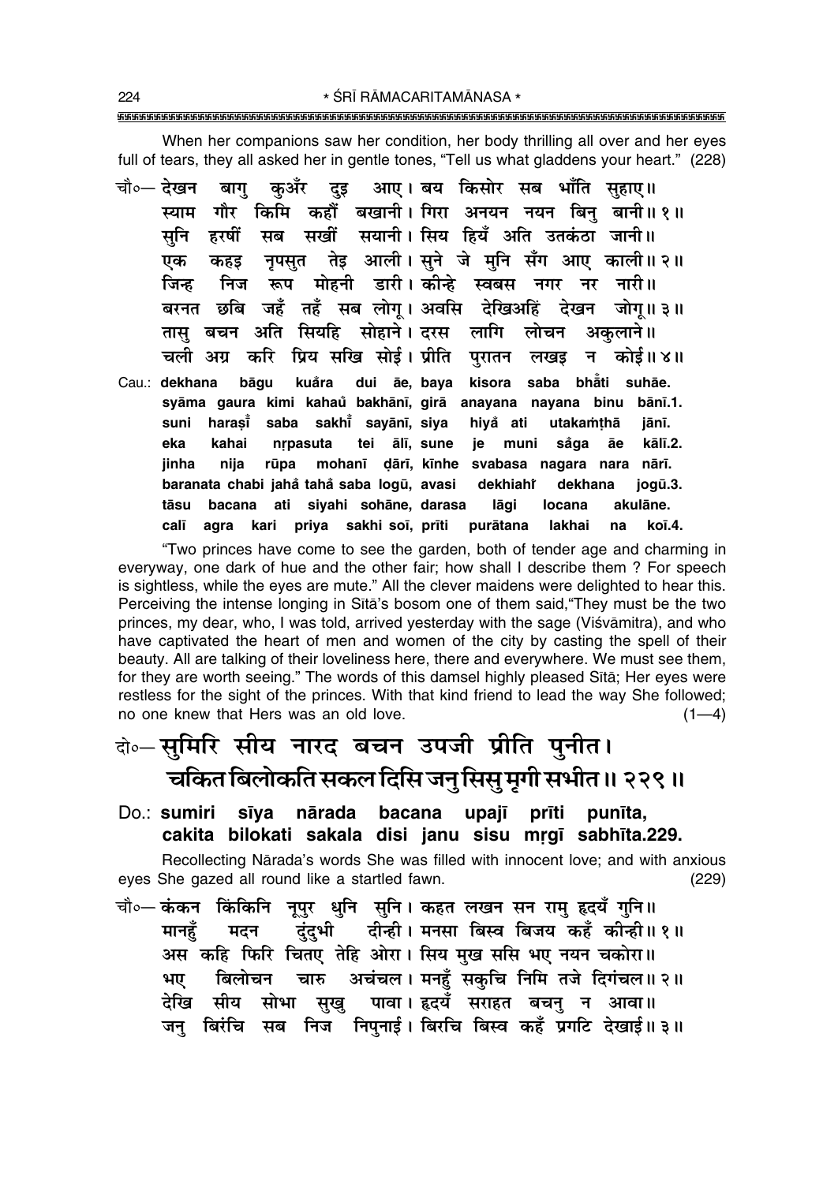When her companions saw her condition, her body thrilling all over and her eyes full of tears, they all asked her in gentle tones, "Tell us what gladdens your heart." (228)

चौ०— देखन बागु कुअँर दुइ आए। बय किसोर सब भाँति सुहाए॥
स्याम गौर किमि कहौं बखानी। गिरा अनयन नयन बिनु बानी॥ १॥
सुनि हरषीं सब सखीं सयानी। सिय हियँ अति उतकंठा जानी॥
एक कहइ नृपसुत तेइ आली। सुने जे मुनि सँग आए काली॥ २॥
जिन्ह निज रूप मोहनी डारी। कीन्हे स्वबस नगर नर नारी॥
बरनत छबि जहँ तहँ सब लोगू। अवसि देखिअहिं देखन जोगू॥ ३॥
तासु बचन अति सियहि सोहाने। दरस लागि लोचन अकुलाने॥
चली अग्र करि प्रिय सखि सोई। प्रीति पुरातन लखइ न कोई॥ ४॥

Cau.: **dekhana bāgu kuåra dui āe, baya kisora saba bhå̐ti suhāe.**
**syāma gaura kimi kahau̐ bakhānī, girā anayana nayana binu bānī.1.**
**suni haraṣī̐ saba sakhī̐ sayānī, siya hiya̐ ati utakaṁṭhā jānī.**
**eka kahai nṛpasuta tei ālī, sune je muni så̐ga āe kālī.2.**
**jinha nija rūpa mohanī ḍārī, kīnhe svabasa nagara nara nārī.**
**baranata chabi jaha̐ taha̐ saba logū, avasi dekhiahi̐ dekhana jogū.3.**
**tāsu bacana ati siyahi sohāne, darasa lāgi locana akulāne.**
**calī agra kari priya sakhi soī, prīti purātana lakhai na koī.4.**

"Two princes have come to see the garden, both of tender age and charming in everyway, one dark of hue and the other fair; how shall I describe them ? For speech is sightless, while the eyes are mute." All the clever maidens were delighted to hear this. Perceiving the intense longing in Sītā's bosom one of them said,"They must be the two princes, my dear, who, I was told, arrived yesterday with the sage (Viśvāmitra), and who have captivated the heart of men and women of the city by casting the spell of their beauty. All are talking of their loveliness here, there and everywhere. We must see them, for they are worth seeing." The words of this damsel highly pleased Sītā; Her eyes were restless for the sight of the princes. With that kind friend to lead the way She followed; no one knew that Hers was an old love. (1—4)

## दो०— सुमिरि सीय नारद बचन उपजी प्रीति पुनीत। चकित बिलोकति सकल दिसि जनु सिसु मृगी सभीत॥ २२९॥

Do.: **sumiri sīya nārada bacana upajī prīti punīta,**
**cakita bilokati sakala disi janu sisu mṛgī sabhīta.229.**

Recollecting Nārada's words She was filled with innocent love; and with anxious eyes She gazed all round like a startled fawn. (229)

चौ०— कंकन किंकिनि नूपुर धुनि सुनि। कहत लखन सन रामु हृदयँ गुनि॥
मानहुँ मदन दुंदुभी दीन्ही। मनसा बिस्व बिजय कहँ कीन्ही॥ १॥
अस कहि फिरि चितए तेहि ओरा। सिय मुख ससि भए नयन चकोरा॥
भए बिलोचन चारु अचंचल। मनहुँ सकुचि निमि तजे दिगंचल॥ २॥
देखि सीय सोभा सुखु पावा। हृदयँ सराहत बचनु न आवा॥
जनु बिरंचि सब निज निपुनाई। बिरचि बिस्व कहँ प्रगटि देखाई॥ ३॥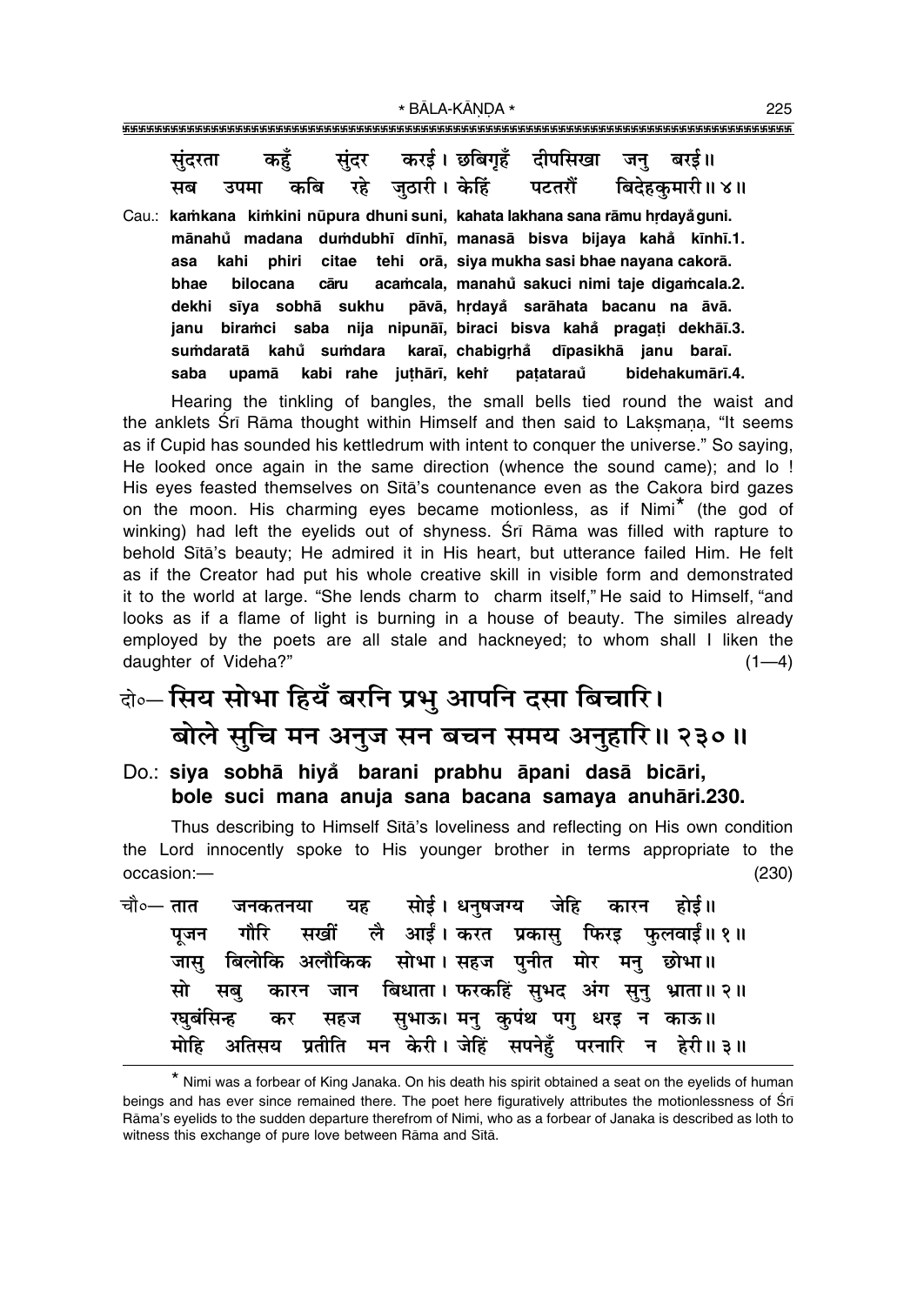सुंदरता कहुँ सुंदर करई। छबिगृहँ दीपसिखा जनु बरई॥
सब उपमा कबि रहे जुठारी। केहिं पटतरौं बिदेहकुमारी॥ ४॥

Cau.: **kaṁkana kiṁkini nūpura dhuni suni, kahata lakhana sana rāmu hṛdayå̐ guni.**
**mānahů madana duṁdubhī dīnhī, manasā bisva bijaya kahå̐ kīnhī.1.**
**asa kahi phiri citae tehi orā, siya mukha sasi bhae nayana cakorā.**
**bhae bilocana cāru acaṁcala, manahů sakuci nimi taje digaṁcala.2.**
**dekhi sīya sobhā sukhu pāvā, hṛdayå̐ sarāhata bacanu na āvā.**
**janu biraṁci saba nija nipunāī, biraci bisva kahå̐ pragaṭi dekhāī.3.**
**suṁdaratā kahů suṁdara karaī, chabigṛhå̐ dīpasikhā janu baraī.**
**saba upamā kabi rahe juṭhārī, kehiṁ paṭatarau̐ bidehakumārī.4.**

Hearing the tinkling of bangles, the small bells tied round the waist and the anklets Śrī Rāma thought within Himself and then said to Lakṣmaṇa, "It seems as if Cupid has sounded his kettledrum with intent to conquer the universe." So saying, He looked once again in the same direction (whence the sound came); and lo ! His eyes feasted themselves on Sītā's countenance even as the Cakora bird gazes on the moon. His charming eyes became motionless, as if Nimi* (the god of winking) had left the eyelids out of shyness. Śrī Rāma was filled with rapture to behold Sītā's beauty; He admired it in His heart, but utterance failed Him. He felt as if the Creator had put his whole creative skill in visible form and demonstrated it to the world at large. "She lends charm to charm itself," He said to Himself, "and looks as if a flame of light is burning in a house of beauty. The similes already employed by the poets are all stale and hackneyed; to whom shall I liken the daughter of Videha?" (1—4)

## दो०— सिय सोभा हियँ बरनि प्रभु आपनि दसा बिचारि। बोले सुचि मन अनुज सन बचन समय अनुहारि॥ २३०॥

Do.: **siya sobhā hiyå̐ barani prabhu āpani dasā bicāri,**
**bole suci mana anuja sana bacana samaya anuhāri.230.**

Thus describing to Himself Sītā's loveliness and reflecting on His own condition the Lord innocently spoke to His younger brother in terms appropriate to the occasion:— (230)

चौ०— तात जनकतनया यह सोई। धनुषजग्य जेहि कारन होई॥
पूजन गौरि सखीं लै आईं। करत प्रकासु फिरइ फुलवाईं॥ १॥
जासु बिलोकि अलौकिक सोभा। सहज पुनीत मोर मनु छोभा॥
सो सबु कारन जान बिधाता। फरकहिं सुभद अंग सुनु भ्राता॥ २॥
रघुबंसिन्ह कर सहज सुभाऊ। मनु कुपंथ पगु धरइ न काऊ॥
मोहि अतिसय प्रतीति मन केरी। जेहिं सपनेहुँ परनारि न हेरी॥ ३॥

---

* Nimi was a forbear of King Janaka. On his death his spirit obtained a seat on the eyelids of human beings and has ever since remained there. The poet here figuratively attributes the motionlessness of Śrī Rāma's eyelids to the sudden departure therefrom of Nimi, who as a forbear of Janaka is described as loth to witness this exchange of pure love between Rāma and Sītā.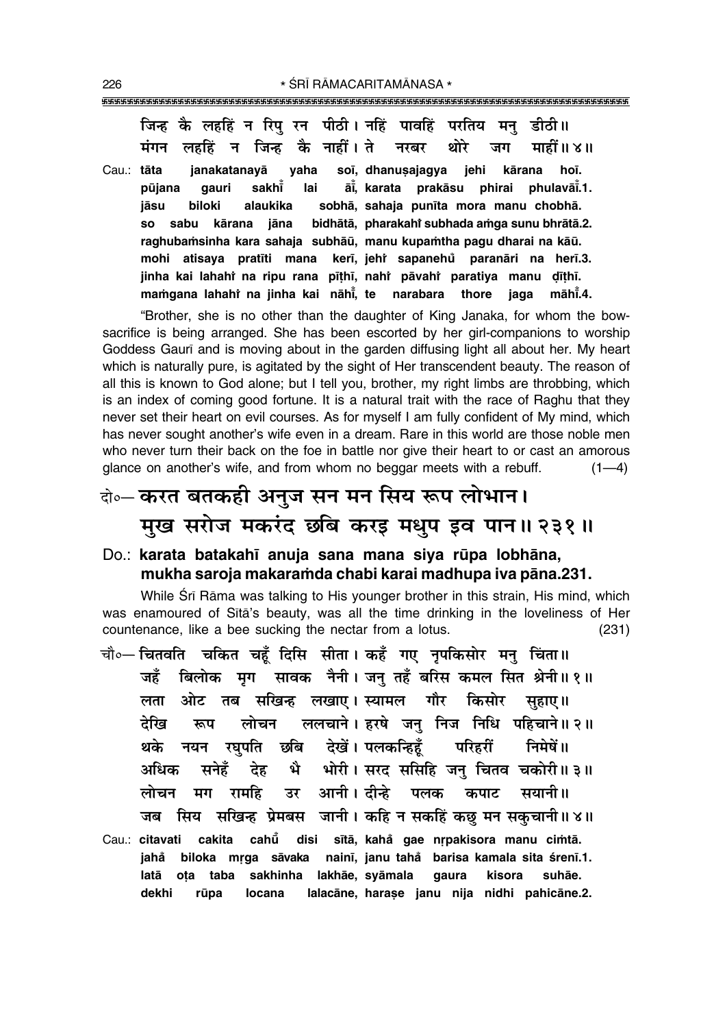जिन्ह कै लहहिं न रिपु रन पीठी। नहिं पावहिं परतिय मनु डीठी॥
मंगन लहहिं न जिन्ह कै नाहीं। ते नरबर थोरे जग माहीं॥ ४॥

Cau.: **tāta janakatanayā yaha soī, dhanuṣajagya jehi kārana hoī.**
**pūjana gauri sakhī̐ lai āī̐, karata prakāsu phirai phulavā̐ī.1.**
**jāsu biloki alaukika sobhā, sahaja punīta mora manu chobhā.**
**so sabu kārana jāna bidhātā, pharakahi̐ subhada aṁga sunu bhrātā.2.**
**raghubaṁsinha kara sahaja subhāū, manu kupaṁtha pagu dharai na kāū.**
**mohi atisaya pratīti mana kerī, jehi̐ sapanehu̐ paranāri na herī.3.**
**jinha kai lahahi̐ na ripu rana pīṭhī, nahi̐ pāvahi̐ paratiya manu ḍīṭhī.**
**maṁgana lahahi̐ na jinha kai nāhī̐, te narabara thore jaga māhī̐.4.**

"Brother, she is no other than the daughter of King Janaka, for whom the bow-sacrifice is being arranged. She has been escorted by her girl-companions to worship Goddess Gaurī and is moving about in the garden diffusing light all about her. My heart which is naturally pure, is agitated by the sight of Her transcendent beauty. The reason of all this is known to God alone; but I tell you, brother, my right limbs are throbbing, which is an index of coming good fortune. It is a natural trait with the race of Raghu that they never set their heart on evil courses. As for myself I am fully confident of My mind, which has never sought another's wife even in a dream. Rare in this world are those noble men who never turn their back on the foe in battle nor give their heart to or cast an amorous glance on another's wife, and from whom no beggar meets with a rebuff. (1—4)

दो०— **करत बतकही अनुज सन मन सिय रूप लोभान।**
**मुख सरोज मकरंद छबि करइ मधुप इव पान॥ २३१॥**

Do.: **karata batakahī anuja sana mana siya rūpa lobhāna,**
**mukha saroja makaraṁda chabi karai madhupa iva pāna.231.**

While Śrī Rāma was talking to His younger brother in this strain, His mind, which was enamoured of Sītā's beauty, was all the time drinking in the loveliness of Her countenance, like a bee sucking the nectar from a lotus. (231)

चौ०— चितवति चकित चहूँ दिसि सीता। कहँ गए नृपकिसोर मनु चिंता॥
जहँ बिलोक मृग सावक नैनी। जनु तहँ बरिस कमल सित श्रेनी॥ १॥
लता ओट तब सखिन्ह लखाए। स्यामल गौर किसोर सुहाए॥
देखि रूप लोचन ललचाने। हरषे जनु निज निधि पहिचाने॥ २॥
थके नयन रघुपति छबि देखें। पलकन्हिहूँ परिहरीं निमेषें॥
अधिक सनेहँ देह भै भोरी। सरद ससिहि जनु चितव चकोरी॥ ३॥
लोचन मग रामहि उर आनी। दीन्हे पलक कपाट सयानी॥
जब सिय सखिन्ह प्रेमबस जानी। कहि न सकहिं कछु मन सकुचानी॥ ४॥

Cau.: **citavati cakita cahū̐ disi sītā, kaha̐ gae nṛpakisora manu ciṁtā.**
**jaha̐ biloka mṛga sāvaka nainī, janu taha̐ barisa kamala sita śrenī.1.**
**latā oṭa taba sakhinha lakhāe, syāmala gaura kisora suhāe.**
**dekhi rūpa locana lalacāne, haraṣe janu nija nidhi pahicāne.2.**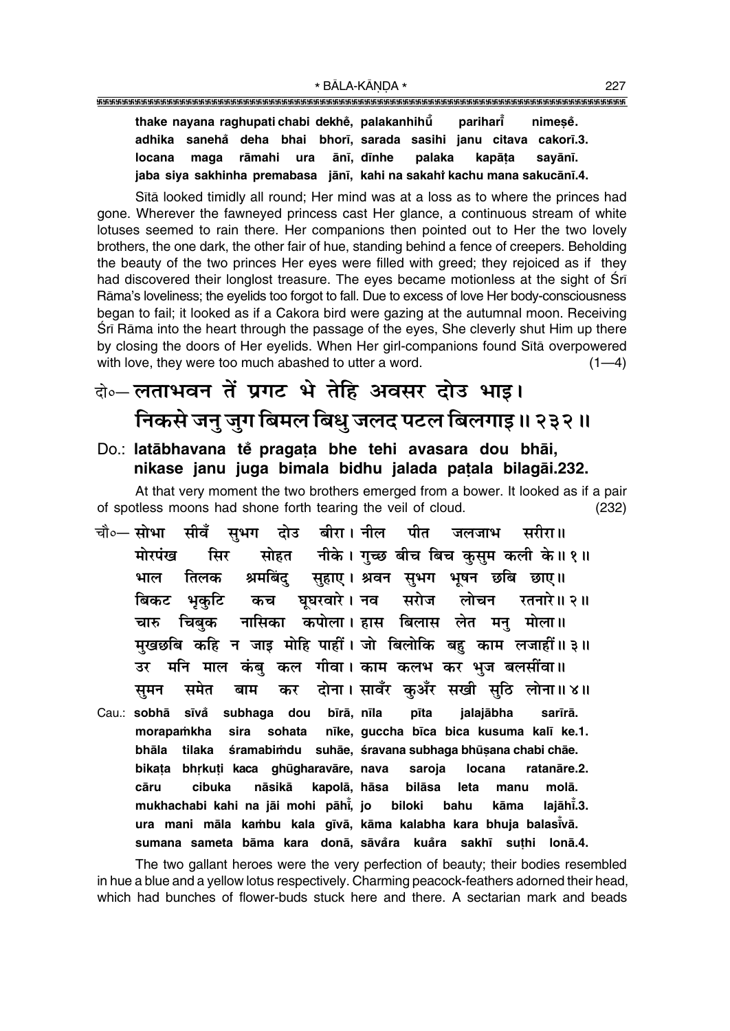**thake nayana raghupati chabi dekhe̐, palakanhihū̐ pariharī̐ nimeṣe̐.**
**adhika sanehå̐ deha bhai bhorī, sarada sasihi janu citava cakorī.3.**
**locana maga rāmahi ura ānī, dīnhe palaka kapāṭa sayānī.**
**jaba siya sakhinha premabasa jānī, kahi na sakahiṁ kachu mana sakucānī.4.**

Sītā looked timidly all round; Her mind was at a loss as to where the princes had gone. Wherever the fawneyed princess cast Her glance, a continuous stream of white lotuses seemed to rain there. Her companions then pointed out to Her the two lovely brothers, the one dark, the other fair of hue, standing behind a fence of creepers. Beholding the beauty of the two princes Her eyes were filled with greed; they rejoiced as if they had discovered their longlost treasure. The eyes became motionless at the sight of Śrī Rāma's loveliness; the eyelids too forgot to fall. Due to excess of love Her body-consciousness began to fail; it looked as if a Cakora bird were gazing at the autumnal moon. Receiving Śrī Rāma into the heart through the passage of the eyes, She cleverly shut Him up there by closing the doors of Her eyelids. When Her girl-companions found Sītā overpowered with love, they were too much abashed to utter a word. (1—4)

## दो०— लताभवन तें प्रगट भे तेहि अवसर दोउ भाइ। निकसे जनु जुग बिमल बिधु जलद पटल बिलगाइ॥ २३२॥

**Do.: latābhavana te̐ pragaṭa bhe tehi avasara dou bhāi, nikase janu juga bimala bidhu jalada paṭala bilagāi.232.**

At that very moment the two brothers emerged from a bower. It looked as if a pair of spotless moons had shone forth tearing the veil of cloud. (232)

चौ०— सोभा सीवँ सुभग दोउ बीरा। नील पीत जलजाभ सरीरा॥
मोरपंख सिर सोहत नीके। गुच्छ बीच बिच कुसुम कली के॥ १॥
भाल तिलक श्रमबिंदु सुहाए। श्रवन सुभग भूषन छबि छाए॥
बिकट भृकुटि कच घूघरवारे। नव सरोज लोचन रतनारे॥ २॥
चारु चिबुक नासिका कपोला। हास बिलास लेत मनु मोला॥
मुखछबि कहि न जाइ मोहि पाहीं। जो बिलोकि बहु काम लजाहीं॥ ३॥
उर मनि माल कंबु कल गीवा। काम कलभ कर भुज बलसींवा॥
सुमन समेत बाम कर दोना। सावँर कुअँर सखी सुठि लोना॥ ४॥

**Cau.: sobhā sīvå̐ subhaga dou bīrā, nīla pīta jalajābha sarīrā.**
**morapaṁkha sira sohata nīke, guccha bīca bica kusuma kalī ke.1.**
**bhāla tilaka śramabiṁdu suhāe, śravana subhaga bhūṣana chabi chāe.**
**bikaṭa bhṛkuṭi kaca ghūgharavāre, nava saroja locana ratanāre.2.**
**cāru cibuka nāsikā kapolā, hāsa bilāsa leta manu molā.**
**mukhachabi kahi na jāi mohi pāhī̐, jo biloki bahu kāma lajāhī̐.3.**
**ura mani māla kaṁbu kala gīvā, kāma kalabha kara bhuja balasī̐vā.**
**sumana sameta bāma kara donā, sāvå̐ra kuå̐ra sakhī suṭhi lonā.4.**

The two gallant heroes were the very perfection of beauty; their bodies resembled in hue a blue and a yellow lotus respectively. Charming peacock-feathers adorned their head, which had bunches of flower-buds stuck here and there. A sectarian mark and beads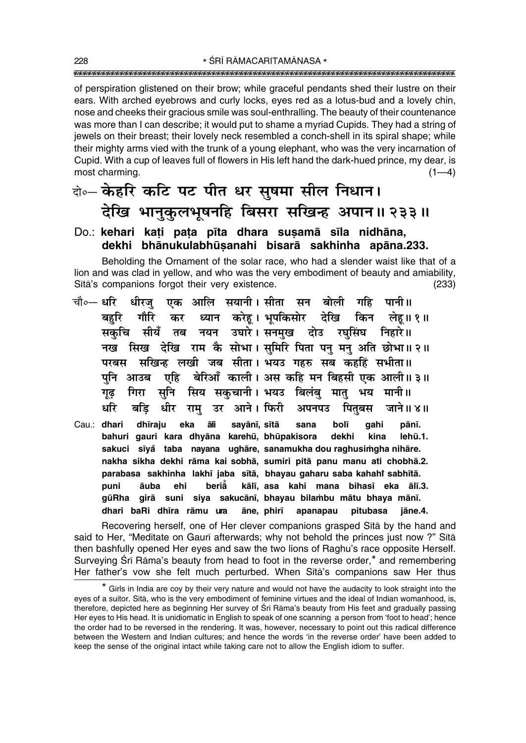of perspiration glistened on their brow; while graceful pendants shed their lustre on their ears. With arched eyebrows and curly locks, eyes red as a lotus-bud and a lovely chin, nose and cheeks their gracious smile was soul-enthralling. The beauty of their countenance was more than I can describe; it would put to shame a myriad Cupids. They had a string of jewels on their breast; their lovely neck resembled a conch-shell in its spiral shape; while their mighty arms vied with the trunk of a young elephant, who was the very incarnation of Cupid. With a cup of leaves full of flowers in His left hand the dark-hued prince, my dear, is most charming. (1—4)

दो०— **केहरि कटि पट पीत धर सुषमा सील निधान।**
**देखि भानुकुलभूषनहि बिसरा सखिन्ह अपान॥ २३३॥**

Do.: **kehari kaṭi paṭa pīta dhara suṣamā sīla nidhāna,**
**dekhi bhānukulabhūṣanahi bisarā sakhinha apāna.233.**

Beholding the Ornament of the solar race, who had a slender waist like that of a lion and was clad in yellow, and who was the very embodiment of beauty and amiability, Sītā's companions forgot their very existence. (233)

चौ०— धरि धीरजु एक आलि सयानी। सीता सन बोली गहि पानी॥
बहुरि गौरि कर ध्यान करेहू। भूपकिसोर देखि किन लेहू॥ १॥
सकुचि सीयँ तब नयन उघारे। सनमुख दोउ रघुसिंघ निहारे॥
नख सिख देखि राम कै सोभा। सुमिरि पिता पनु मनु अति छोभा॥ २॥
परबस सखिन्ह लखी जब सीता। भयउ गहरु सब कहहिं सभीता॥
पुनि आउब एहि बेरिआँ काली। अस कहि मन बिहसी एक आली॥ ३॥
गूढ़ गिरा सुनि सिय सकुचानी। भयउ बिलंबु मातु भय मानी॥
धरि बड़ि धीर रामु उर आने। फिरी अपनपउ पितुबस जाने॥ ४॥

Cau.: **dhari dhīraju eka āli sayānī, sītā sana bolī gahi pānī.**
**bahuri gauri kara dhyāna karehū, bhūpakisora dekhi kina lehū.1.**
**sakuci sīyå taba nayana ughāre, sanamukha dou raghusiṁgha nihāre.**
**nakha sikha dekhi rāma kai sobhā, sumiri pitā panu manu ati chobhā.2.**
**parabasa sakhinha lakhī jaba sītā, bhayau gaharu saba kahahiṁ sabhītā.**
**puni āuba ehi beriå kālī, asa kahi mana bihasī eka ālī.3.**
**gūRha girā suni siya sakucānī, bhayau bilaṁbu mātu bhaya mānī.**
**dhari baRi dhīra rāmu ura āne, phirī apanapau pitubasa jāne.4.**

Recovering herself, one of Her clever companions grasped Sītā by the hand and said to Her, "Meditate on Gaurī afterwards; why not behold the princes just now ?" Sītā then bashfully opened Her eyes and saw the two lions of Raghu's race opposite Herself. Surveying Śrī Rāma's beauty from head to foot in the reverse order,* and remembering Her father's vow she felt much perturbed. When Sītā's companions saw Her thus

* Girls in India are coy by their very nature and would not have the audacity to look straight into the eyes of a suitor. Sītā, who is the very embodiment of feminine virtues and the ideal of Indian womanhood, is, therefore, depicted here as beginning Her survey of Śrī Rāma's beauty from His feet and gradually passing Her eyes to His head. It is unidiomatic in English to speak of one scanning a person from 'foot to head'; hence the order had to be reversed in the rendering. It was, however, necessary to point out this radical difference between the Western and Indian cultures; and hence the words 'in the reverse order' have been added to keep the sense of the original intact while taking care not to allow the English idiom to suffer.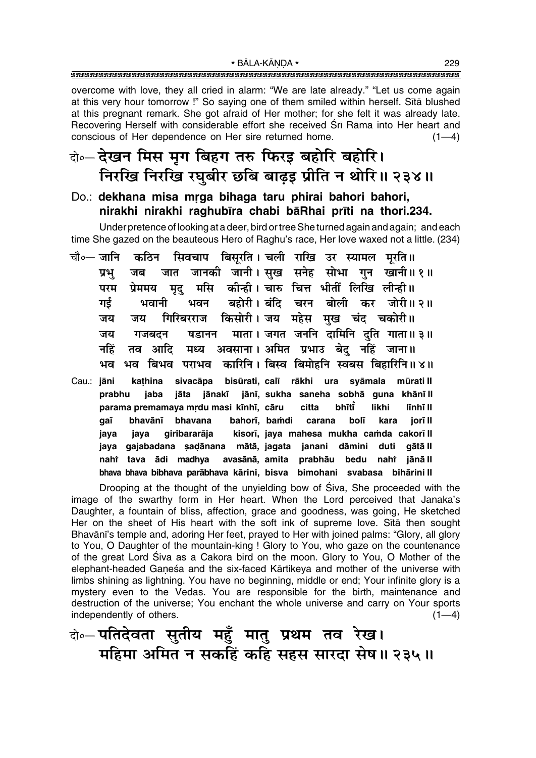overcome with love, they all cried in alarm: "We are late already." "Let us come again at this very hour tomorrow !" So saying one of them smiled within herself. Sītā blushed at this pregnant remark. She got afraid of Her mother; for she felt it was already late. Recovering Herself with considerable effort she received Śrī Rāma into Her heart and conscious of Her dependence on Her sire returned home. (1—4)

दो०— देखन मिस मृग बिहग तरु फिरइ बहोरि बहोरि।
निरखि निरखि रघुबीर छबि बाढ़इ प्रीति न थोरि॥ २३४॥

Do.: **dekhana misa mṛga bihaga taru phirai bahori bahori,**
**nirakhi nirakhi raghubīra chabi bāRhai prīti na thori.234.**

Under pretence of looking at a deer, bird or tree She turned again and again; and each time She gazed on the beauteous Hero of Raghu's race, Her love waxed not a little. (234)

चौ०— जानि कठिन सिवचाप बिसूरति। चली राखि उर स्यामल मूरति॥
प्रभु जब जात जानकी जानी। सुख सनेह सोभा गुन खानी॥ १॥
परम प्रेममय मृदु मसि कीन्ही। चारु चित्त भीतीं लिखि लीन्ही॥
गई भवानी भवन बहोरी। बंदि चरन बोली कर जोरी॥ २॥
जय जय गिरिबरराज किसोरी। जय महेस मुख चंद चकोरी॥
जय गजबदन षडानन माता। जगत जननि दामिनि दुति गाता॥ ३॥
नहिं तव आदि मध्य अवसाना। अमित प्रभाउ बेदु नहिं जाना॥
भव भव बिभव पराभव कारिनि। बिस्व बिमोहनि स्वबस बिहारिनि॥ ४॥

Cau.: **jāni kaṭhina sivacāpa bisūrati, calī rākhi ura syāmala mūrati II**
**prabhu jaba jāta jānakī jānī, sukha saneha sobhā guna khānī II**
**parama premamaya mṛdu masi kīnhī, cāru citta bhītī̃ likhi līnhī II**
**gaī bhavānī bhavana bahorī, baṁdi carana bolī kara jorī II**
**jaya jaya giribararāja kisorī, jaya mahesa mukha caṁda cakorī II**
**jaya gajabadana ṣaḍānana mātā, jagata janani dāmini duti gātā II**
**nahiṁ tava ādi madhya avasānā, amita prabhāu bedu nahiṁ jānā II**
**bhava bhava bibhava parābhava kārini, bisva bimohani svabasa bihārini II**

Drooping at the thought of the unyielding bow of Śiva, She proceeded with the image of the swarthy form in Her heart. When the Lord perceived that Janaka's Daughter, a fountain of bliss, affection, grace and goodness, was going, He sketched Her on the sheet of His heart with the soft ink of supreme love. Sītā then sought Bhavānī's temple and, adoring Her feet, prayed to Her with joined palms: "Glory, all glory to You, O Daughter of the mountain-king ! Glory to You, who gaze on the countenance of the great Lord Śiva as a Cakora bird on the moon. Glory to You, O Mother of the elephant-headed Gaṇeśa and the six-faced Kārtikeya and mother of the universe with limbs shining as lightning. You have no beginning, middle or end; Your infinite glory is a mystery even to the Vedas. You are responsible for the birth, maintenance and destruction of the universe; You enchant the whole universe and carry on Your sports independently of others. (1—4)

दो०— पतिदेवता सुतीय महुँ मातु प्रथम तव रेख।
महिमा अमित न सकहिं कहि सहस सारदा सेष॥ २३५॥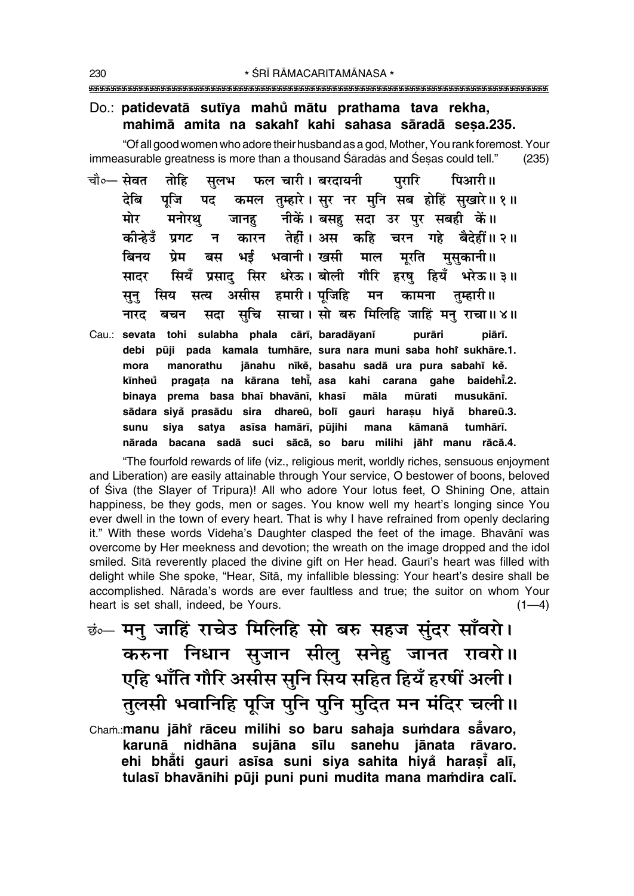Do.: **patidevatā sutīya mahů mātu prathama tava rekha, mahimā amita na sakahi̐ kahi sahasa sāradā seṣa.235.**

"Of all good women who adore their husband as a god, Mother, You rank foremost. Your immeasurable greatness is more than a thousand Śāradās and Śeṣas could tell." (235)

चौ०— सेवत तोहि सुलभ फल चारी। बरदायनी पुरारि पिआरी॥
देबि पूजि पद कमल तुम्हारे। सुर नर मुनि सब होहिं सुखारे॥ १॥
मोर मनोरथु जानहु नीकें। बसहु सदा उर पुर सबही कें॥
कीन्हेउँ प्रगट न कारन तेहीं। अस कहि चरन गहे बैदेहीं॥ २॥
बिनय प्रेम बस भई भवानी। खसी माल मूरति मुसुकानी॥
सादर सियँ प्रसादु सिर धरेऊ। बोली गौरि हरषु हियँ भरेऊ॥ ३॥
सुनु सिय सत्य असीस हमारी। पूजिहि मन कामना तुम्हारी॥
नारद बचन सदा सुचि साचा। सो बरु मिलिहि जाहिं मनु राचा॥ ४॥

Cau.: **sevata tohi sulabha phala cārī, baradāyanī purāri piārī.**
**debi pūji pada kamala tumhāre, sura nara muni saba hohi̐ sukhāre.1.**
**mora manorathu jānahu nīkė̃, basahu sadā ura pura sabahī kė̃.**
**kīnheů pragaṭa na kārana tehī̃, asa kahi carana gahe baidehī̃.2.**
**binaya prema basa bhaī bhavānī, khasī māla mūrati musukānī.**
**sādara siyå̃ prasādu sira dhareū, bolī gauri harașu hiyå̃ bhareū.3.**
**sunu siya satya asīsa hamārī, pūjihi mana kāmanā tumhārī.**
**nārada bacana sadā suci sācā, so baru milihi jāhi̐ manu rācā.4.**

"The fourfold rewards of life (viz., religious merit, worldly riches, sensuous enjoyment and Liberation) are easily attainable through Your service, O bestower of boons, beloved of Śiva (the Slayer of Tripura)! All who adore Your lotus feet, O Shining One, attain happiness, be they gods, men or sages. You know well my heart's longing since You ever dwell in the town of every heart. That is why I have refrained from openly declaring it." With these words Videha's Daughter clasped the feet of the image. Bhavānī was overcome by Her meekness and devotion; the wreath on the image dropped and the idol smiled. Sītā reverently placed the divine gift on Her head. Gaurī's heart was filled with delight while She spoke, "Hear, Sītā, my infallible blessing: Your heart's desire shall be accomplished. Nārada's words are ever faultless and true; the suitor on whom Your heart is set shall, indeed, be Yours. (1—4)

छं०— मनु जाहिं राचेउ मिलिहि सो बरु सहज सुंदर साँवरो।
करुना निधान सुजान सीलु सनेहु जानत रावरो॥
एहि भाँति गौरि असीस सुनि सिय सहित हियँ हरषीं अली।
तुलसी भवानिहि पूजि पुनि पुनि मुदित मन मंदिर चली॥

Chaṁ.: **manu jāhi̐ rāceu milihi so baru sahaja suṁdara sā̃varo,**
**karunā nidhāna sujāna sīlu sanehu jānata rāvaro.**
**ehi bhā̃ti gauri asīsa suni siya sahita hiyå̃ harașī̃ alī,**
**tulasī bhavānihi pūji puni puni mudita mana maṁdira calī.**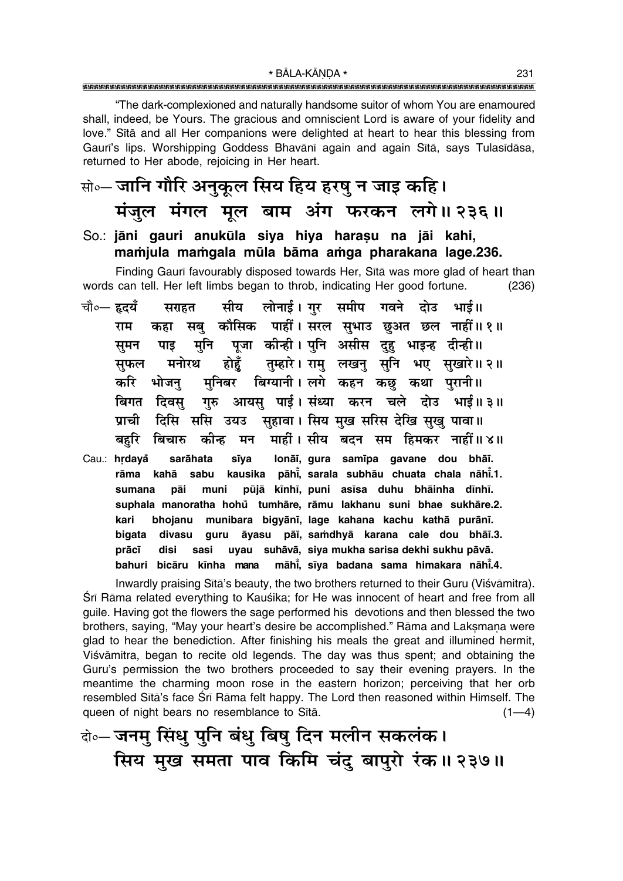"The dark-complexioned and naturally handsome suitor of whom You are enamoured shall, indeed, be Yours. The gracious and omniscient Lord is aware of your fidelity and love." Sītā and all Her companions were delighted at heart to hear this blessing from Gaurī's lips. Worshipping Goddess Bhavānī again and again Sītā, says Tulasīdāsa, returned to Her abode, rejoicing in Her heart.

सो०— जानि गौरि अनुकूल सिय हिय हरषु न जाइ कहि।
मंजुल मंगल मूल बाम अंग फरकन लगे॥ २३६॥

So.: **jāni gauri anukūla siya hiya haraṣu na jāi kahi, maṁjula maṁgala mūla bāma aṁga pharakana lage.236.**

Finding Gaurī favourably disposed towards Her, Sītā was more glad of heart than words can tell. Her left limbs began to throb, indicating Her good fortune. (236)

चौ०— हृदयँ सराहत सीय लोनाई। गुर समीप गवने दोउ भाई॥
राम कहा सबु कौसिक पाहीं। सरल सुभाउ छुअत छल नाहीं॥ १॥
सुमन पाइ मुनि पूजा कीन्ही। पुनि असीस दुहु भाइन्ह दीन्ही॥
सुफल मनोरथ होहुँ तुम्हारे। रामु लखनु सुनि भए सुखारे॥ २॥
करि भोजनु मुनिबर बिग्यानी। लगे कहन कछु कथा पुरानी॥
बिगत दिवसु गुरु आयसु पाई। संध्या करन चले दोउ भाई॥ ३॥
प्राची दिसि ससि उयउ सुहावा। सिय मुख सरिस देखि सुखु पावा॥
बहुरि बिचारु कीन्ह मन माहीं। सीय बदन सम हिमकर नाहीं॥ ४॥

Cau.: **hṛdayaँ sarāhata sīya lonāī, gura samīpa gavane dou bhāī. rāma kahā sabu kausika pāhīं, sarala subhāu chuata chala nāhīं.1. sumana pāi muni pūjā kīnhī, puni asīsa duhu bhāinha dīnhī. suphala manoratha hohuँ tumhāre, rāmu lakhanu suni bhae sukhāre.2. kari bhojanu munibara bigyānī, lage kahana kachu kathā purānī. bigata divasu guru āyasu pāī, saṁdhyā karana cale dou bhāī.3. prācī disi sasi uyau suhāvā, siya mukha sarisa dekhi sukhu pāvā. bahuri bicāru kīnha mana māhīं, sīya badana sama himakara nāhīं.4.**

Inwardly praising Sītā's beauty, the two brothers returned to their Guru (Viśvāmitra). Śrī Rāma related everything to Kauśika; for He was innocent of heart and free from all guile. Having got the flowers the sage performed his devotions and then blessed the two brothers, saying, "May your heart's desire be accomplished." Rāma and Lakṣmaṇa were glad to hear the benediction. After finishing his meals the great and illumined hermit, Viśvāmitra, began to recite old legends. The day was thus spent; and obtaining the Guru's permission the two brothers proceeded to say their evening prayers. In the meantime the charming moon rose in the eastern horizon; perceiving that her orb resembled Sītā's face Śrī Rāma felt happy. The Lord then reasoned within Himself. The queen of night bears no resemblance to Sītā. (1—4)

दो०— जनमु सिंधु पुनि बंधु बिषु दिन मलीन सकलंक।
सिय मुख समता पाव किमि चंदु बापुरो रंक॥ २३७॥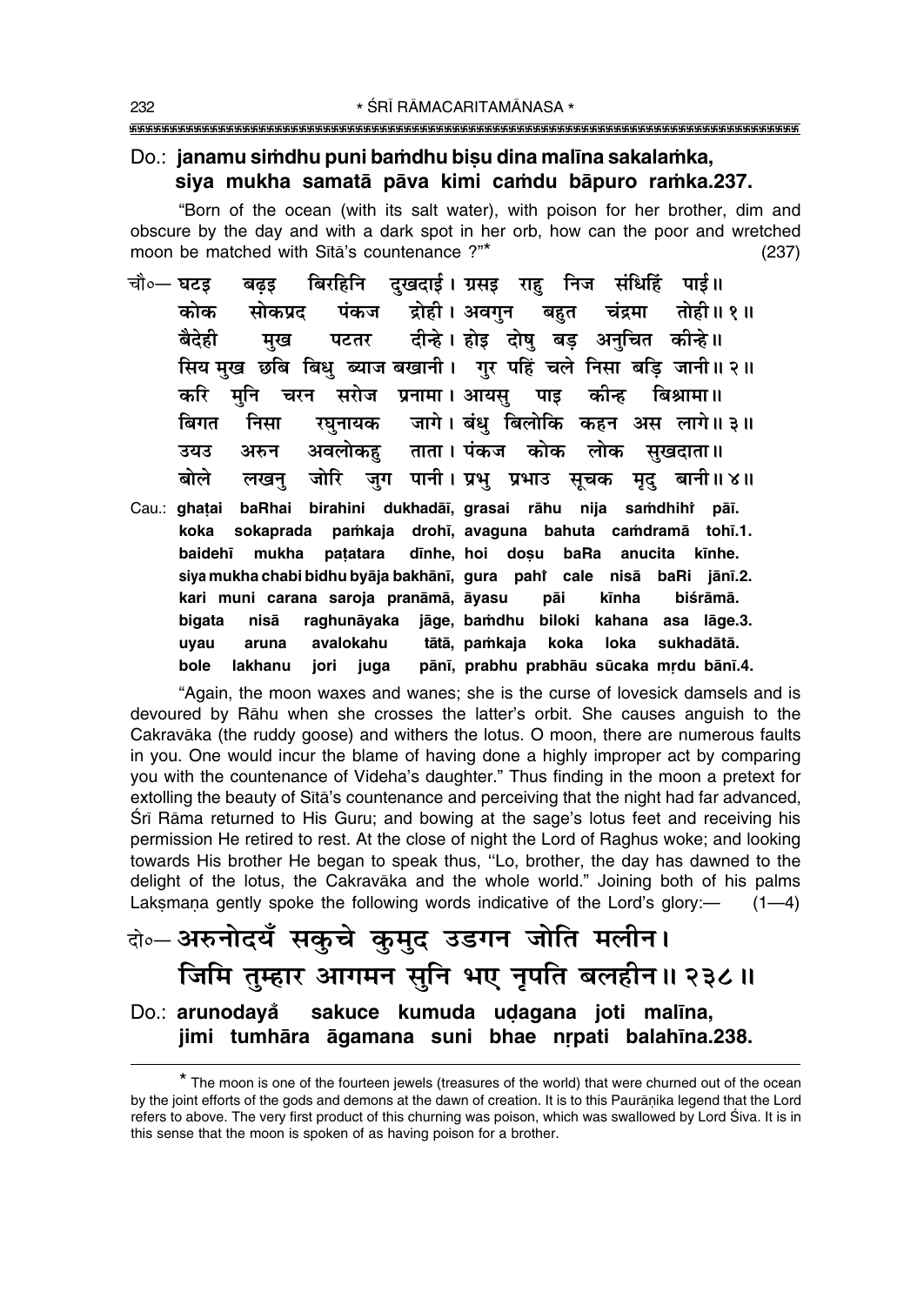Do.: **janamu siṁdhu puni baṁdhu biṣu dina malīna sakalaṁka, siya mukha samatā pāva kimi caṁdu bāpuro raṁka.237.**

"Born of the ocean (with its salt water), with poison for her brother, dim and obscure by the day and with a dark spot in her orb, how can the poor and wretched moon be matched with Sītā's countenance ?"* (237)

चौ०— घटइ बढ़इ बिरहिनि दुखदाई। ग्रसइ राहु निज संधिहिं पाई॥
कोक सोकप्रद पंकज द्रोही। अवगुन बहुत चंद्रमा तोही॥ १॥
बैदेही मुख पटतर दीन्हे। होइ दोषु बड़ अनुचित कीन्हे॥
सिय मुख छबि बिधु ब्याज बखानी। गुर पहिं चले निसा बड़ि जानी॥ २॥
करि मुनि चरन सरोज प्रनामा। आयसु पाइ कीन्ह बिश्रामा॥
बिगत निसा रघुनायक जागे। बंधु बिलोकि कहन अस लागे॥ ३॥
उयउ अरुन अवलोकहु ताता। पंकज कोक लोक सुखदाता॥
बोले लखनु जोरि जुग पानी। प्रभु प्रभाउ सूचक मृदु बानी॥ ४॥

Cau.: **ghaṭai baRhai birahini dukhadāī, grasai rāhu nija saṁdhihi̐ pāī.**
**koka sokaprada paṁkaja drohī, avaguna bahuta caṁdramā tohī.1.**
**baidehī mukha paṭatara dīnhe, hoi doṣu baRa anucita kīnhe.**
**siya mukha chabi bidhu byāja bakhānī, gura pahi̐ cale nisā baRi jānī.2.**
**kari muni carana saroja pranāmā, āyasu pāi kīnha biśrāmā.**
**bigata nisā raghunāyaka jāge, baṁdhu biloki kahana asa lāge.3.**
**uyau aruna avalokahu tātā, paṁkaja koka loka sukhadātā.**
**bole lakhanu jori juga pānī, prabhu prabhāu sūcaka mṛdu bānī.4.**

"Again, the moon waxes and wanes; she is the curse of lovesick damsels and is devoured by Rāhu when she crosses the latter's orbit. She causes anguish to the Cakravāka (the ruddy goose) and withers the lotus. O moon, there are numerous faults in you. One would incur the blame of having done a highly improper act by comparing you with the countenance of Videha's daughter." Thus finding in the moon a pretext for extolling the beauty of Sītā's countenance and perceiving that the night had far advanced, Śrī Rāma returned to His Guru; and bowing at the sage's lotus feet and receiving his permission He retired to rest. At the close of night the Lord of Raghus woke; and looking towards His brother He began to speak thus, "Lo, brother, the day has dawned to the delight of the lotus, the Cakravāka and the whole world." Joining both of his palms Lakṣmaṇa gently spoke the following words indicative of the Lord's glory:— (1—4)

दो०— अरुनोदयँ सकुचे कुमुद उडगन जोति मलीन।
जिमि तुम्हार आगमन सुनि भए नृपति बलहीन॥ २३८॥

Do.: **arunodayå̐ sakuce kumuda uḍagana joti malīna, jimi tumhāra āgamana suni bhae nṛpati balahīna.238.**

---

* The moon is one of the fourteen jewels (treasures of the world) that were churned out of the ocean by the joint efforts of the gods and demons at the dawn of creation. It is to this Paurāṇika legend that the Lord refers to above. The very first product of this churning was poison, which was swallowed by Lord Śiva. It is in this sense that the moon is spoken of as having poison for a brother.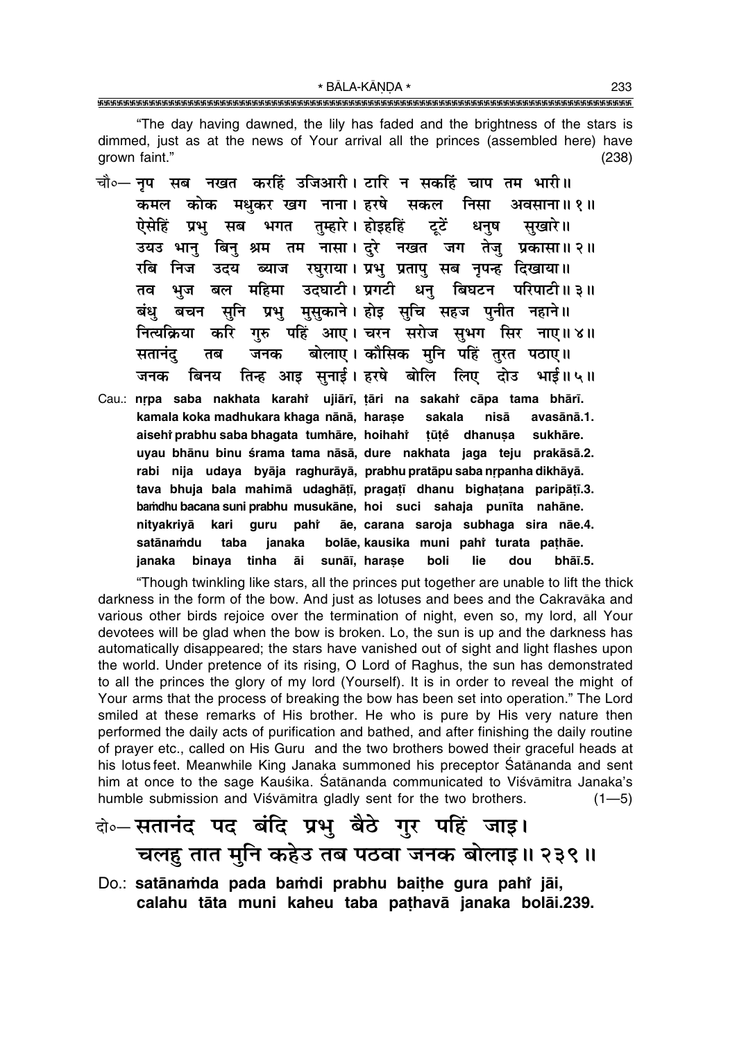"The day having dawned, the lily has faded and the brightness of the stars is dimmed, just as at the news of Your arrival all the princes (assembled here) have grown faint." (238)

चौ०— नृप सब नखत करहिं उजिआरी। टारि न सकहिं चाप तम भारी॥
कमल कोक मधुकर खग नाना। हरषे सकल निसा अवसाना॥ १॥
ऐसेहिं प्रभु सब भगत तुम्हारे। होइहहिं टूटें धनुष सुखारे॥
उयउ भानु बिनु श्रम तम नासा। दुरे नखत जग तेजु प्रकासा॥ २॥
रबि निज उदय ब्याज रघुराया। प्रभु प्रतापु सब नृपन्ह दिखाया॥
तव भुज बल महिमा उदघाटी। प्रगटी धनु बिघटन परिपाटी॥ ३॥
बंधु बचन सुनि प्रभु मुसुकाने। होइ सुचि सहज पुनीत नहाने॥
नित्यक्रिया करि गुरु पहिं आए। चरन सरोज सुभग सिर नाए॥ ४॥
सतानंदु तब जनक बोलाए। कौसिक मुनि पहिं तुरत पठाए॥
जनक बिनय तिन्ह आइ सुनाई। हरषे बोलि लिए दोउ भाई॥ ५॥

Cau.: nṛpa saba nakhata karahi̐ ujiārī, ṭāri na sakahi̐ cāpa tama bhārī.
kamala koka madhukara khaga nānā, haraṣe sakala nisā avasānā.1.
aisehi̐ prabhu saba bhagata tumhāre, hoihahi̐ ṭūṭe̐ dhanuṣa sukhāre.
uyau bhānu binu śrama tama nāsā, dure nakhata jaga teju prakāsā.2.
rabi nija udaya byāja raghurāyā, prabhu pratāpu saba nṛpanha dikhāyā.
tava bhuja bala mahimā udaghāṭī, pragaṭī dhanu bighaṭana paripāṭī.3.
baṁdhu bacana suni prabhu musukāne, hoi suci sahaja punīta nahāne.
nityakriyā kari guru pahi̐ āe, carana saroja subhaga sira nāe.4.
satānaṁdu taba janaka bolāe, kausika muni pahi̐ turata paṭhāe.
janaka binaya tinha āi sunāī, haraṣe boli lie dou bhāī.5.

"Though twinkling like stars, all the princes put together are unable to lift the thick darkness in the form of the bow. And just as lotuses and bees and the Cakravāka and various other birds rejoice over the termination of night, even so, my lord, all Your devotees will be glad when the bow is broken. Lo, the sun is up and the darkness has automatically disappeared; the stars have vanished out of sight and light flashes upon the world. Under pretence of its rising, O Lord of Raghus, the sun has demonstrated to all the princes the glory of my lord (Yourself). It is in order to reveal the might of Your arms that the process of breaking the bow has been set into operation." The Lord smiled at these remarks of His brother. He who is pure by His very nature then performed the daily acts of purification and bathed, and after finishing the daily routine of prayer etc., called on His Guru and the two brothers bowed their graceful heads at his lotus feet. Meanwhile King Janaka summoned his preceptor Śatānanda and sent him at once to the sage Kauśika. Śatānanda communicated to Viśvāmitra Janaka's humble submission and Viśvāmitra gladly sent for the two brothers. (1—5)

दो०— सतानंद पद बंदि प्रभु बैठे गुर पहिं जाइ।
चलहु तात मुनि कहेउ तब पठवा जनक बोलाइ॥ २३९॥

Do.: satānaṁda pada baṁdi prabhu baiṭhe gura pahi̐ jāi,
calahu tāta muni kaheu taba paṭhavā janaka bolāi.239.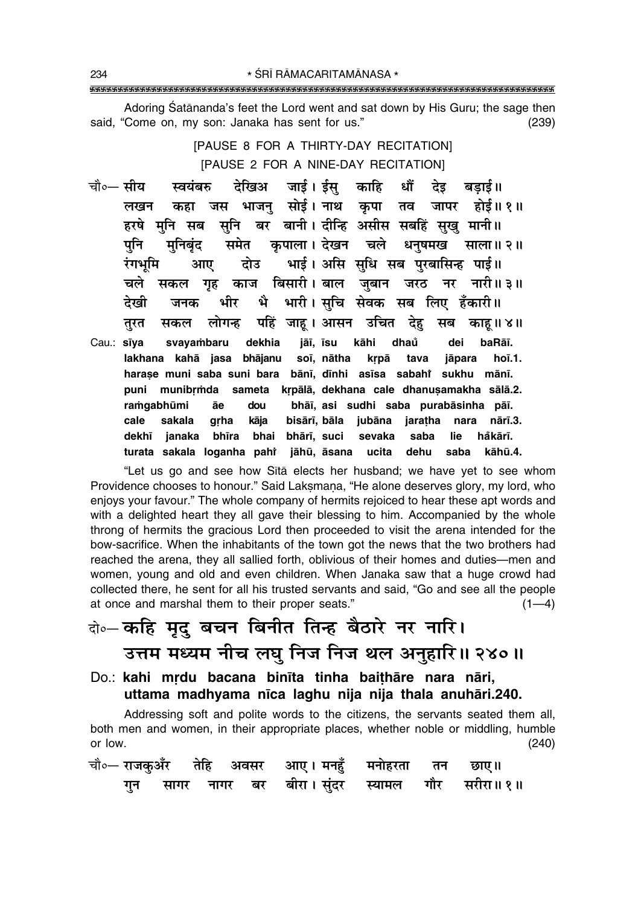Adoring Śatānanda's feet the Lord went and sat down by His Guru; the sage then said, "Come on, my son: Janaka has sent for us." (239)

[PAUSE 8 FOR A THIRTY-DAY RECITATION]

[PAUSE 2 FOR A NINE-DAY RECITATION]

चौ०— सीय स्वयंबरु देखिअ जाई। ईसु काहि धौं देइ बड़ाई॥
लखन कहा जस भाजनु सोई। नाथ कृपा तव जापर होई॥ १॥
हरषे मुनि सब सुनि बर बानी। दीन्हि असीस सबहिं सुखु मानी॥
पुनि मुनिबृंद समेत कृपाला। देखन चले धनुषमख साला॥ २॥
रंगभूमि आए दोउ भाई। असि सुधि सब पुरबासिन्ह पाई॥
चले सकल गृह काज बिसारी। बाल जुबान जरठ नर नारी॥ ३॥
देखी जनक भीर भै भारी। सुचि सेवक सब लिए हँकारी॥
तुरत सकल लोगन्ह पहिं जाहू। आसन उचित देहु सब काहू॥ ४॥

Cau.: sīya svayaṁbaru dekhia jāī, īsu kāhi dhaů dei baRāī.
lakhana kahā jasa bhājanu soī, nātha kṛpā tava jāpara hoī.1.
harase muni saba suni bara bānī, dīnhi asīsa sabahī̃ sukhu mānī.
puni munibṛṁda sameta kṛpālā, dekhana cale dhanuṣamakha sālā.2.
raṁgabhūmi āe dou bhāī, asi sudhi saba purabāsinha pāī.
cale sakala gṛha kāja bisārī, bāla jubāna jaraṭha nara nārī.3.
dekhī janaka bhīra bhai bhārī, suci sevaka saba lie hăkārī.
turata sakala loganha pahī̃ jāhū, āsana ucita dehu saba kāhū.4.

"Let us go and see how Sītā elects her husband; we have yet to see whom Providence chooses to honour." Said Lakṣmaṇa, "He alone deserves glory, my lord, who enjoys your favour." The whole company of hermits rejoiced to hear these apt words and with a delighted heart they all gave their blessing to him. Accompanied by the whole throng of hermits the gracious Lord then proceeded to visit the arena intended for the bow-sacrifice. When the inhabitants of the town got the news that the two brothers had reached the arena, they all sallied forth, oblivious of their homes and duties—men and women, young and old and even children. When Janaka saw that a huge crowd had collected there, he sent for all his trusted servants and said, "Go and see all the people at once and marshal them to their proper seats." (1—4)

दो०— कहि मृदु बचन बिनीत तिन्ह बैठारे नर नारि।
उत्तम मध्यम नीच लघु निज निज थल अनुहारि॥ २४०॥

Do.: **kahi mṛdu bacana binīta tinha baiṭhāre nara nāri,**
**uttama madhyama nīca laghu nija nija thala anuhāri.240.**

Addressing soft and polite words to the citizens, the servants seated them all, both men and women, in their appropriate places, whether noble or middling, humble or low. (240)

चौ०— राजकुअँर तेहि अवसर आए। मनहुँ मनोहरता तन छाए॥
गुन सागर नागर बर बीरा। सुंदर स्यामल गौर सरीरा॥ १॥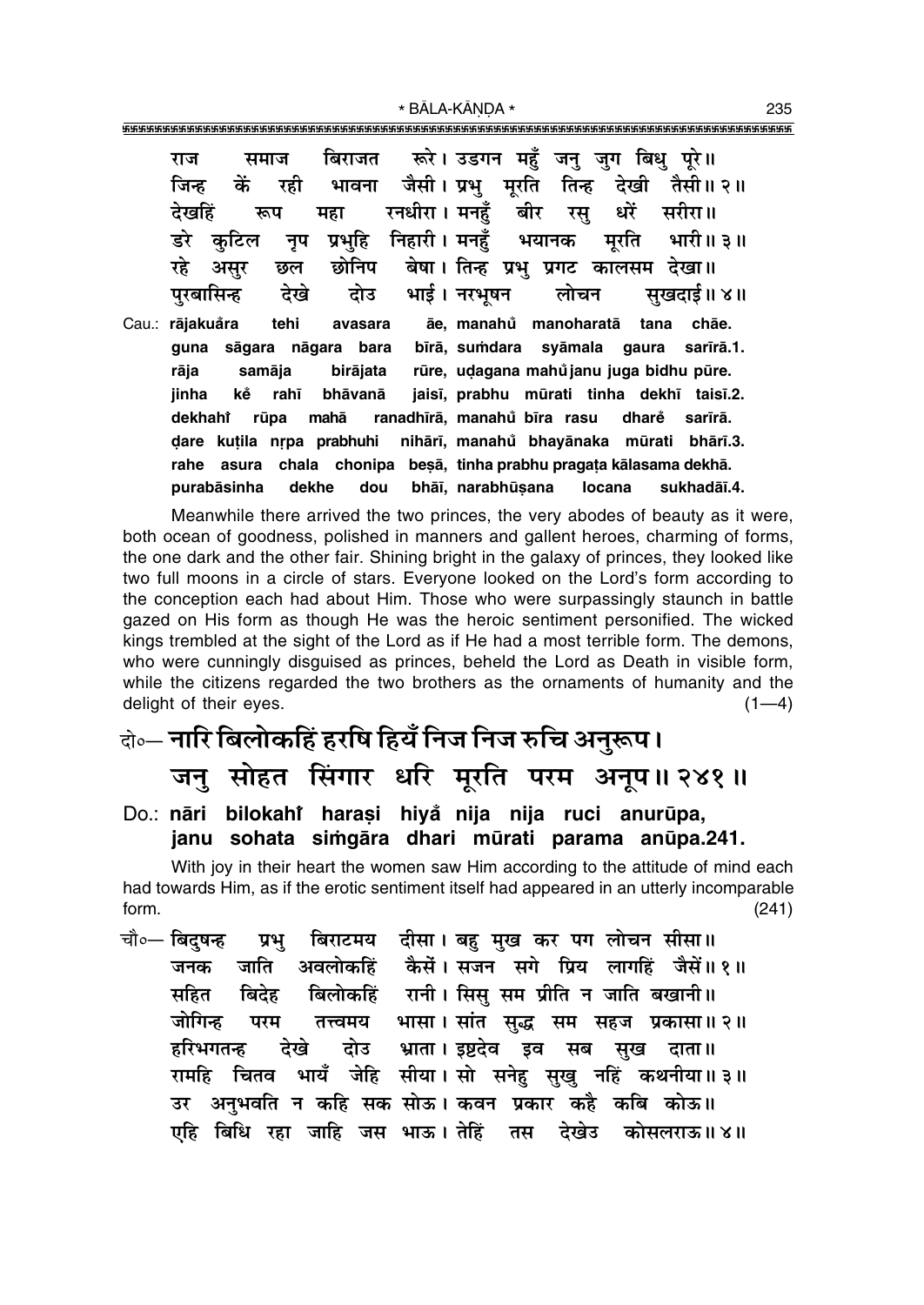राज समाज बिराजत रूरे। उडगन महुँ जनु जुग बिधु पूरे॥
जिन्ह कें रही भावना जैसी। प्रभु मूरति तिन्ह देखी तैसी॥ २॥
देखहिं रूप महा रनधीरा। मनहुँ बीर रसु धरें सरीरा॥
डरे कुटिल नृप प्रभुहि निहारी। मनहुँ भयानक मूरति भारी॥ ३॥
रहे असुर छल छोनिप बेषा। तिन्ह प्रभु प्रगट कालसम देखा॥
पुरबासिन्ह देखे दोउ भाई। नरभूषन लोचन सुखदाई॥ ४॥

Cau.: **rājakuåra tehi avasara āe, manahů manoharatā tana chāe.**
**guna sāgara nāgara bara bīrā, suṁdara syāmala gaura sarīrā.1.**
**rāja samāja birājata rūre, uḍagana mahů janu juga bidhu pūre.**
**jinha kề rahī bhāvanā jaisī, prabhu mūrati tinha dekhī taisī.2.**
**dekhahi̐ rūpa mahā ranadhīrā, manahů bīra rasu dharẽ sarīrā.**
**ḍare kuṭila nṛpa prabhuhi nihārī, manahů bhayānaka mūrati bhārī.3.**
**rahe asura chala chonipa beṣā, tinha prabhu pragaṭa kālasama dekhā.**
**purabāsinha dekhe dou bhāī, narabhūṣana locana sukhadāī.4.**

Meanwhile there arrived the two princes, the very abodes of beauty as it were, both ocean of goodness, polished in manners and gallent heroes, charming of forms, the one dark and the other fair. Shining bright in the galaxy of princes, they looked like two full moons in a circle of stars. Everyone looked on the Lord's form according to the conception each had about Him. Those who were surpassingly staunch in battle gazed on His form as though He was the heroic sentiment personified. The wicked kings trembled at the sight of the Lord as if He had a most terrible form. The demons, who were cunningly disguised as princes, beheld the Lord as Death in visible form, while the citizens regarded the two brothers as the ornaments of humanity and the delight of their eyes. (1—4)

## दो०— नारि बिलोकहिं हरषि हियँ निज निज रुचि अनुरूप। जनु सोहत सिंगार धरि मूरति परम अनूप॥ २४१॥

Do.: **nāri bilokahi̐ haraṣi hiyå̐ nija nija ruci anurūpa, janu sohata siṁgāra dhari mūrati parama anūpa.241.**

With joy in their heart the women saw Him according to the attitude of mind each had towards Him, as if the erotic sentiment itself had appeared in an utterly incomparable form. (241)

चौ०— बिदुषन्ह प्रभु बिराटमय दीसा। बहु मुख कर पग लोचन सीसा॥
जनक जाति अवलोकहिं कैसें। सजन सगे प्रिय लागहिं जैसें॥ १॥
सहित बिदेह बिलोकहिं रानी। सिसु सम प्रीति न जाति बखानी॥
जोगिन्ह परम तत्त्वमय भासा। सांत सुद्ध सम सहज प्रकासा॥ २॥
हरिभगतन्ह देखे दोउ भ्राता। इष्टदेव इव सब सुख दाता॥
रामहि चितव भायँ जेहि सीया। सो सनेहु सुखु नहिं कथनीया॥ ३॥
उर अनुभवति न कहि सक सोऊ। कवन प्रकार कहै कबि कोऊ॥
एहि बिधि रहा जाहि जस भाऊ। तेहिं तस देखेउ कोसलराऊ॥ ४॥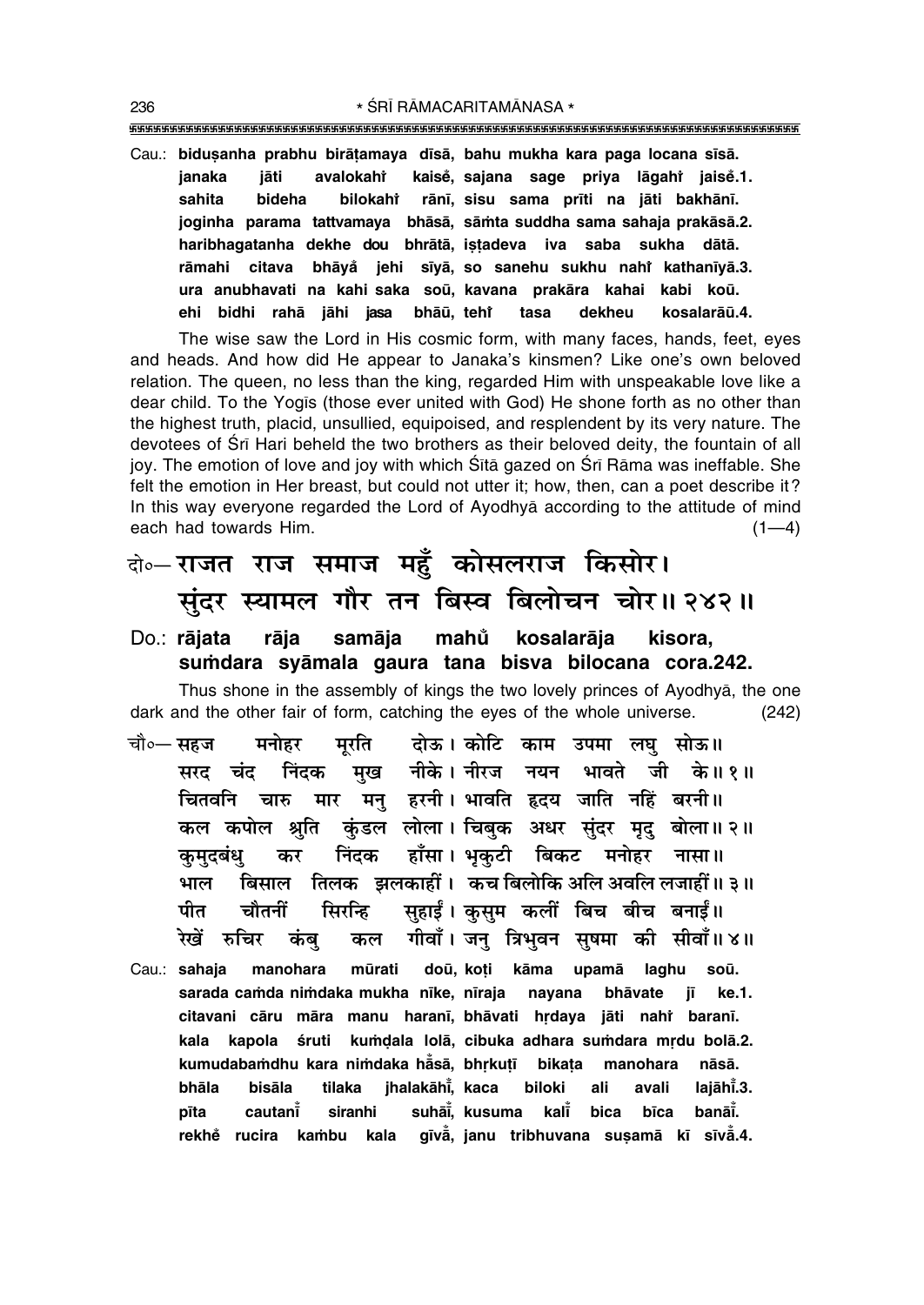Cau.: **biduṣanha prabhu birāṭamaya dīsā, bahu mukha kara paga locana sīsā.**
**janaka jāti avalokahiṅ kaiseṅ, sajana sage priya lāgahiṅ jaiseṅ.1.**
**sahita bideha bilokahiṅ rānī, sisu sama prīti na jāti bakhānī.**
**joginha parama tattvamaya bhāsā, sāṁta suddha sama sahaja prakāsā.2.**
**haribhagatanha dekhe dou bhrātā, iṣṭadeva iva saba sukha dātā.**
**rāmahi citava bhāyaṅ jehi sīyā, so sanehu sukhu nahiṅ kathanīyā.3.**
**ura anubhavati na kahi saka soū, kavana prakāra kahai kabi koū.**
**ehi bidhi rahā jāhi jasa bhāū, tehiṅ tasa dekheu kosalarāū.4.**

The wise saw the Lord in His cosmic form, with many faces, hands, feet, eyes and heads. And how did He appear to Janaka's kinsmen? Like one's own beloved relation. The queen, no less than the king, regarded Him with unspeakable love like a dear child. To the Yogīs (those ever united with God) He shone forth as no other than the highest truth, placid, unsullied, equipoised, and resplendent by its very nature. The devotees of Śrī Hari beheld the two brothers as their beloved deity, the fountain of all joy. The emotion of love and joy with which Sītā gazed on Śrī Rāma was ineffable. She felt the emotion in Her breast, but could not utter it; how, then, can a poet describe it? In this way everyone regarded the Lord of Ayodhyā according to the attitude of mind each had towards Him. (1—4)

दो०— राजत राज समाज महुँ कोसलराज किसोर।
सुंदर स्यामल गौर तन बिस्व बिलोचन चोर॥ २४२॥

Do.: **rājata rāja samāja mahuṅ kosalarāja kisora,**
**suṁdara syāmala gaura tana bisva bilocana cora.242.**

Thus shone in the assembly of kings the two lovely princes of Ayodhyā, the one dark and the other fair of form, catching the eyes of the whole universe. (242)

चौ०— सहज मनोहर मूरति दोऊ। कोटि काम उपमा लघु सोऊ॥
सरद चंद निंदक मुख नीके। नीरज नयन भावते जी के॥ १॥
चितवनि चारु मार मनु हरनी। भावति हृदय जाति नहिं बरनी॥
कल कपोल श्रुति कुंडल लोला। चिबुक अधर सुंदर मृदु बोला॥ २॥
कुमुदबंधु कर निंदक हाँसा। भृकुटी बिकट मनोहर नासा॥
भाल बिसाल तिलक झलकाहीं। कच बिलोकि अलि अवलि लजाहीं॥ ३॥
पीत चौतनीं सिरन्हि सुहाईं। कुसुम कलीं बिच बीच बनाईं॥
रेखें रुचिर कंबु कल गीवाँ। जनु त्रिभुवन सुषमा की सीवाँ॥ ४॥

Cau.: **sahaja manohara mūrati doū, koṭi kāma upamā laghu soū.**
**sarada caṁda niṁdaka mukha nīke, nīraja nayana bhāvate jī ke.1.**
**citavani cāru māra manu haranī, bhāvati hṛdaya jāti nahiṅ baranī.**
**kala kapola śruti kuṁḍala lolā, cibuka adhara suṁdara mṛdu bolā.2.**
**kumudabaṁdhu kara niṁdaka hāṅsā, bhṛkuṭī bikaṭa manohara nāsā.**
**bhāla bisāla tilaka jhalakāhīṅ, kaca biloki ali avali lajāhīṅ.3.**
**pīta cautanīṅ siranhi suhāīṅ, kusuma kalīṅ bica bīca banāīṅ.**
**rekheṅ rucira kaṁbu kala gīvāṅ, janu tribhuvana suṣamā kī sīvāṅ.4.**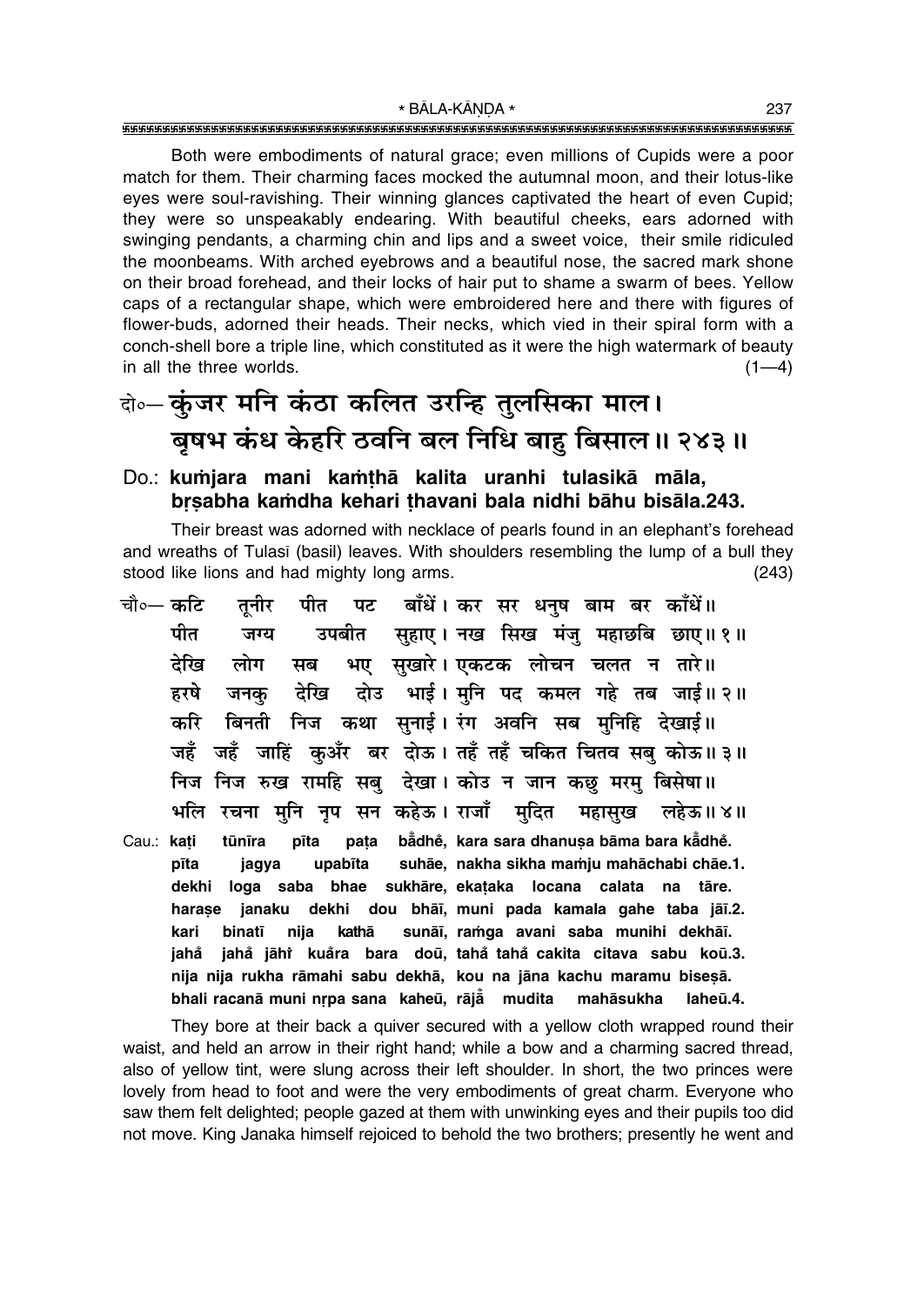Both were embodiments of natural grace; even millions of Cupids were a poor match for them. Their charming faces mocked the autumnal moon, and their lotus-like eyes were soul-ravishing. Their winning glances captivated the heart of even Cupid; they were so unspeakably endearing. With beautiful cheeks, ears adorned with swinging pendants, a charming chin and lips and a sweet voice, their smile ridiculed the moonbeams. With arched eyebrows and a beautiful nose, the sacred mark shone on their broad forehead, and their locks of hair put to shame a swarm of bees. Yellow caps of a rectangular shape, which were embroidered here and there with figures of flower-buds, adorned their heads. Their necks, which vied in their spiral form with a conch-shell bore a triple line, which constituted as it were the high watermark of beauty in all the three worlds. (1—4)

दो०— कुंजर मनि कंठा कलित उरन्हि तुलसिका माल।
बृषभ कंध केहरि ठवनि बल निधि बाहु बिसाल॥ २४३॥

**Do.: kuṁjara mani kaṁṭhā kalita uranhi tulasikā māla, bṛṣabha kaṁdha kehari ṭhavani bala nidhi bāhu bisāla.243.**

Their breast was adorned with necklace of pearls found in an elephant's forehead and wreaths of Tulasī (basil) leaves. With shoulders resembling the lump of a bull they stood like lions and had mighty long arms. (243)

चौ०— कटि तूनीर पीत पट बाँधें। कर सर धनुष बाम बर काँधें॥
पीत जग्य उपबीत सुहाए। नख सिख मंजु महाछबि छाए॥ १॥
देखि लोग सब भए सुखारे। एकटक लोचन चलत न तारे॥
हरषे जनकु देखि दोउ भाई। मुनि पद कमल गहे तब जाई॥ २॥
करि बिनती निज कथा सुनाई। रंग अवनि सब मुनिहि देखाई॥
जहँ जहँ जाहिं कुअँर बर दोऊ। तहँ तहँ चकित चितव सबु कोऊ॥ ३॥
निज निज रुख रामहि सबु देखा। कोउ न जान कछु मरमु बिसेषा॥
भलि रचना मुनि नृप सन कहेऊ। राजाँ मुदित महासुख लहेऊ॥ ४॥

**Cau.: kaṭi tūnīra pīta paṭa bā̐dhe̐, kara sara dhanuṣa bāma bara kā̐dhe̐.
pīta jagya upabīta suhāe, nakha sikha maṁju mahāchabi chāe.1.
dekhi loga saba bhae sukhāre, ekaṭaka locana calata na tāre.
haraṣe janaku dekhi dou bhāī, muni pada kamala gahe taba jāī.2.
kari binatī nija kathā sunāī, raṁga avani saba munihi dekhāī.
jaha̐ jaha̐ jāhiṁ kua̐ra bara doū, taha̐ taha̐ cakita citava sabu koū.3.
nija nija rukha rāmahi sabu dekhā, kou na jāna kachu maramu biseṣā.
bhali racanā muni nṛpa sana kaheū, rājā̐ mudita mahāsukha laheū.4.**

They bore at their back a quiver secured with a yellow cloth wrapped round their waist, and held an arrow in their right hand; while a bow and a charming sacred thread, also of yellow tint, were slung across their left shoulder. In short, the two princes were lovely from head to foot and were the very embodiments of great charm. Everyone who saw them felt delighted; people gazed at them with unwinking eyes and their pupils too did not move. King Janaka himself rejoiced to behold the two brothers; presently he went and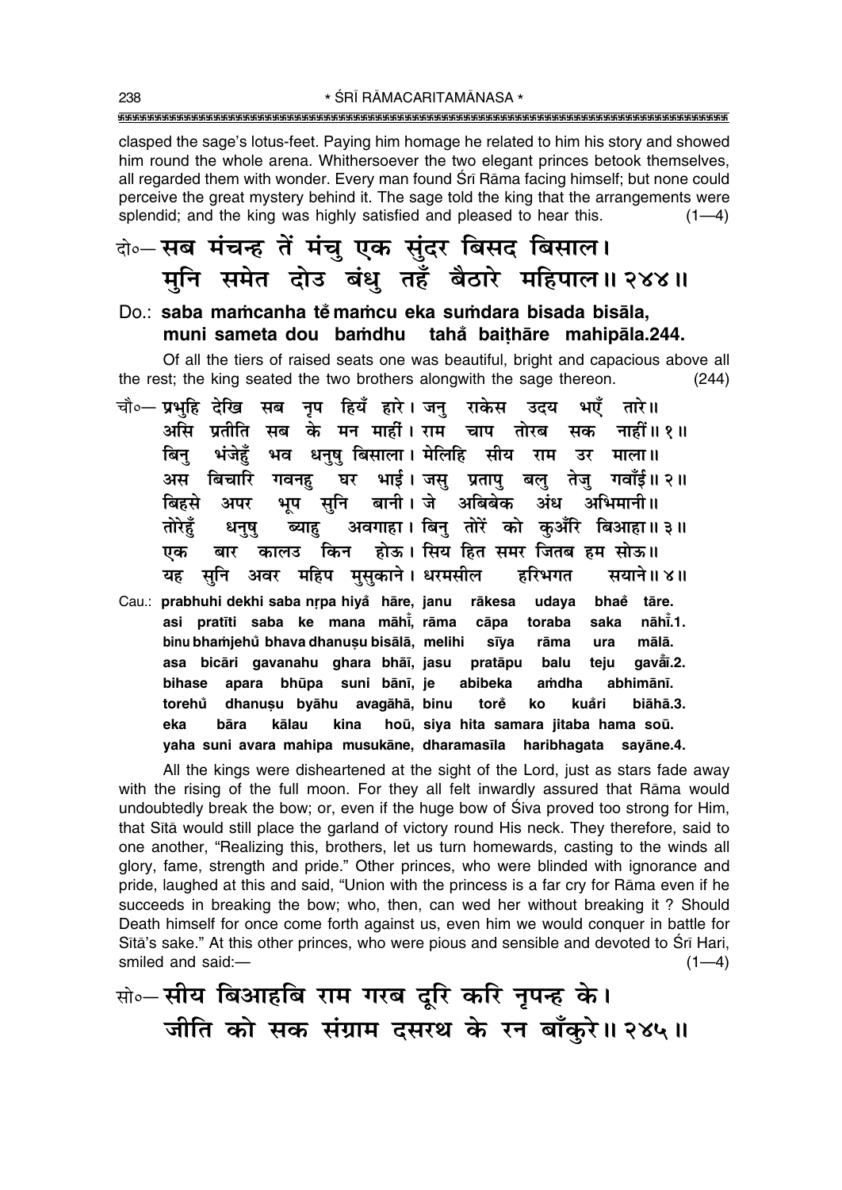clasped the sage's lotus-feet. Paying him homage he related to him his story and showed him round the whole arena. Whithersoever the two elegant princes betook themselves, all regarded them with wonder. Every man found Śrī Rāma facing himself; but none could perceive the great mystery behind it. The sage told the king that the arrangements were splendid; and the king was highly satisfied and pleased to hear this. (1—4)

दो०— सब मंचन्ह तें मंचु एक सुंदर बिसद बिसाल।
मुनि समेत दोउ बंधु तहँ बैठारे महिपाल॥ २४४॥

**Do.: saba mamcanha tẽ mamcu eka sumdara bisada bisāla, muni sameta dou bamdhu tahå baiṭhāre mahipāla.244.**

Of all the tiers of raised seats one was beautiful, bright and capacious above all the rest; the king seated the two brothers alongwith the sage thereon. (244)

चौ०— प्रभुहि देखि सब नृप हियँ हारे। जनु राकेस उदय भएँ तारे॥
असि प्रतीति सब के मन माहीं। राम चाप तोरब सक नाहीं॥ १॥
बिनु भंजेहुँ भव धनुषु बिसाला। मेलिहि सीय राम उर माला॥
अस बिचारि गवनहु घर भाई। जसु प्रतापु बलु तेजु गवाँई॥ २॥
बिहसे अपर भूप सुनि बानी। जे अबिबेक अंध अभिमानी॥
तोरेहुँ धनुषु ब्याहु अवगाहा। बिनु तोरें को कुअँरि बिआहा॥ ३॥
एक बार कालउ किन होऊ। सिय हित समर जितब हम सोऊ॥
यह सुनि अवर महिप मुसुकाने। धरमसील हरिभगत सयाने॥ ४॥

**Cau.: prabhuhi dekhi saba nṛpa hiyå hāre, janu rākesa udaya bhaẽ tāre.
asi pratīti saba ke mana māhī̃, rāma cāpa toraba saka nāhī̃.1.
binu bhamjehů bhava dhanuṣu bisālā, melihi sīya rāma ura mālā.
asa bicāri gavanahu ghara bhāī, jasu pratāpu balu teju gavā̃ī.2.
bihase apara bhūpa suni bānī, je abibeka amdha abhimānī.
torehů dhanuṣu byāhu avagāhā, binu torẽ ko kuåri biāhā.3.
eka bāra kālau kina hoū, siya hita samara jitaba hama soū.
yaha suni avara mahipa musukāne, dharamasīla haribhagata sayāne.4.**

All the kings were disheartened at the sight of the Lord, just as stars fade away with the rising of the full moon. For they all felt inwardly assured that Rāma would undoubtedly break the bow; or, even if the huge bow of Śiva proved too strong for Him, that Sītā would still place the garland of victory round His neck. They therefore, said to one another, "Realizing this, brothers, let us turn homewards, casting to the winds all glory, fame, strength and pride." Other princes, who were blinded with ignorance and pride, laughed at this and said, "Union with the princess is a far cry for Rāma even if he succeeds in breaking the bow; who, then, can wed her without breaking it ? Should Death himself for once come forth against us, even him we would conquer in battle for Sītā's sake." At this other princes, who were pious and sensible and devoted to Śrī Hari, smiled and said:— (1—4)

सो०— सीय बिआहबि राम गरब दूरि करि नृपन्ह के।
जीति को सक संग्राम दसरथ के रन बाँकुरे॥ २४५॥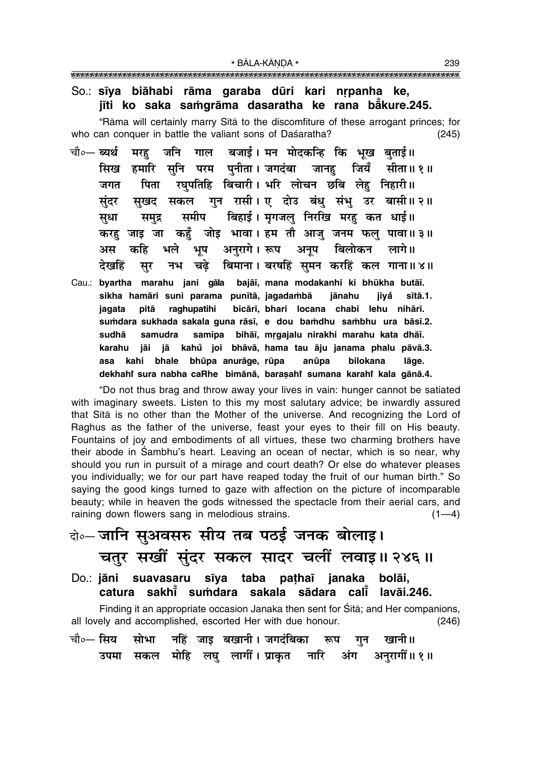So.: **sīya biāhabi rāma garaba dūri kari nṛpanha ke,**
**jīti ko saka saṁgrāma dasaratha ke rana bā̆kure.245.**

"Rāma will certainly marry Sītā to the discomfiture of these arrogant princes; for who can conquer in battle the valiant sons of Daśaratha? (245)

चौ०— ब्यर्थ मरहु जनि गाल बजाई। मन मोदकन्हि कि भूख बुताई॥
सिख हमारि सुनि परम पुनीता। जगदंबा जानहु जियँ सीता॥१॥
जगत पिता रघुपतिहि बिचारी। भरि लोचन छबि लेहु निहारी॥
सुंदर सुखद सकल गुन रासी। ए दोउ बंधु संभु उर बासी॥२॥
सुधा समुद्र समीप बिहाई। मृगजलु निरखि मरहु कत धाई॥
करहु जाइ जा कहुँ जोइ भावा। हम तौ आजु जनम फलु पावा॥३॥
अस कहि भले भूप अनुरागे। रूप अनूप बिलोकन लागे॥
देखहिं सुर नभ चढ़े बिमाना। बरषहिं सुमन करहिं कल गाना॥४॥

Cau.: **byartha marahu jani gāla bajāī, mana modakanhi ki bhūkha butāī.**
**sikha hamāri suni parama punītā, jagadaṁbā jānahu jiyå̄ sītā.1.**
**jagata pitā raghupatihi bicārī, bhari locana chabi lehu nihārī.**
**suṁdara sukhada sakala guna rāsī, e dou baṁdhu saṁbhu ura bāsī.2.**
**sudhā samudra samīpa bihāī, mṛgajalu nirakhi marahu kata dhāī.**
**karahu jāi jā kahů joi bhāvā, hama tau āju janama phalu pāvā.3.**
**asa kahi bhale bhūpa anurāge, rūpa anūpa bilokana lāge.**
**dekhahĩ sura nabha caRhe bimānā, baraṣahĩ sumana karahĩ kala gānā.4.**

"Do not thus brag and throw away your lives in vain: hunger cannot be satiated with imaginary sweets. Listen to this my most salutary advice; be inwardly assured that Sītā is no other than the Mother of the universe. And recognizing the Lord of Raghus as the father of the universe, feast your eyes to their fill on His beauty. Fountains of joy and embodiments of all virtues, these two charming brothers have their abode in Śambhu's heart. Leaving an ocean of nectar, which is so near, why should you run in pursuit of a mirage and court death? Or else do whatever pleases you individually; we for our part have reaped today the fruit of our human birth." So saying the good kings turned to gaze with affection on the picture of incomparable beauty; while in heaven the gods witnessed the spectacle from their aerial cars, and raining down flowers sang in melodious strains. (1—4)

## दो०— जानि सुअवसरु सीय तब पठई जनक बोलाइ। चतुर सखीं सुंदर सकल सादर चलीं लवाइ॥२४६॥

Do.: **jāni suavasaru sīya taba paṭhaī janaka bolāi,**
**catura sakhī̆ suṁdara sakala sādara calī̆ lavāi.246.**

Finding it an appropriate occasion Janaka then sent for Sītā; and Her companions, all lovely and accomplished, escorted Her with due honour. (246)

चौ०— सिय सोभा नहिं जाइ बखानी। जगदंबिका रूप गुन खानी॥
उपमा सकल मोहि लघु लागीं। प्राकृत नारि अंग अनुरागीं॥१॥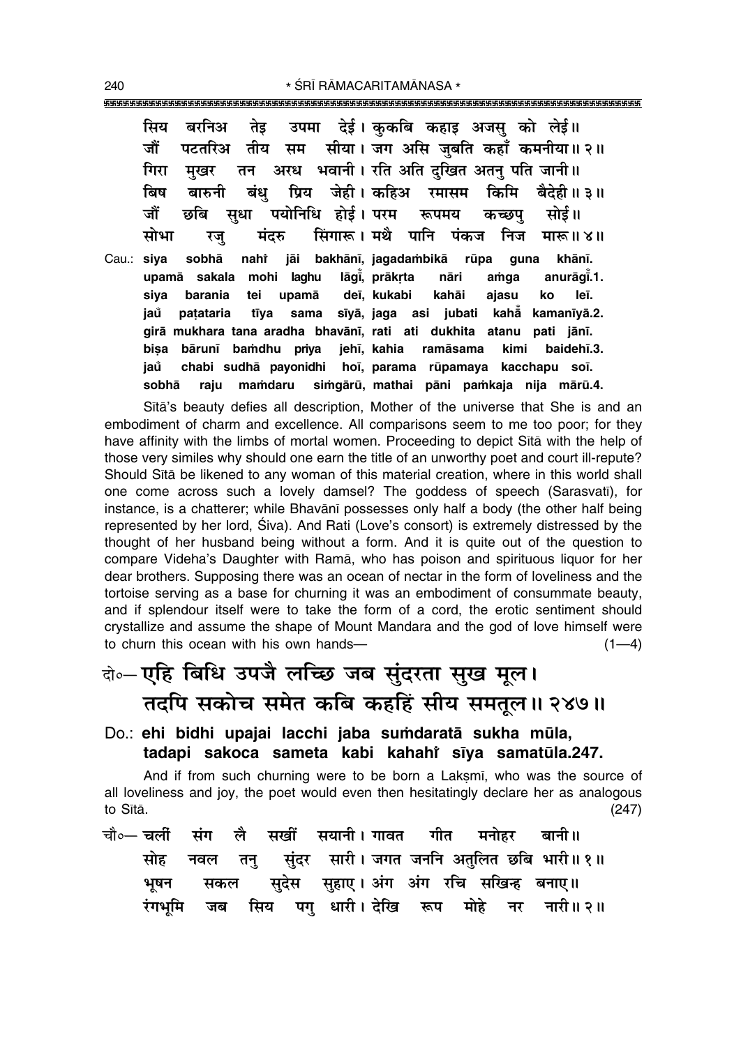सिय बरनिअ तेइ उपमा देई। कुकबि कहाइ अजसु को लेई॥
जौं पटतरिअ तीय सम सीया। जग असि जुबति कहाँ कमनीया॥ २॥
गिरा मुखर तन अरध भवानी। रति अति दुखित अतनु पति जानी॥
बिष बारुनी बंधु प्रिय जेही। कहिअ रमासम किमि बैदेही॥ ३॥
जौं छबि सुधा पयोनिधि होई। परम रूपमय कच्छपु सोई॥
सोभा रजु मंदरु सिंगारू। मथै पानि पंकज निज मारू॥ ४॥

Cau.: siya sobhā nahi̐ jāi bakhānī, jagadaṁbikā rūpa guna khānī.
upamā sakala mohi laghu lāgī̐, prākṛta nāri aṁga anurāgī̐.1.
siya barania tei upamā deī, kukabi kahāi ajasu ko leī.
jau̐ paṭataria tīya sama sīyā, jaga asi jubati kahā̐ kamanīyā.2.
girā mukhara tana aradha bhavānī, rati ati dukhita atanu pati jānī.
biṣa bārunī baṁdhu priya jehī, kahia ramāsama kimi baidehī.3.
jau̐ chabi sudhā payonidhi hoī, parama rūpamaya kacchapu soī.
sobhā raju maṁdaru siṁgārū, mathai pāni paṁkaja nija mārū.4.

Sītā's beauty defies all description, Mother of the universe that She is and an embodiment of charm and excellence. All comparisons seem to me too poor; for they have affinity with the limbs of mortal women. Proceeding to depict Sītā with the help of those very similes why should one earn the title of an unworthy poet and court ill-repute? Should Sītā be likened to any woman of this material creation, where in this world shall one come across such a lovely damsel? The goddess of speech (Sarasvatī), for instance, is a chatterer; while Bhavānī possesses only half a body (the other half being represented by her lord, Śiva). And Rati (Love's consort) is extremely distressed by the thought of her husband being without a form. And it is quite out of the question to compare Videha's Daughter with Ramā, who has poison and spirituous liquor for her dear brothers. Supposing there was an ocean of nectar in the form of loveliness and the tortoise serving as a base for churning it was an embodiment of consummate beauty, and if splendour itself were to take the form of a cord, the erotic sentiment should crystallize and assume the shape of Mount Mandara and the god of love himself were to churn this ocean with his own hands— (1—4)

दो०— एहि बिधि उपजै लच्छि जब सुंदरता सुख मूल।
तदपि सकोच समेत कबि कहहिं सीय समतूल॥ २४७॥

**Do.: ehi bidhi upajai lacchi jaba suṁdaratā sukha mūla,
tadapi sakoca sameta kabi kahahi̐ sīya samatūla.247.**

And if from such churning were to be born a Lakṣmī, who was the source of all loveliness and joy, the poet would even then hesitatingly declare her as analogous to Sītā. (247)

चौ०— चलीं संग लै सखीं सयानी। गावत गीत मनोहर बानी॥
सोह नवल तनु सुंदर सारी। जगत जननि अतुलित छबि भारी॥ १॥
भूषन सकल सुदेस सुहाए। अंग अंग रचि सखिन्ह बनाए॥
रंगभूमि जब सिय पगु धारी। देखि रूप मोहे नर नारी॥ २॥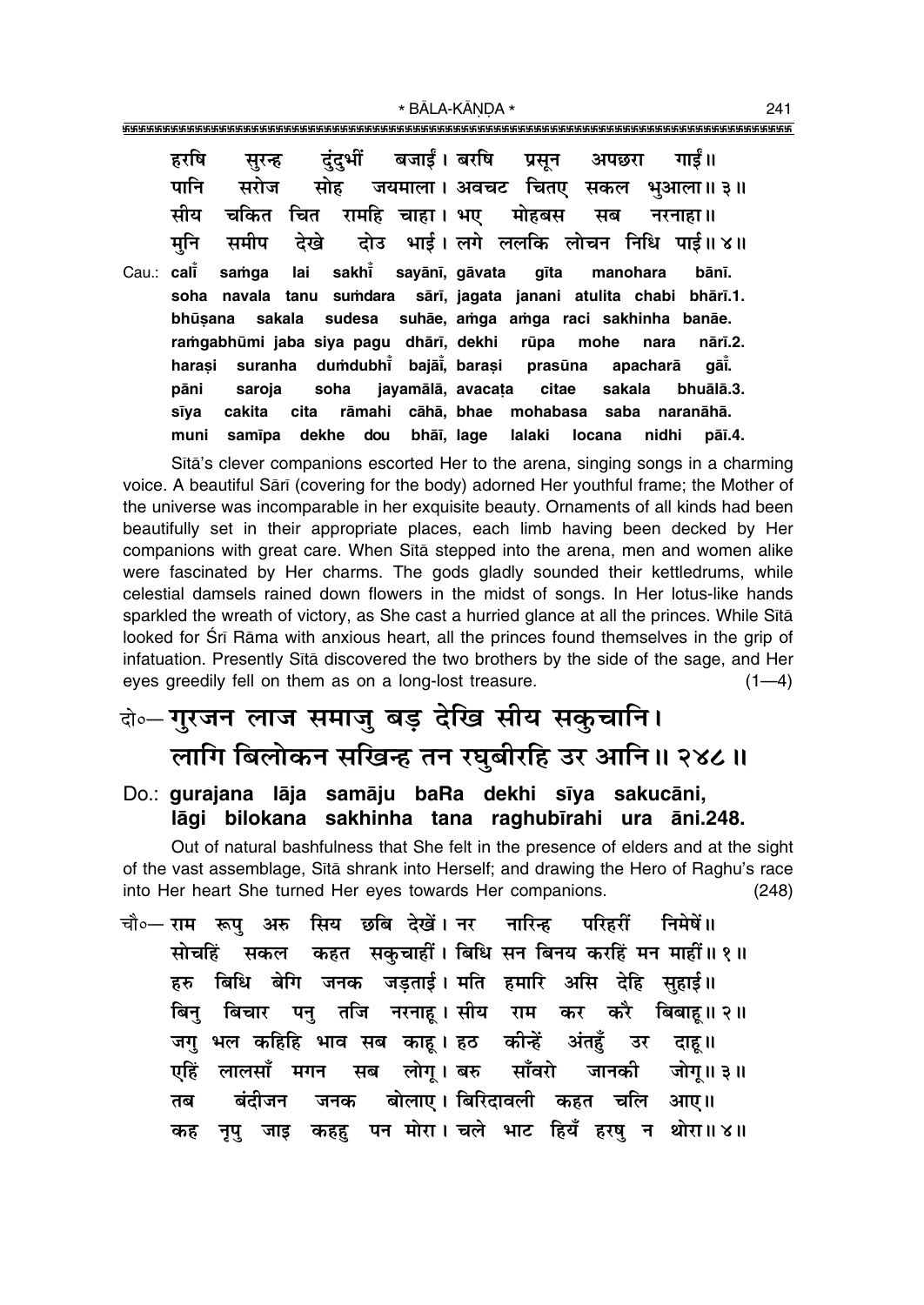हरषि सुरन्ह दुंदुभीं बजाईं। बरषि प्रसून अपछरा गाईं॥
पानि सरोज सोह जयमाला। अवचट चितए सकल भुआला॥ ३॥
सीय चकित चित रामहि चाहा। भए मोहबस सब नरनाहा॥
मुनि समीप देखे दोउ भाई। लगे ललकि लोचन निधि पाई॥ ४॥

Cau.: calī̐ saṁga lai sakhī̐ sayānī, gāvata gīta manohara bānī.
soha navala tanu suṁdara sārī, jagata janani atulita chabi bhārī.1.
bhūṣana sakala sudesa suhāe, aṁga aṁga raci sakhinha banāe.
raṁgabhūmi jaba siya pagu dhārī, dekhi rūpa mohe nara nārī.2.
haraṣi suranha duṁdubhī̐ bajāī̐, baraṣi prasūna apacharā gāī̐.
pāni saroja soha jayamālā, avacaṭa citae sakala bhuālā.3.
sīya cakita cita rāmahi cāhā, bhae mohabasa saba naranāhā.
muni samīpa dekhe dou bhāī, lage lalaki locana nidhi pāī.4.

Sītā's clever companions escorted Her to the arena, singing songs in a charming voice. A beautiful Sārī (covering for the body) adorned Her youthful frame; the Mother of the universe was incomparable in her exquisite beauty. Ornaments of all kinds had been beautifully set in their appropriate places, each limb having been decked by Her companions with great care. When Sītā stepped into the arena, men and women alike were fascinated by Her charms. The gods gladly sounded their kettledrums, while celestial damsels rained down flowers in the midst of songs. In Her lotus-like hands sparkled the wreath of victory, as She cast a hurried glance at all the princes. While Sītā looked for Śrī Rāma with anxious heart, all the princes found themselves in the grip of infatuation. Presently Sītā discovered the two brothers by the side of the sage, and Her eyes greedily fell on them as on a long-lost treasure. (1—4)

## दो०— गुरजन लाज समाजु बड़ देखि सीय सकुचानि। लागि बिलोकन सखिन्ह तन रघुबीरहि उर आनि॥ २४८॥

**Do.: gurajana lāja samāju baRa dekhi sīya sakucāni, lāgi bilokana sakhinha tana raghubīrahi ura āni.248.**

Out of natural bashfulness that She felt in the presence of elders and at the sight of the vast assemblage, Sītā shrank into Herself; and drawing the Hero of Raghu's race into Her heart She turned Her eyes towards Her companions. (248)

चौ०— राम रूपु अरु सिय छबि देखें। नर नारिन्ह परिहरीं निमेषें॥
सोचहिं सकल कहत सकुचाहीं। बिधि सन बिनय करहिं मन माहीं॥ १॥
हरु बिधि बेगि जनक जड़ताई। मति हमारि असि देहि सुहाई॥
बिनु बिचार पनु तजि नरनाहू। सीय राम कर करै बिबाहू॥ २॥
जगु भल कहिहि भाव सब काहू। हठ कीन्हें अंतहुँ उर दाहू॥
एहिं लालसाँ मगन सब लोगू। बरु साँवरो जानकी जोगू॥ ३॥
तब बंदीजन जनक बोलाए। बिरिदावली कहत चलि आए॥
कह नृपु जाइ कहहु पन मोरा। चले भाट हियँ हरषु न थोरा॥ ४॥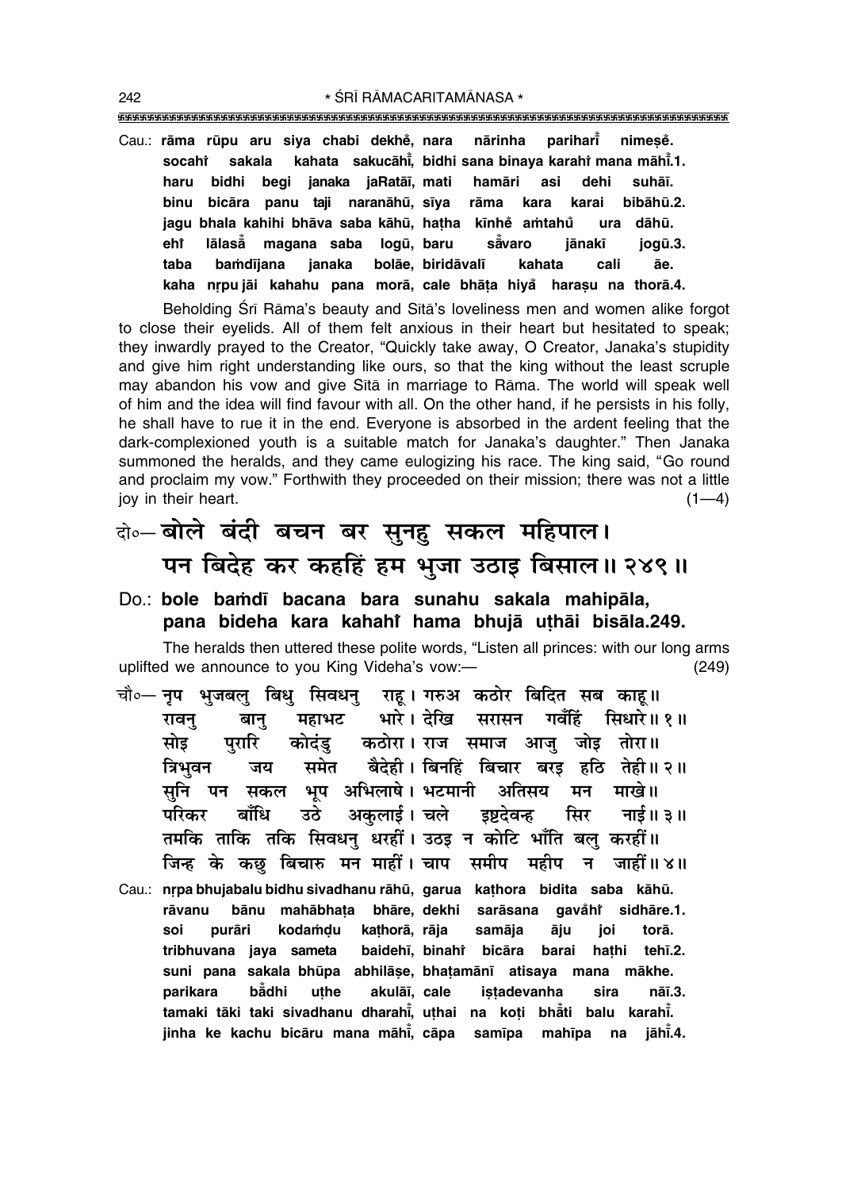Cau.: **rāma rūpu aru siya chabi dekhe̐, nara nārinha parihar̐ī nimeṣe̐.**
**socahi̐ sakala kahata sakucāhī̐, bidhi sana binaya karahi̐ mana māhī̐.1.**
**haru bidhi begi janaka jaRatāī, mati hamāri asi dehi suhāī.**
**binu bicāra panu taji naranāhū, sīya rāma kara karai bibāhū.2.**
**jagu bhala kahihi bhāva saba kāhū, haṭha kīnhe̐ aṁtahu̐ ura dāhū.**
**ehi̐ lālasa̐ā magana saba logū, baru sa̐āvaro jānakī jogū.3.**
**taba baṁdījana janaka bolāe, biridāvalī kahata cali āe.**
**kaha nṛpu jāi kahahu pana morā, cale bhāṭa hiya̐ haraṣu na thorā.4.**

Beholding Śrī Rāma's beauty and Sītā's loveliness men and women alike forgot to close their eyelids. All of them felt anxious in their heart but hesitated to speak; they inwardly prayed to the Creator, "Quickly take away, O Creator, Janaka's stupidity and give him right understanding like ours, so that the king without the least scruple may abandon his vow and give Sītā in marriage to Rāma. The world will speak well of him and the idea will find favour with all. On the other hand, if he persists in his folly, he shall have to rue it in the end. Everyone is absorbed in the ardent feeling that the dark-complexioned youth is a suitable match for Janaka's daughter." Then Janaka summoned the heralds, and they came eulogizing his race. The king said, "Go round and proclaim my vow." Forthwith they proceeded on their mission; there was not a little joy in their heart. (1—4)

दो०— बोले बंदी बचन बर सुनहु सकल महिपाल।
पन बिदेह कर कहहिं हम भुजा उठाइ बिसाल॥ २४९॥

Do.: **bole baṁdī bacana bara sunahu sakala mahipāla,**
**pana bideha kara kahahi̐ hama bhujā uṭhāi bisāla.249.**

The heralds then uttered these polite words, "Listen all princes: with our long arms uplifted we announce to you King Videha's vow:— (249)

चौ०— नृप भुजबलु बिधु सिवधनु राहू। गरुअ कठोर बिदित सब काहू॥
रावनु बानु महाभट भारे। देखि सरासन गवँहिं सिधारे॥ १॥
सोइ पुरारि कोदंडु कठोरा। राज समाज आजु जोइ तोरा॥
त्रिभुवन जय समेत बैदेही। बिनहिं बिचार बरइ हठि तेही॥ २॥
सुनि पन सकल भूप अभिलाषे। भटमानी अतिसय मन माखे॥
परिकर बाँधि उठे अकुलाई। चले इष्टदेवन्ह सिर नाई॥ ३॥
तमकि ताकि तकि सिवधनु धरहीं। उठइ न कोटि भाँति बलु करहीं॥
जिन्ह के कछु बिचारु मन माहीं। चाप समीप महीप न जाहीं॥ ४॥

Cau.: **nṛpa bhujabalu bidhu sivadhanu rāhū, garua kaṭhora bidita saba kāhū.**
**rāvanu bānu mahābhaṭa bhāre, dekhi sarāsana gava̐hi̐ sidhāre.1.**
**soi purāri kodaṁḍu kaṭhorā, rāja samāja āju joi torā.**
**tribhuvana jaya sameta baidehī, binahi̐ bicāra barai haṭhi tehī.2.**
**suni pana sakala bhūpa abhilāṣe, bhaṭamānī atisaya mana mākhe.**
**parikara bā̐dhi uṭhe akulāī, cale iṣṭadevanha sira nāī.3.**
**tamaki tāki taki sivadhanu dharahī̐, uṭhai na koṭi bhā̐ti balu karahī̐.**
**jinha ke kachu bicāru mana māhī̐, cāpa samīpa mahīpa na jāhī̐.4.**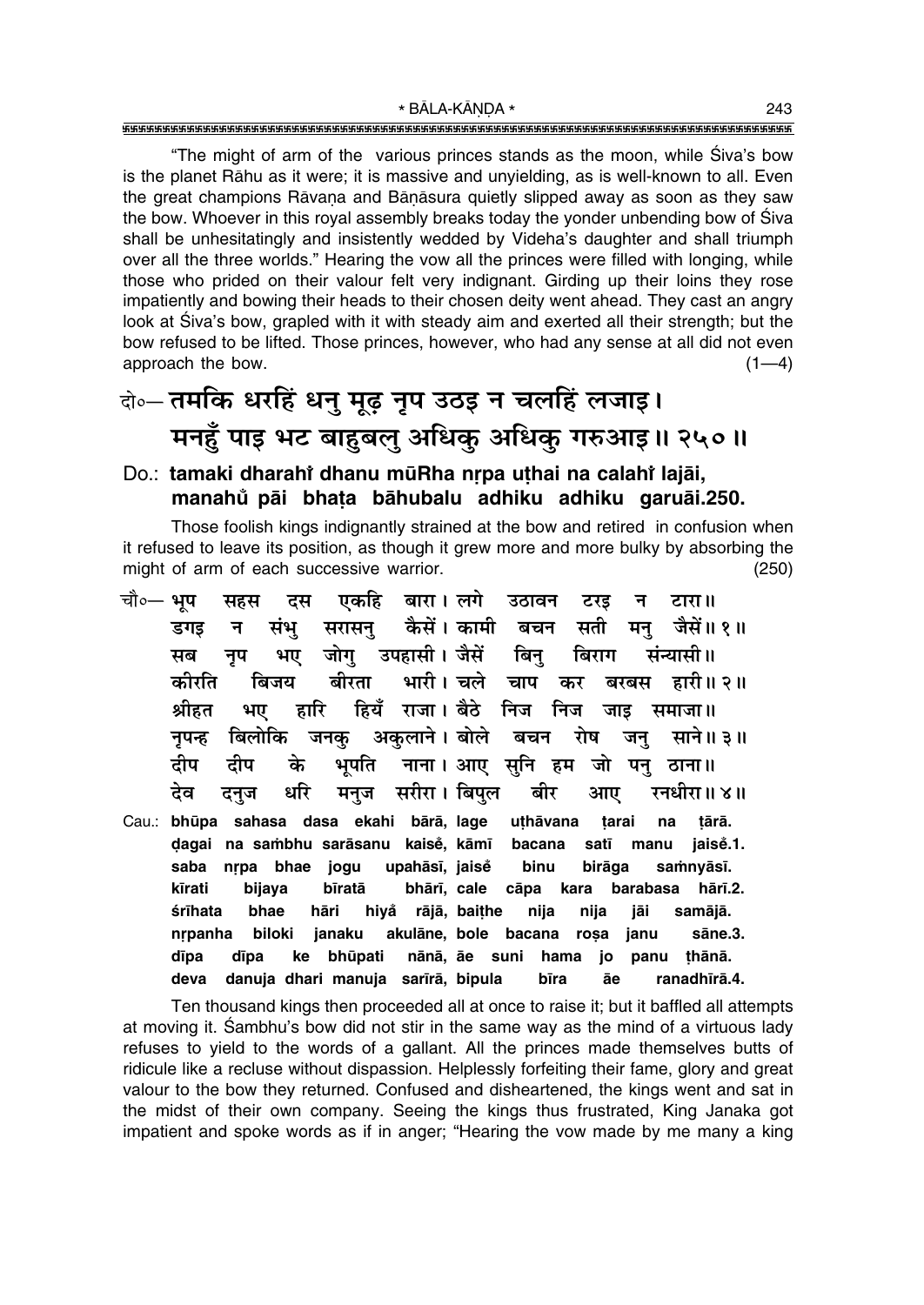"The might of arm of the various princes stands as the moon, while Śiva's bow is the planet Rāhu as it were; it is massive and unyielding, as is well-known to all. Even the great champions Rāvaṇa and Bāṇāsura quietly slipped away as soon as they saw the bow. Whoever in this royal assembly breaks today the yonder unbending bow of Śiva shall be unhesitatingly and insistently wedded by Videha's daughter and shall triumph over all the three worlds." Hearing the vow all the princes were filled with longing, while those who prided on their valour felt very indignant. Girding up their loins they rose impatiently and bowing their heads to their chosen deity went ahead. They cast an angry look at Śiva's bow, grapled with it with steady aim and exerted all their strength; but the bow refused to be lifted. Those princes, however, who had any sense at all did not even approach the bow. (1—4)

## दो०— तमकि धरहिं धनु मूढ़ नृप उठइ न चलहिं लजाइ।
## मनहुँ पाइ भट बाहुबलु अधिकु अधिकु गरुआइ॥ २५०॥

**Do.: tamaki dharahi̐ dhanu mūRha nṛpa uṭhai na calahi̐ lajāi,**
**manahu̐ pāi bhaṭa bāhubalu adhiku adhiku garuāi.250.**

Those foolish kings indignantly strained at the bow and retired in confusion when it refused to leave its position, as though it grew more and more bulky by absorbing the might of arm of each successive warrior. (250)

चौ०— भूप सहस दस एकहि बारा। लगे उठावन टरइ न टारा॥
डगइ न संभु सरासनु कैसें। कामी बचन सती मनु जैसें॥ १॥
सब नृप भए जोगु उपहासी। जैसें बिनु बिराग संन्यासी॥
कीरति बिजय बीरता भारी। चले चाप कर बरबस हारी॥ २॥
श्रीहत भए हारि हियँ राजा। बैठे निज निज जाइ समाजा॥
नृपन्ह बिलोकि जनकु अकुलाने। बोले बचन रोष जनु साने॥ ३॥
दीप दीप के भूपति नाना। आए सुनि हम जो पनु ठाना॥
देव दनुज धरि मनुज सरीरा। बिपुल बीर आए रनधीरा॥ ४॥

Cau.: bhūpa sahasa dasa ekahi bārā, lage uṭhāvana ṭarai na ṭārā.
ḍagai na saṁbhu sarāsanu kaiseṁ, kāmī bacana satī manu jaiseṁ.1.
saba nṛpa bhae jogu upahāsī, jaiseṁ binu birāga saṁnyāsī.
kīrati bijaya bīratā bhārī, cale cāpa kara barabasa hārī.2.
śrīhata bhae hāri hiya̐ rājā, baiṭhe nija nija jāi samājā.
nṛpanha biloki janaku akulāne, bole bacana roṣa janu sāne.3.
dīpa dīpa ke bhūpati nānā, āe suni hama jo panu ṭhānā.
deva danuja dhari manuja sarīrā, bipula bīra āe ranadhīrā.4.

Ten thousand kings then proceeded all at once to raise it; but it baffled all attempts at moving it. Śambhu's bow did not stir in the same way as the mind of a virtuous lady refuses to yield to the words of a gallant. All the princes made themselves butts of ridicule like a recluse without dispassion. Helplessly forfeiting their fame, glory and great valour to the bow they returned. Confused and disheartened, the kings went and sat in the midst of their own company. Seeing the kings thus frustrated, King Janaka got impatient and spoke words as if in anger; "Hearing the vow made by me many a king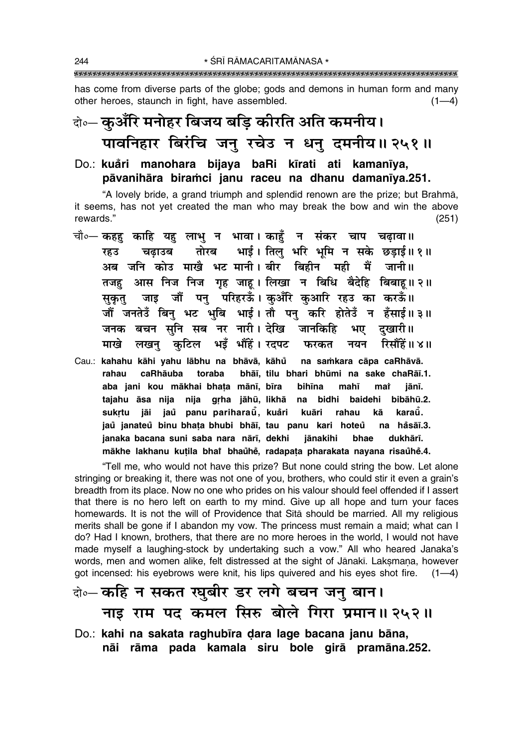has come from diverse parts of the globe; gods and demons in human form and many other heroes, staunch in fight, have assembled. (1—4)

**दो०— कुअँरि मनोहर बिजय बड़ि कीरति अति कमनीय।**
**पावनिहार बिरंचि जनु रचेउ न धनु दमनीय॥ २५१॥**

**Do.: kuåri manohara bijaya baRi kīrati ati kamanīya,**
**pāvanihāra biraṁci janu raceu na dhanu damanīya.251.**

"A lovely bride, a grand triumph and splendid renown are the prize; but Brahmā, it seems, has not yet created the man who may break the bow and win the above rewards." (251)

**चौ०— कहहु काहि यहु लाभु न भावा। काहुँ न संकर चाप चढ़ावा॥**
**रहउ चढ़ाउब तोरब भाई। तिलु भरि भूमि न सके छड़ाई॥ १॥**
**अब जनि कोउ माखै भट मानी। बीर बिहीन मही मैं जानी॥**
**तजहु आस निज निज गृह जाहू। लिखा न बिधि बैदेहि बिबाहू॥ २॥**
**सुकृतु जाइ जौं पनु परिहरऊँ। कुअँरि कुआरि रहउ का करऊँ॥**
**जौं जनतेउँ बिनु भट भुबि भाई। तौ पनु करि होतेउँ न हँसाई॥ ३॥**
**जनक बचन सुनि सब नर नारी। देखि जानकिहि भए दुखारी॥**
**माखे लखनु कुटिल भइँ भौंहें। रदपट फरकत नयन रिसौंहें॥ ४॥**

**Cau.: kahahu kāhi yahu lābhu na bhāvā, kāhů na saṁkara cāpa caRhāvā.**
**rahau caRhāuba toraba bhāī, tilu bhari bhūmi na sake chaRāī.1.**
**aba jani kou mākhai bhaṭa mānī, bīra bihīna mahī maiṁ jānī.**
**tajahu āsa nija nija gṛha jāhū, likhā na bidhi baidehi bibāhū.2.**
**sukṛtu jāi jaů panu pariharaů, kuåri kuāri rahau kā karaů.**
**jaů janateů binu bhaṭa bhubi bhāī, tau panu kari hoteů na håsāī.3.**
**janaka bacana suni saba nara nārī, dekhi jānakihi bhae dukhārī.**
**mākhe lakhanu kuṭila bhaiṁ bhaůhẽ, radapaṭa pharakata nayana risaůhẽ.4.**

"Tell me, who would not have this prize? But none could string the bow. Let alone stringing or breaking it, there was not one of you, brothers, who could stir it even a grain's breadth from its place. Now no one who prides on his valour should feel offended if I assert that there is no hero left on earth to my mind. Give up all hope and turn your faces homewards. It is not the will of Providence that Sītā should be married. All my religious merits shall be gone if I abandon my vow. The princess must remain a maid; what can I do? Had I known, brothers, that there are no more heroes in the world, I would not have made myself a laughing-stock by undertaking such a vow." All who heared Janaka's words, men and women alike, felt distressed at the sight of Jānakī. Lakṣmaṇa, however got incensed: his eyebrows were knit, his lips quivered and his eyes shot fire. (1—4)

**दो०— कहि न सकत रघुबीर डर लगे बचन जनु बान।**
**नाइ राम पद कमल सिरु बोले गिरा प्रमान॥ २५२॥**

**Do.: kahi na sakata raghubīra ḍara lage bacana janu bāna,**
**nāi rāma pada kamala siru bole girā pramāna.252.**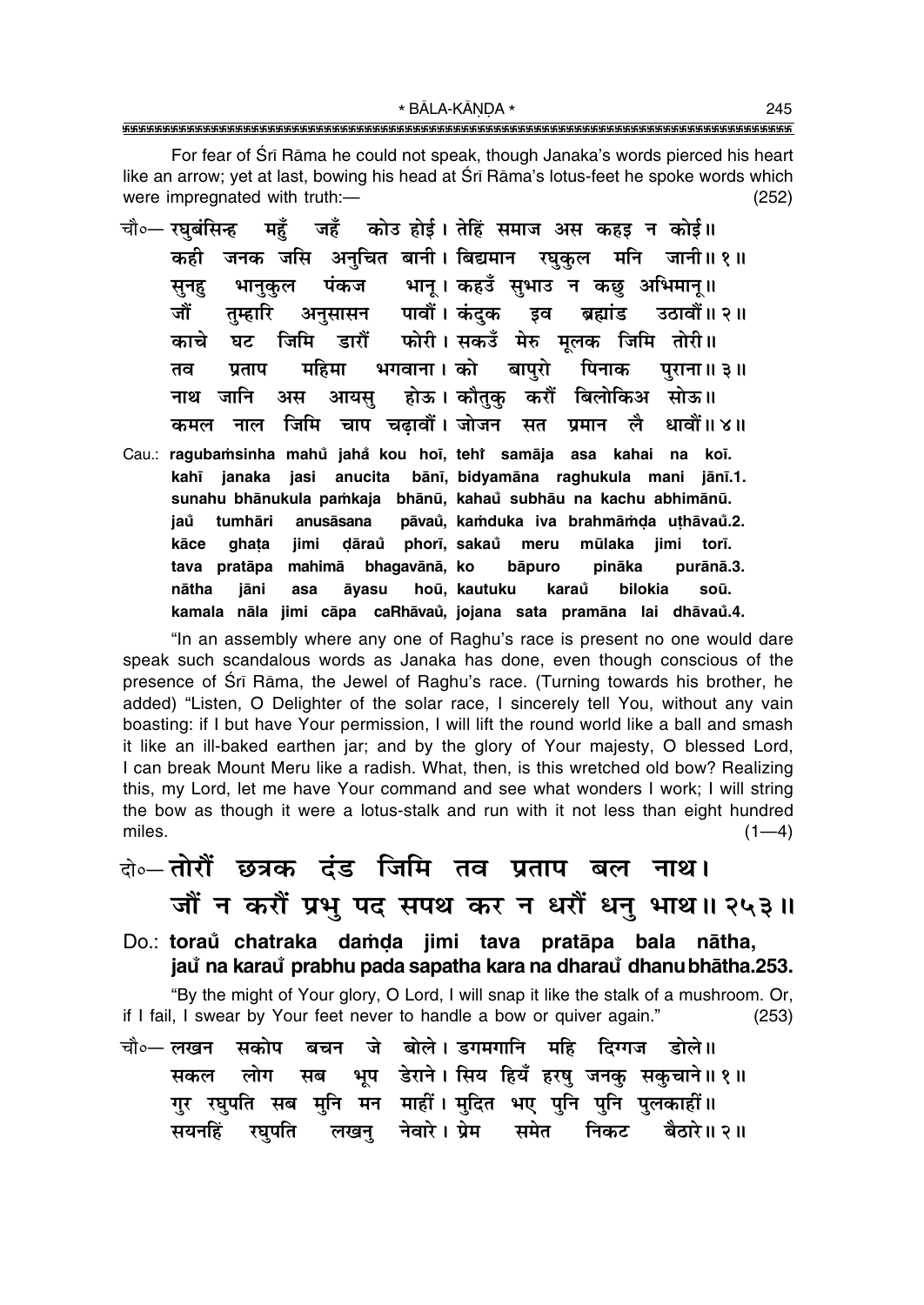For fear of Śrī Rāma he could not speak, though Janaka's words pierced his heart like an arrow; yet at last, bowing his head at Śrī Rāma's lotus-feet he spoke words which were impregnated with truth:— (252)

चौ०— रघुबंसिन्ह महुँ जहँ कोउ होई। तेहिं समाज अस कहइ न कोई॥
कही जनक जसि अनुचित बानी। बिद्यमान रघुकुल मनि जानी॥ १॥
सुनहु भानुकुल पंकज भानू। कहउँ सुभाउ न कछु अभिमानू॥
जौं तुम्हारि अनुसासन पावौं। कंदुक इव ब्रह्मांड उठावौं॥ २॥
काचे घट जिमि डारौं फोरी। सकउँ मेरु मूलक जिमि तोरी॥
तव प्रताप महिमा भगवाना। को बापुरो पिनाक पुराना॥ ३॥
नाथ जानि अस आयसु होऊ। कौतुकु करौं बिलोकिअ सोऊ॥
कमल नाल जिमि चाप चढ़ावौं। जोजन सत प्रमान लै धावौं॥ ४॥

Cau.: ragubaṁsinha mahů jahå kou hoī, tehi samāja asa kahai na koī.
kahī janaka jasi anucita bānī, bidyamāna raghukula mani jānī.1.
sunahu bhānukula paṁkaja bhānū, kahaů subhāu na kachu abhimānū.
jaů tumhāri anusāsana pāvaů, kaṁduka iva brahmāṁḍa uṭhāvaů.2.
kāce ghaṭa jimi ḍāraů phorī, sakaů meru mūlaka jimi torī.
tava pratāpa mahimā bhagavānā, ko bāpuro pināka purānā.3.
nātha jāni asa āyasu hoū, kautuku karaů bilokia soū.
kamala nāla jimi cāpa caRhāvaů, jojana sata pramāna lai dhāvaů.4.

"In an assembly where any one of Raghu's race is present no one would dare speak such scandalous words as Janaka has done, even though conscious of the presence of Śrī Rāma, the Jewel of Raghu's race. (Turning towards his brother, he added) "Listen, O Delighter of the solar race, I sincerely tell You, without any vain boasting: if I but have Your permission, I will lift the round world like a ball and smash it like an ill-baked earthen jar; and by the glory of Your majesty, O blessed Lord, I can break Mount Meru like a radish. What, then, is this wretched old bow? Realizing this, my Lord, let me have Your command and see what wonders I work; I will string the bow as though it were a lotus-stalk and run with it not less than eight hundred miles. (1—4)

दो०— तोरौं छत्रक दंड जिमि तव प्रताप बल नाथ।
जौं न करौं प्रभु पद सपथ कर न धरौं धनु भाथ॥ २५३॥

Do.: toraů chatraka daṁḍa jimi tava pratāpa bala nātha,
jaů na karaů prabhu pada sapatha kara na dharaů dhanu bhātha.253.

"By the might of Your glory, O Lord, I will snap it like the stalk of a mushroom. Or, if I fail, I swear by Your feet never to handle a bow or quiver again." (253)

चौ०— लखन सकोप बचन जे बोले। डगमगानि महि दिग्गज डोले॥
सकल लोग सब भूप डेराने। सिय हियँ हरषु जनकु सकुचाने॥ १॥
गुर रघुपति सब मुनि मन माहीं। मुदित भए पुनि पुनि पुलकाहीं॥
सयनहिं रघुपति लखनु नेवारे। प्रेम समेत निकट बैठारे॥ २॥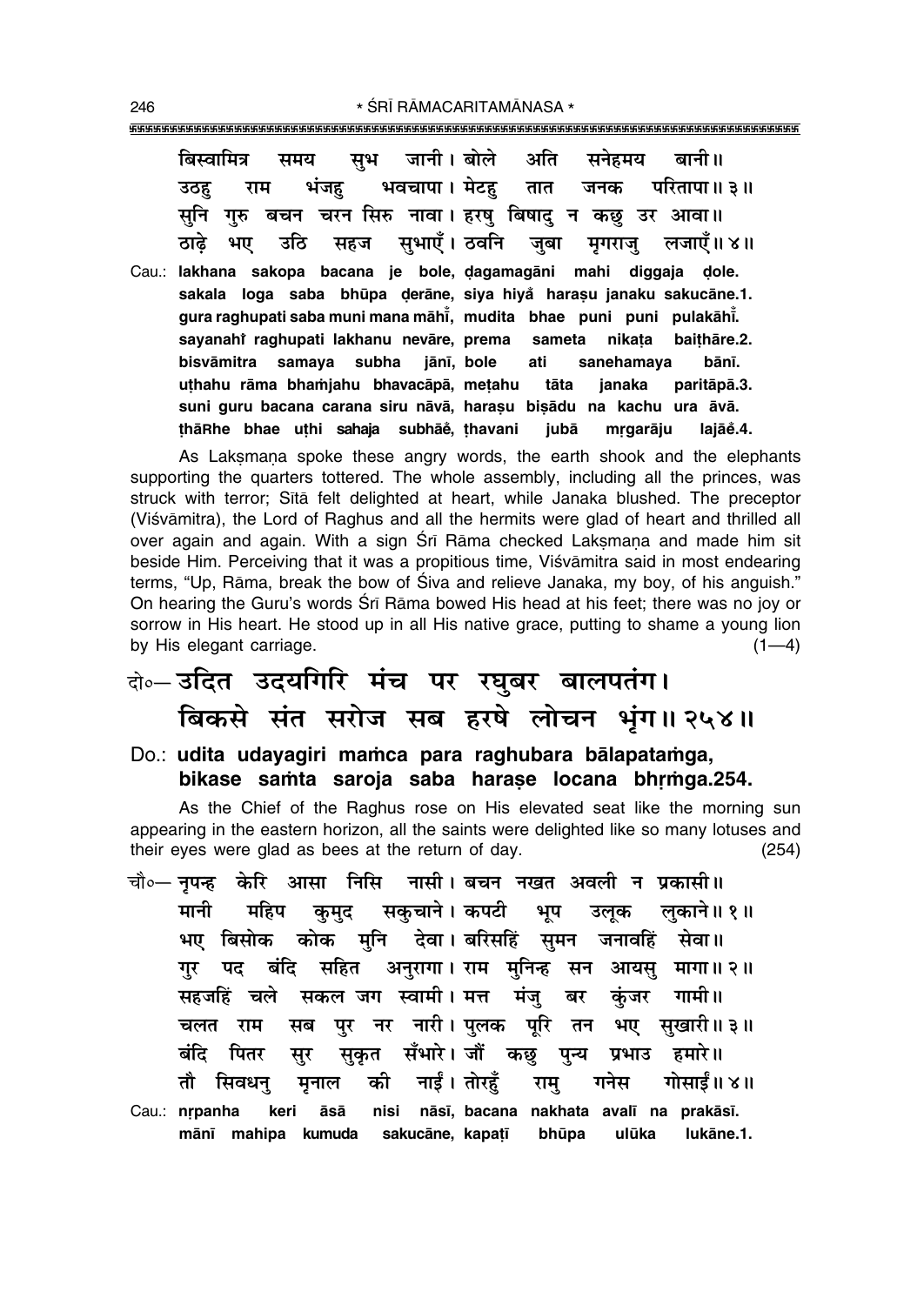बिस्वामित्र समय सुभ जानी। बोले अति सनेहमय बानी॥
उठहु राम भंजहु भवचापा। मेटहु तात जनक परितापा॥ ३॥
सुनि गुरु बचन चरन सिरु नावा। हरषु बिषादु न कछु उर आवा॥
ठाढ़े भए उठि सहज सुभाएँ। ठवनि जुबा मृगराजु लजाएँ॥ ४॥

Cau.: **lakhana sakopa bacana je bole, ḍagamagāni mahi diggaja ḍole.**
**sakala loga saba bhūpa ḍerāne, siya hiyaँ haraṣu janaku sakucāne.1.**
**gura raghupati saba muni mana māhī̐, mudita bhae puni puni pulakāhī̐.**
**sayanahi̐ raghupati lakhanu nevāre, prema sameta nikaṭa baiṭhāre.2.**
**bisvāmitra samaya subha jānī, bole ati sanehamaya bānī.**
**uṭhahu rāma bhaṁjahu bhavacāpā, meṭahu tāta janaka paritāpā.3.**
**suni guru bacana carana siru nāvā, haraṣu biṣādu na kachu ura āvā.**
**ṭhāRhe bhae uṭhi sahaja subhāe̐, ṭhavani jubā mṛgarāju lajāe̐.4.**

As Lakṣmaṇa spoke these angry words, the earth shook and the elephants supporting the quarters tottered. The whole assembly, including all the princes, was struck with terror; Sītā felt delighted at heart, while Janaka blushed. The preceptor (Viśvāmitra), the Lord of Raghus and all the hermits were glad of heart and thrilled all over again and again. With a sign Śrī Rāma checked Lakṣmaṇa and made him sit beside Him. Perceiving that it was a propitious time, Viśvāmitra said in most endearing terms, "Up, Rāma, break the bow of Śiva and relieve Janaka, my boy, of his anguish." On hearing the Guru's words Śrī Rāma bowed His head at his feet; there was no joy or sorrow in His heart. He stood up in all His native grace, putting to shame a young lion by His elegant carriage. (1—4)

## दो०— उदित उदयगिरि मंच पर रघुबर बालपतंग। बिकसे संत सरोज सब हरषे लोचन भृंग॥ २५४॥

Do.: **udita udayagiri maṁca para raghubara bālapataṁga, bikase saṁta saroja saba haraṣe locana bhṛṁga.254.**

As the Chief of the Raghus rose on His elevated seat like the morning sun appearing in the eastern horizon, all the saints were delighted like so many lotuses and their eyes were glad as bees at the return of day. (254)

चौ०— नृपन्ह केरि आसा निसि नासी। बचन नखत अवली न प्रकासी॥
मानी महिप कुमुद सकुचाने। कपटी भूप उलूक लुकाने॥ १॥
भए बिसोक कोक मुनि देवा। बरिसहिं सुमन जनावहिं सेवा॥
गुर पद बंदि सहित अनुरागा। राम मुनिन्ह सन आयसु मागा॥ २॥
सहजहिं चले सकल जग स्वामी। मत्त मंजु बर कुंजर गामी॥
चलत राम सब पुर नर नारी। पुलक पूरि तन भए सुखारी॥ ३॥
बंदि पितर सुर सुकृत सँभारे। जौं कछु पुन्य प्रभाउ हमारे॥
तौ सिवधनु मृनाल की नाईं। तोरहुँ रामु गनेस गोसाईं॥ ४॥

Cau.: **nṛpanha keri āsā nisi nāsī, bacana nakhata avalī na prakāsī.**
**mānī mahipa kumuda sakucāne, kapaṭī bhūpa ulūka lukāne.1.**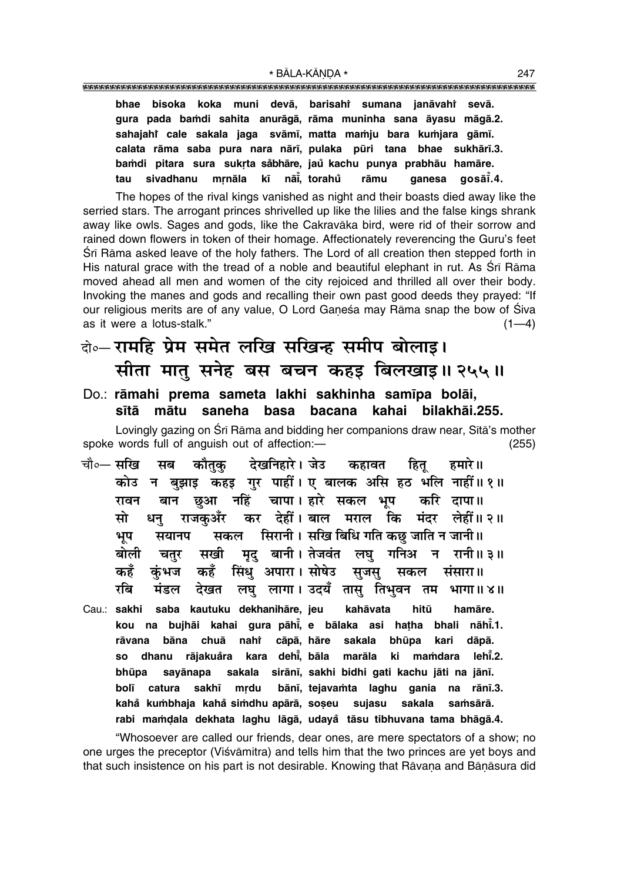**bhae bisoka koka muni devā, barisahi̐ sumana janāvahi̐ sevā.**
**gura pada baṁdi sahita anurāgā, rāma muninha sana āyasu māgā.2.**
**sahajahi̐ cale sakala jaga svāmī, matta maṁju bara kuṁjara gāmī.**
**calata rāma saba pura nara nārī, pulaka pūri tana bhae sukhārī.3.**
**baṁdi pitara sura sukṛta sa̐bhāre, jau̐ kachu punya prabhāu hamāre.**
**tau sivadhanu mṛnāla kī nāī̐, torahu̐ rāmu ganesa gosāī̐.4.**

The hopes of the rival kings vanished as night and their boasts died away like the serried stars. The arrogant princes shrivelled up like the lilies and the false kings shrank away like owls. Sages and gods, like the Cakravāka bird, were rid of their sorrow and rained down flowers in token of their homage. Affectionately reverencing the Guru's feet Śrī Rāma asked leave of the holy fathers. The Lord of all creation then stepped forth in His natural grace with the tread of a noble and beautiful elephant in rut. As Śrī Rāma moved ahead all men and women of the city rejoiced and thrilled all over their body. Invoking the manes and gods and recalling their own past good deeds they prayed: "If our religious merits are of any value, O Lord Gaṇeśa may Rāma snap the bow of Śiva as it were a lotus-stalk." (1—4)

## दो०— रामहि प्रेम समेत लखि सखिन्ह समीप बोलाइ। सीता मातु सनेह बस बचन कहइ बिलखाइ॥ २५५॥

**Do.: rāmahi prema sameta lakhi sakhinha samīpa bolāi,**
**sītā mātu saneha basa bacana kahai bilakhāi.255.**

Lovingly gazing on Śrī Rāma and bidding her companions draw near, Sītā's mother spoke words full of anguish out of affection:— (255)

चौ०— सखि सब कौतुकु देखनिहारे। जेउ कहावत हितू हमारे॥
कोउ न बुझाइ कहइ गुर पाहीं। ए बालक असि हठ भलि नाहीं॥ १॥
रावन बान छुआ नहिं चापा। हारे सकल भूप करि दापा॥
सो धनु राजकुअँर कर देहीं। बाल मराल कि मंदर लेहीं॥ २॥
भूप सयानप सकल सिरानी। सखि बिधि गति कछु जाति न जानी॥
बोली चतुर सखी मृदु बानी। तेजवंत लघु गनिअ न रानी॥ ३॥
कहँ कुंभज कहँ सिंधु अपारा। सोषेउ सुजसु सकल संसारा॥
रबि मंडल देखत लघु लागा। उदयँ तासु तिभुवन तम भागा॥ ४॥

**Cau.: sakhi saba kautuku dekhanihāre, jeu kahāvata hitū hamāre.**
**kou na bujhāi kahai gura pāhī̐, e bālaka asi haṭha bhali nāhī̐.1.**
**rāvana bāna chuā nahi̐ cāpā, hāre sakala bhūpa kari dāpā.**
**so dhanu rājakua̐ra kara dehī̐, bāla marāla ki maṁdara lehī̐.2.**
**bhūpa sayānapa sakala sirānī, sakhi bidhi gati kachu jāti na jānī.**
**bolī catura sakhī mṛdu bānī, tejavaṁta laghu gania na rānī.3.**
**kaha̐ kuṁbhaja kaha̐ siṁdhu apārā, soṣeu sujasu sakala saṁsārā.**
**rabi maṁḍala dekhata laghu lāgā, udaya̐ tāsu tibhuvana tama bhāgā.4.**

"Whosoever are called our friends, dear ones, are mere spectators of a show; no one urges the preceptor (Viśvāmitra) and tells him that the two princes are yet boys and that such insistence on his part is not desirable. Knowing that Rāvaṇa and Bāṇāsura did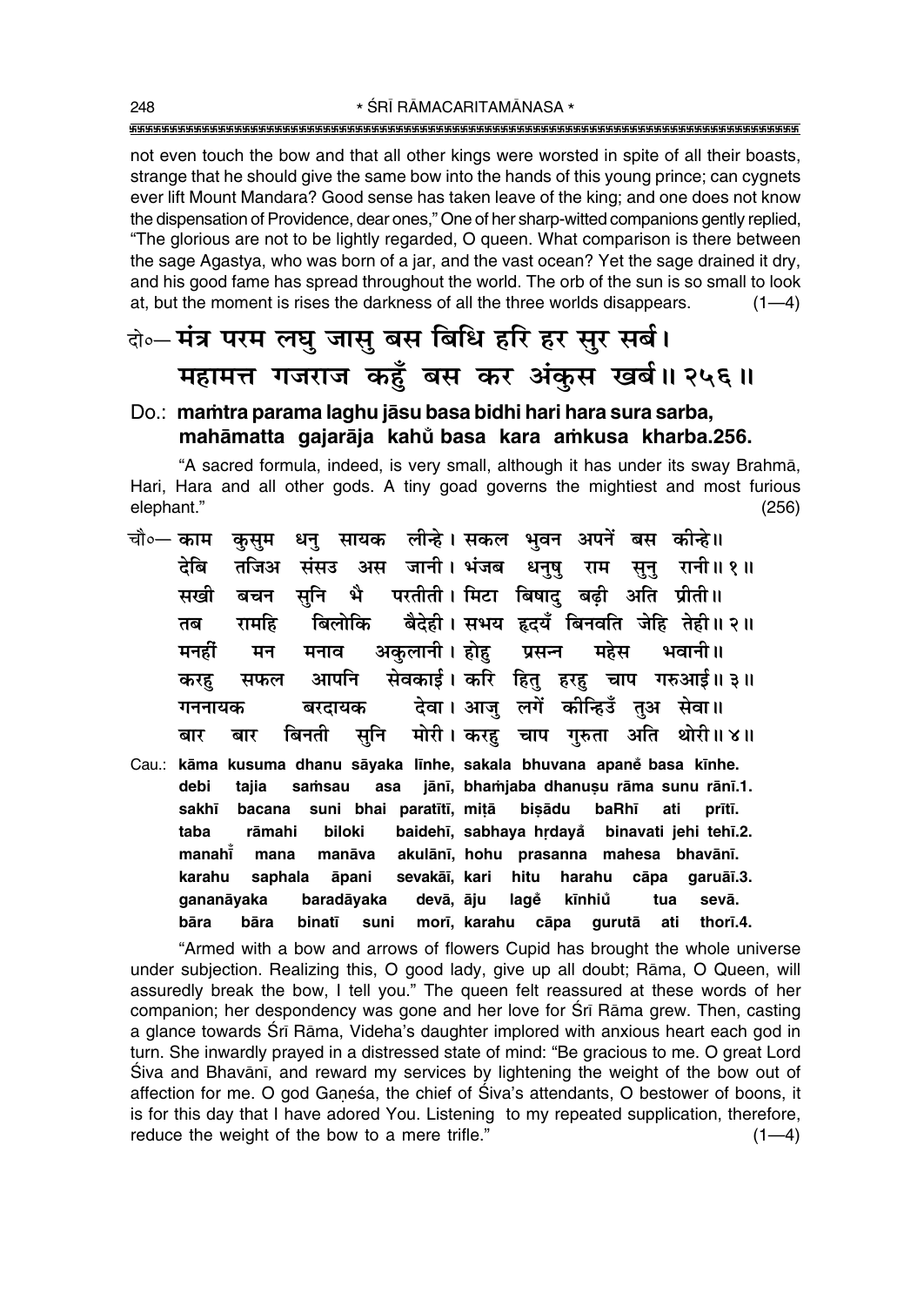not even touch the bow and that all other kings were worsted in spite of all their boasts, strange that he should give the same bow into the hands of this young prince; can cygnets ever lift Mount Mandara? Good sense has taken leave of the king; and one does not know the dispensation of Providence, dear ones," One of her sharp-witted companions gently replied, "The glorious are not to be lightly regarded, O queen. What comparison is there between the sage Agastya, who was born of a jar, and the vast ocean? Yet the sage drained it dry, and his good fame has spread throughout the world. The orb of the sun is so small to look at, but the moment is rises the darkness of all the three worlds disappears. (1—4)

दो०— मंत्र परम लघु जासु बस बिधि हरि हर सुर सर्ब।
महामत्त गजराज कहुँ बस कर अंकुस खर्ब॥ २५६॥

Do.: **maṁtra parama laghu jāsu basa bidhi hari hara sura sarba,**
**mahāmatta gajarāja kahũ basa kara aṁkusa kharba.256.**

"A sacred formula, indeed, is very small, although it has under its sway Brahmā, Hari, Hara and all other gods. A tiny goad governs the mightiest and most furious elephant." (256)

चौ०— काम कुसुम धनु सायक लीन्हे। सकल भुवन अपनें बस कीन्हे॥
देबि तजिअ संसउ अस जानी। भंजब धनुषु राम सुनु रानी॥ १॥
सखी बचन सुनि भै परतीती। मिटा बिषादु बढ़ी अति प्रीती॥
तब रामहि बिलोकि बैदेही। सभय हृदयँ बिनवति जेहि तेही॥ २॥
मनहीं मन मनाव अकुलानी। होहु प्रसन्न महेस भवानी॥
करहु सफल आपनि सेवकाई। करि हितु हरहु चाप गरुआई॥ ३॥
गननायक बरदायक देवा। आजु लगें कीन्हिउँ तुअ सेवा॥
बार बार बिनती सुनि मोरी। करहु चाप गुरुता अति थोरी॥ ४॥

Cau.: **kāma kusuma dhanu sāyaka līnhe, sakala bhuvana apaneṁ basa kīnhe.**
**debi tajia saṁsau asa jānī, bhaṁjaba dhanuṣu rāma sunu rānī.1.**
**sakhī bacana suni bhai paratītī, miṭā biṣādu baRhī ati prītī.**
**taba rāmahi biloki baidehī, sabhaya hṛdayaँ binavati jehi tehī.2.**
**manahī̃ mana manāva akulānī, hohu prasanna mahesa bhavānī.**
**karahu saphala āpani sevakāī, kari hitu harahu cāpa garuāī.3.**
**gananāyaka baradāyaka devā, āju lageṁ kīnhiũ tua sevā.**
**bāra bāra binatī suni morī, karahu cāpa gurutā ati thorī.4.**

"Armed with a bow and arrows of flowers Cupid has brought the whole universe under subjection. Realizing this, O good lady, give up all doubt; Rāma, O Queen, will assuredly break the bow, I tell you." The queen felt reassured at these words of her companion; her despondency was gone and her love for Śrī Rāma grew. Then, casting a glance towards Śrī Rāma, Videha's daughter implored with anxious heart each god in turn. She inwardly prayed in a distressed state of mind: "Be gracious to me. O great Lord Śiva and Bhavānī, and reward my services by lightening the weight of the bow out of affection for me. O god Gaṇeśa, the chief of Śiva's attendants, O bestower of boons, it is for this day that I have adored You. Listening to my repeated supplication, therefore, reduce the weight of the bow to a mere trifle." (1—4)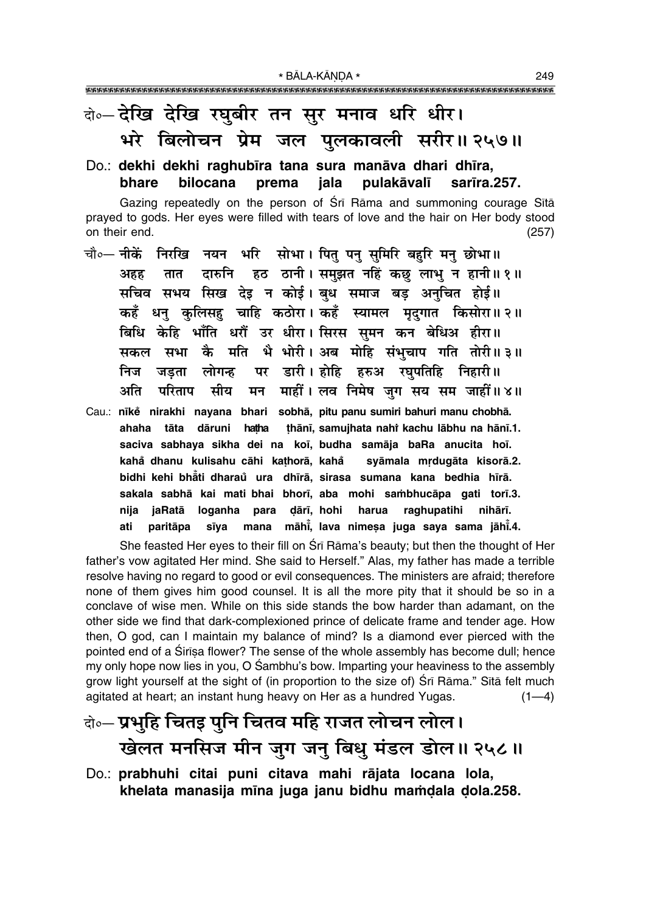दो०— देखि देखि रघुबीर तन सुर मनाव धरि धीर।
भरे बिलोचन प्रेम जल पुलकावली सरीर॥ २५७॥

Do.: **dekhi dekhi raghubīra tana sura manāva dhari dhīra,**
**bhare bilocana prema jala pulakāvalī sarīra.257.**

Gazing repeatedly on the person of Śrī Rāma and summoning courage Sītā prayed to gods. Her eyes were filled with tears of love and the hair on Her body stood on their end. (257)

चौ०— नीकें निरखि नयन भरि सोभा। पितु पनु सुमिरि बहुरि मनु छोभा॥
अहह तात दारुनि हठ ठानी। समुझत नहिं कछु लाभु न हानी॥ १॥
सचिव सभय सिख देइ न कोई। बुध समाज बड़ अनुचित होई॥
कहँ धनु कुलिसहु चाहि कठोरा। कहँ स्यामल मृदुगात किसोरा॥ २॥
बिधि केहि भाँति धरौं उर धीरा। सिरस सुमन कन बेधिअ हीरा॥
सकल सभा कै मति भै भोरी। अब मोहि संभुचाप गति तोरी॥ ३॥
निज जड़ता लोगन्ह पर डारी। होहि हरुअ रघुपतिहि निहारी॥
अति परिताप सीय मन माहीं। लव निमेष जुग सय सम जाहीं॥ ४॥

Cau.: **nīkė̃ nirakhi nayana bhari sobhā, pitu panu sumiri bahuri manu chobhā.**
**ahaha tāta dāruni haṭha ṭhānī, samujhata nahi̇̃ kachu lābhu na hānī.1.**
**saciva sabhaya sikha dei na koī, budha samāja baRa anucita hoī.**
**kahå̃ dhanu kulisahu cāhi kaṭhorā, kahå̃ syāmala mṛdugāta kisorā.2.**
**bidhi kehi bhå̃ti dharaů ura dhīrā, sirasa sumana kana bedhia hīrā.**
**sakala sabhā kai mati bhai bhorī, aba mohi saṁbhucāpa gati torī.3.**
**nija jaRatā loganha para ḍārī, hohi harua raghupatihi nihārī.**
**ati paritāpa sīya mana māhī̃, lava nimeṣa juga saya sama jāhī̃.4.**

She feasted Her eyes to their fill on Śrī Rāma's beauty; but then the thought of Her father's vow agitated Her mind. She said to Herself." Alas, my father has made a terrible resolve having no regard to good or evil consequences. The ministers are afraid; therefore none of them gives him good counsel. It is all the more pity that it should be so in a conclave of wise men. While on this side stands the bow harder than adamant, on the other side we find that dark-complexioned prince of delicate frame and tender age. How then, O god, can I maintain my balance of mind? Is a diamond ever pierced with the pointed end of a Śirīṣa flower? The sense of the whole assembly has become dull; hence my only hope now lies in you, O Śambhu's bow. Imparting your heaviness to the assembly grow light yourself at the sight of (in proportion to the size of) Śrī Rāma." Sītā felt much agitated at heart; an instant hung heavy on Her as a hundred Yugas. (1—4)

दो०— प्रभुहि चितइ पुनि चितव महि राजत लोचन लोल।
खेलत मनसिज मीन जुग जनु बिधु मंडल डोल॥ २५८॥

Do.: **prabhuhi citai puni citava mahi rājata locana lola,**
**khelata manasija mīna juga janu bidhu maṁḍala ḍola.258.**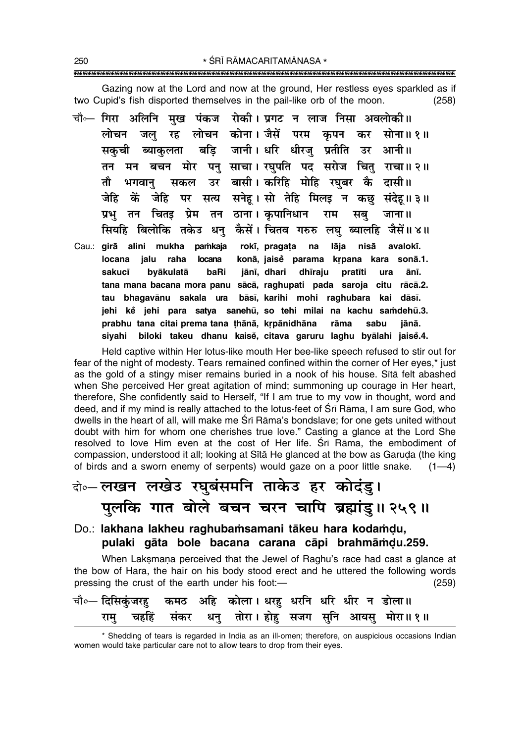Gazing now at the Lord and now at the ground, Her restless eyes sparkled as if two Cupid's fish disported themselves in the pail-like orb of the moon. (258)

चौ०— गिरा अलिनि मुख पंकज रोकी। प्रगट न लाज निसा अवलोकी॥
लोचन जलु रह लोचन कोना। जैसें परम कृपन कर सोना॥ १॥
सकुची ब्याकुलता बड़ि जानी। धरि धीरजु प्रतीति उर आनी॥
तन मन बचन मोर पनु साचा। रघुपति पद सरोज चितु राचा॥ २॥
तौ भगवानु सकल उर बासी। करिहि मोहि रघुबर कै दासी॥
जेहि कें जेहि पर सत्य सनेहू। सो तेहि मिलइ न कछु संदेहू॥ ३॥
प्रभु तन चितइ प्रेम तन ठाना। कृपानिधान राम सबु जाना॥
सियहि बिलोकि तकेउ धनु कैसें। चितव गरुरु लघु ब्यालहि जैसें॥ ४॥

Cau.: **girā alini mukha paṁkaja rokī, pragaṭa na lāja nisā avalokī.**
**locana jalu raha locana konā, jaiseṁ parama kṛpana kara sonā.1.**
**sakucī byākulatā baRi jānī, dhari dhīraju pratīti ura ānī.**
**tana mana bacana mora panu sācā, raghupati pada saroja citu rācā.2.**
**tau bhagavānu sakala ura bāsī, karihi mohi raghubara kai dāsī.**
**jehi keṁ jehi para satya sanehū, so tehi milai na kachu saṁdehū.3.**
**prabhu tana citai prema tana ṭhānā, kṛpānidhāna rāma sabu jānā.**
**siyahi biloki takeu dhanu kaiseṁ, citava garuru laghu byālahi jaiseṁ.4.**

Held captive within Her lotus-like mouth Her bee-like speech refused to stir out for fear of the night of modesty. Tears remained confined within the corner of Her eyes,* just as the gold of a stingy miser remains buried in a nook of his house. Sītā felt abashed when She perceived Her great agitation of mind; summoning up courage in Her heart, therefore, She confidently said to Herself, "If I am true to my vow in thought, word and deed, and if my mind is really attached to the lotus-feet of Śrī Rāma, I am sure God, who dwells in the heart of all, will make me Śrī Rāma's bondslave; for one gets united without doubt with him for whom one cherishes true love." Casting a glance at the Lord She resolved to love Him even at the cost of Her life. Śrī Rāma, the embodiment of compassion, understood it all; looking at Sītā He glanced at the bow as Garuḍa (the king of birds and a sworn enemy of serpents) would gaze on a poor little snake. (1—4)

दो०— लखन लखेउ रघुबंसमनि ताकेउ हर कोदंडु।
पुलकि गात बोले बचन चरन चापि ब्रह्मांडु॥ २५९॥

Do.: **lakhana lakheu raghubaṁsamani tākeu hara kodaṁḍu,**
**pulaki gāta bole bacana carana cāpi brahmāṁḍu.259.**

When Lakṣmaṇa perceived that the Jewel of Raghu's race had cast a glance at the bow of Hara, the hair on his body stood erect and he uttered the following words pressing the crust of the earth under his foot:— (259)

चौ०— दिसिकुंजरहु कमठ अहि कोला। धरहु धरनि धरि धीर न डोला॥
रामु चहहिं संकर धनु तोरा। होहु सजग सुनि आयसु मोरा॥ १॥

* Shedding of tears is regarded in India as an ill-omen; therefore, on auspicious occasions Indian women would take particular care not to allow tears to drop from their eyes.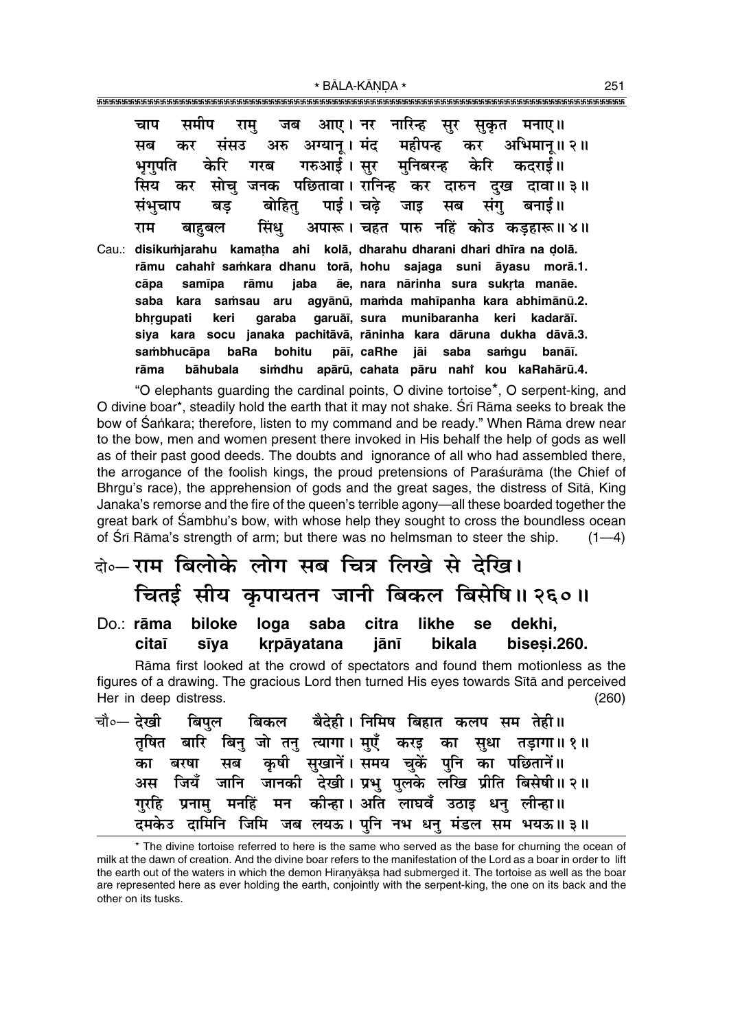चाप समीप रामु जब आए। नर नारिन्ह सुर सुकृत मनाए॥
सब कर संसउ अरु अग्यानू। मंद महीपन्ह कर अभिमानू॥ २॥
भृगुपति केरि गरब गरुआई। सुर मुनिबरन्ह केरि कदराई॥
सिय कर सोचु जनक पछितावा। रानिन्ह कर दारुन दुख दावा॥ ३॥
संभुचाप बड़ बोहितु पाई। चढ़े जाइ सब संगु बनाई॥
राम बाहुबल सिंधु अपारू। चहत पारु नहिं कोउ कड़हारू॥ ४॥

Cau.: **disikumjarahu kamaṭha ahi kolā, dharahu dharani dhari dhīra na ḍolā.**
**rāmu cahahi saṁkara dhanu torā, hohu sajaga suni āyasu morā.1.**
**cāpa samīpa rāmu jaba āe, nara nārinha sura sukṛta manāe.**
**saba kara saṁsau aru agyānū, maṁda mahīpanha kara abhimānū.2.**
**bhṛgupati keri garaba garuāī, sura munibaranha keri kadarāī.**
**siya kara socu janaka pachitāvā, rāninha kara dāruna dukha dāvā.3.**
**saṁbhucāpa baRa bohitu pāī, caRhe jāi saba saṁgu banāī.**
**rāma bāhubala siṁdhu apārū, cahata pāru nahi kou kaRahārū.4.**

"O elephants guarding the cardinal points, O divine tortoise*, O serpent-king, and O divine boar*, steadily hold the earth that it may not shake. Śrī Rāma seeks to break the bow of Śaṅkara; therefore, listen to my command and be ready." When Rāma drew near to the bow, men and women present there invoked in His behalf the help of gods as well as of their past good deeds. The doubts and ignorance of all who had assembled there, the arrogance of the foolish kings, the proud pretensions of Paraśurāma (the Chief of Bhrgu's race), the apprehension of gods and the great sages, the distress of Sītā, King Janaka's remorse and the fire of the queen's terrible agony—all these boarded together the great bark of Śambhu's bow, with whose help they sought to cross the boundless ocean of Śrī Rāma's strength of arm; but there was no helmsman to steer the ship. (1—4)

दो०— राम बिलोके लोग सब चित्र लिखे से देखि।
चितई सीय कृपायतन जानी बिकल बिसेषि॥ २६०॥

Do.: **rāma biloke loga saba citra likhe se dekhi,**
**citaī sīya kṛpāyatana jānī bikala biseṣi.260.**

Rāma first looked at the crowd of spectators and found them motionless as the figures of a drawing. The gracious Lord then turned His eyes towards Sītā and perceived Her in deep distress. (260)

चौ०— देखी बिपुल बिकल बैदेही। निमिष बिहात कलप सम तेही॥
तृषित बारि बिनु जो तनु त्यागा। मुएँ करइ का सुधा तड़ागा॥ १॥
का बरषा सब कृषी सुखानें। समय चुकें पुनि का पछितानें॥
अस जियँ जानि जानकी देखी। प्रभु पुलके लखि प्रीति बिसेषी॥ २॥
गुरहि प्रनामु मनहिं मन कीन्हा। अति लाघवँ उठाइ धनु लीन्हा॥
दमकेउ दामिनि जिमि जब लयऊ। पुनि नभ धनु मंडल सम भयऊ॥ ३॥

---

* The divine tortoise referred to here is the same who served as the base for churning the ocean of milk at the dawn of creation. And the divine boar refers to the manifestation of the Lord as a boar in order to lift the earth out of the waters in which the demon Hiraṇyākṣa had submerged it. The tortoise as well as the boar are represented here as ever holding the earth, conjointly with the serpent-king, the one on its back and the other on its tusks.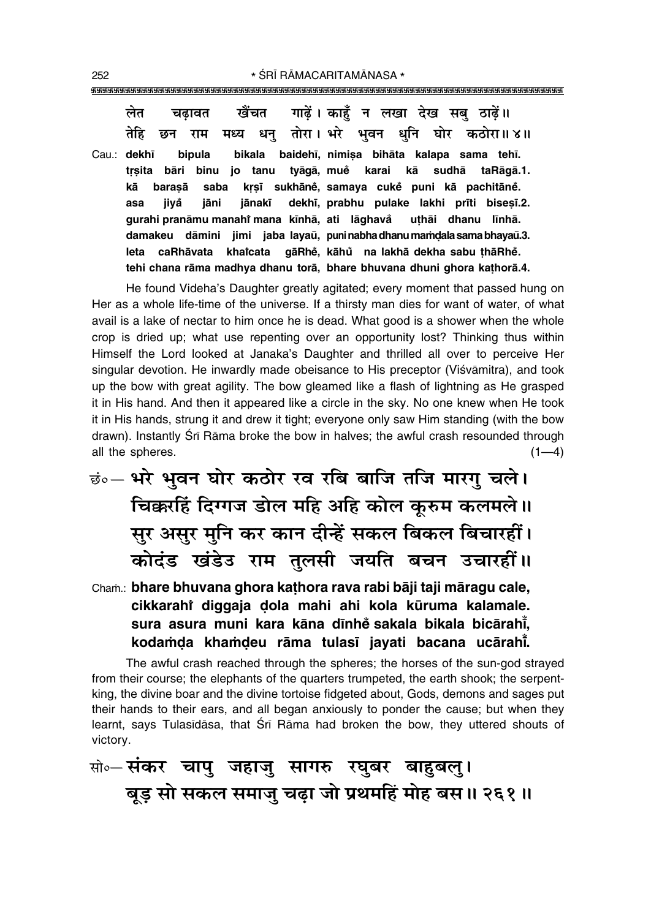लेत चढ़ावत खैंचत गाढ़ें। काहुँ न लखा देख सबु ठाढ़ें॥
तेहि छन राम मध्य धनु तोरा। भरे भुवन धुनि घोर कठोरा॥ ४॥

Cau.: dekhī bipula bikala baidehī, nimiṣa bihāta kalapa sama tehī.
tṛṣita bāri binu jo tanu tyāgā, mueṅ karai kā sudhā taRāgā.1.
kā baraṣā saba kṛṣī sukhāneṅ, samaya cukeṅ puni kā pachitāneṅ.
asa jiyaṅ jāni jānakī dekhī, prabhu pulake lakhi prīti biseṣī.2.
gurahi pranāmu manahiṅ mana kīnhā, ati lāghavaṅ uṭhāi dhanu līnhā.
damakeu dāmini jimi jaba layaū, puni nabha dhanu maṁḍala sama bhayaū.3.
leta caRhāvata khaĩcata gāRheṅ, kāhuṅ na lakhā dekha sabu ṭhāRheṅ.
tehi chana rāma madhya dhanu torā, bhare bhuvana dhuni ghora kaṭhorā.4.

He found Videha's Daughter greatly agitated; every moment that passed hung on Her as a whole life-time of the universe. If a thirsty man dies for want of water, of what avail is a lake of nectar to him once he is dead. What good is a shower when the whole crop is dried up; what use repenting over an opportunity lost? Thinking thus within Himself the Lord looked at Janaka's Daughter and thrilled all over to perceive Her singular devotion. He inwardly made obeisance to His preceptor (Viśvāmitra), and took up the bow with great agility. The bow gleamed like a flash of lightning as He grasped it in His hand. And then it appeared like a circle in the sky. No one knew when He took it in His hands, strung it and drew it tight; everyone only saw Him standing (with the bow drawn). Instantly Śrī Rāma broke the bow in halves; the awful crash resounded through all the spheres. (1—4)

छं०— भरे भुवन घोर कठोर रव रबि बाजि तजि मारगु चले।
चिक्करहिं दिग्गज डोल महि अहि कोल कूरुम कलमले॥
सुर असुर मुनि कर कान दीन्हें सकल बिकल बिचारहीं।
कोदंड खंडेउ राम तुलसी जयति बचन उचारहीं॥

Chaṁ.: **bhare bhuvana ghora kaṭhora rava rabi bāji taji māragu cale,**
**cikkarahiṅ diggaja ḍola mahi ahi kola kūruma kalamale.**
**sura asura muni kara kāna dīnheṅ sakala bikala bicārahīṅ,**
**kodaṁḍa khaṁḍeu rāma tulasī jayati bacana ucārahīṅ.**

The awful crash reached through the spheres; the horses of the sun-god strayed from their course; the elephants of the quarters trumpeted, the earth shook; the serpent-king, the divine boar and the divine tortoise fidgeted about, Gods, demons and sages put their hands to their ears, and all began anxiously to ponder the cause; but when they learnt, says Tulasīdāsa, that Śrī Rāma had broken the bow, they uttered shouts of victory.

सो०— संकर चापु जहाजु सागरु रघुबर बाहुबलु।
बूड़ सो सकल समाजु चढ़ा जो प्रथमहिं मोह बस॥ २६१॥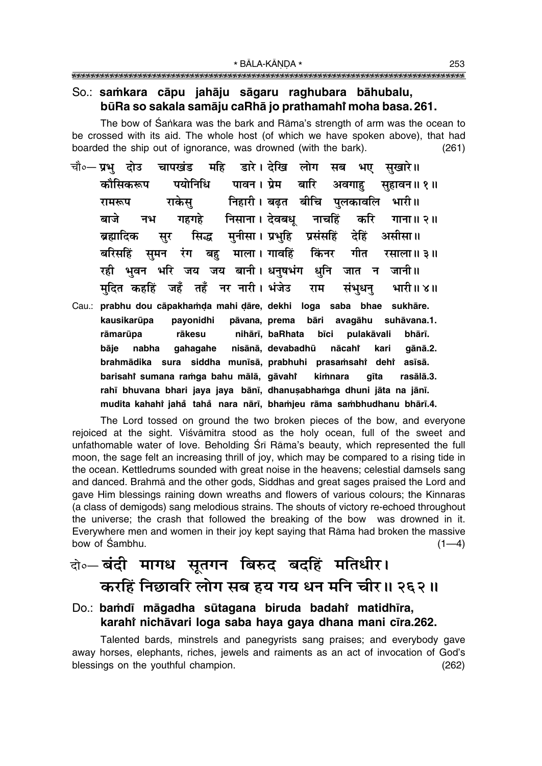So.: **saṁkara cāpu jahāju sāgaru raghubara bāhubalu, būRa so sakala samāju caRhā jo prathamahi̐ moha basa. 261.**

The bow of Śaṅkara was the bark and Rāma's strength of arm was the ocean to be crossed with its aid. The whole host (of which we have spoken above), that had boarded the ship out of ignorance, was drowned (with the bark). (261)

चौ०— प्रभु दोउ चापखंड महि डारे। देखि लोग सब भए सुखारे॥
कौसिकरूप पयोनिधि पावन। प्रेम बारि अवगाहु सुहावन॥ १॥
रामरूप राकेसु निहारी। बढ़त बीचि पुलकावलि भारी॥
बाजे नभ गहगहे निसाना। देवबधू नाचहिं करि गाना॥ २॥
ब्रह्मादिक सुर सिद्ध मुनीसा। प्रभुहि प्रसंसहिं देहिं असीसा॥
बरिसहिं सुमन रंग बहु माला। गावहिं किंनर गीत रसाला॥ ३॥
रही भुवन भरि जय जय बानी। धनुषभंग धुनि जात न जानी॥
मुदित कहहिं जहँ तहँ नर नारी। भंजेउ राम संभुधनु भारी॥ ४॥

Cau.: **prabhu dou cāpakhaṁḍa mahi ḍāre, dekhi loga saba bhae sukhāre.**
**kausikarūpa payonidhi pāvana, prema bāri avagāhu suhāvana.1.**
**rāmarūpa rākesu nihārī, baRhata bīci pulakāvali bhārī.**
**bāje nabha gahagahe nisānā, devabadhū nācahi̐ kari gānā.2.**
**brahmādika sura siddha munīsā, prabhuhi prasaṁsahi̐ dehi̐ asīsā.**
**barisahi̐ sumana raṁga bahu mālā, gāvahi̐ kiṁnara gīta rasālā.3.**
**rahī bhuvana bhari jaya jaya bānī, dhanuṣabhaṁga dhuni jāta na jānī.**
**mudita kahahi̐ jaha̐ taha̐ nara nārī, bhaṁjeu rāma saṁbhudhanu bhārī.4.**

The Lord tossed on ground the two broken pieces of the bow, and everyone rejoiced at the sight. Viśvāmitra stood as the holy ocean, full of the sweet and unfathomable water of love. Beholding Śrī Rāma's beauty, which represented the full moon, the sage felt an increasing thrill of joy, which may be compared to a rising tide in the ocean. Kettledrums sounded with great noise in the heavens; celestial damsels sang and danced. Brahmā and the other gods, Siddhas and great sages praised the Lord and gave Him blessings raining down wreaths and flowers of various colours; the Kinnaras (a class of demigods) sang melodious strains. The shouts of victory re-echoed throughout the universe; the crash that followed the breaking of the bow was drowned in it. Everywhere men and women in their joy kept saying that Rāma had broken the massive bow of Śambhu. (1—4)

दो०— बंदी मागध सूतगन बिरुद बदहिं मतिधीर।
करहिं निछावरि लोग सब हय गय धन मनि चीर॥ २६२॥

Do.: **baṁdī māgadha sūtagana biruda badahi̐ matidhīra, karahi̐ nichāvari loga saba haya gaya dhana mani cīra.262.**

Talented bards, minstrels and panegyrists sang praises; and everybody gave away horses, elephants, riches, jewels and raiments as an act of invocation of God's blessings on the youthful champion. (262)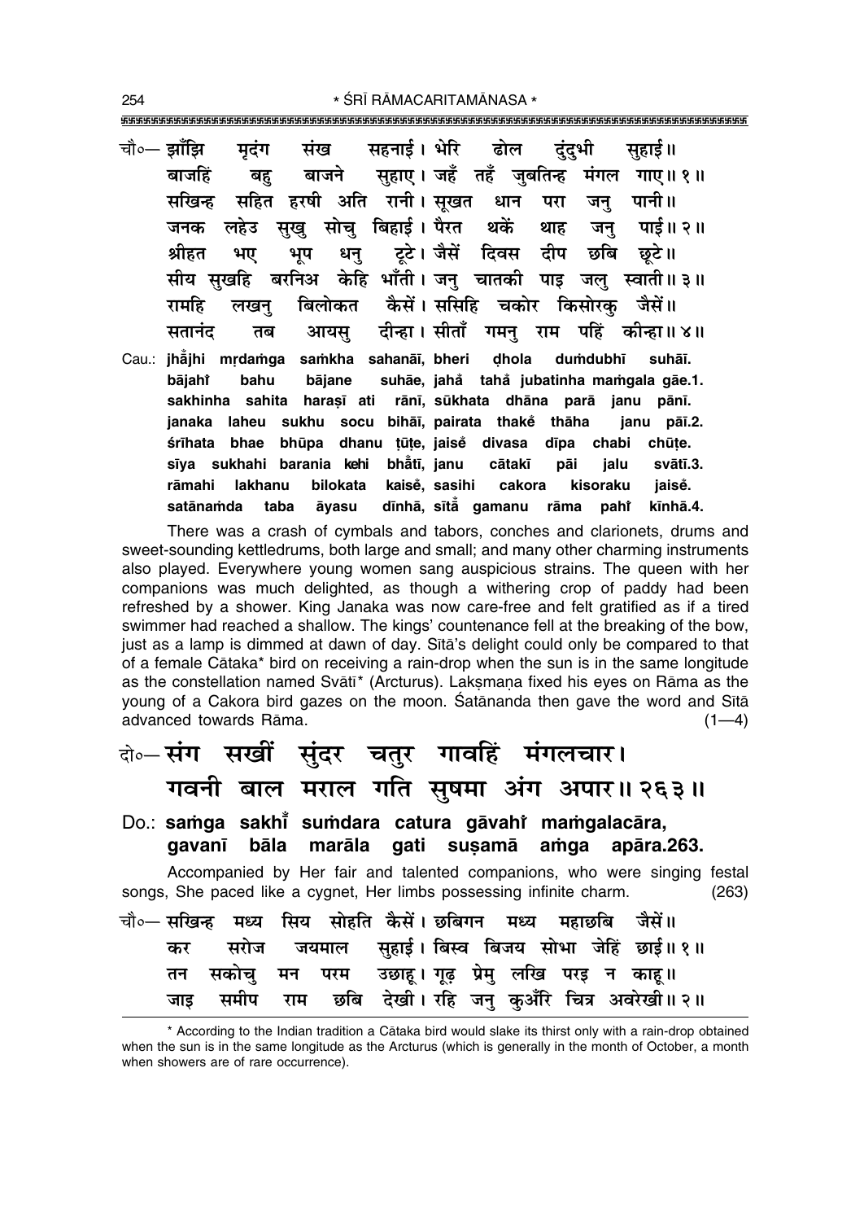चौ०— झाँझि मृदंग संख सहनाई। भेरि ढोल दुंदुभी सुहाई॥
बाजहिं बहु बाजने सुहाए। जहँ तहँ जुबतिन्ह मंगल गाए॥ १॥
सखिन्ह सहित हरषी अति रानी। सूखत धान परा जनु पानी॥
जनक लहेउ सुखु सोचु बिहाई। पैरत थकें थाह जनु पाई॥ २॥
श्रीहत भए भूप धनु टूटे। जैसें दिवस दीप छबि छूटे॥
सीय सुखहि बरनिअ केहि भाँती। जनु चातकी पाइ जलु स्वाती॥ ३॥
रामहि लखनु बिलोकत कैसें। ससिहि चकोर किसोरकु जैसें॥
सतानंद तब आयसु दीन्हा। सीताँ गमनु राम पहिं कीन्हा॥ ४॥

Cau.: **jhā̐jhi mṛdaṁga saṁkha sahanāī, bheri ḍhola duṁdubhī suhāī.**
**bājahiṁ bahu bājane suhāe, jahȧ tahȧ jubatinha maṁgala gāe.1.**
**sakhinha sahita haraṣī ati rānī, sūkhata dhāna parā janu pānī.**
**janaka laheu sukhu socu bihāī, pairata thakeṁ thāha janu pāī.2.**
**śrīhata bhae bhūpa dhanu ṭūṭe, jaiseṁ divasa dīpa chabi chūṭe.**
**sīya sukhahi barania kehi bhā̐tī, janu cātakī pāi jalu svātī.3.**
**rāmahi lakhanu bilokata kaiseṁ, sasihi cakora kisoraku jaiseṁ.**
**satānaṁda taba āyasu dīnhā, sītā̐ gamanu rāma pahiṁ kīnhā.4.**

There was a crash of cymbals and tabors, conches and clarionets, drums and sweet-sounding kettledrums, both large and small; and many other charming instruments also played. Everywhere young women sang auspicious strains. The queen with her companions was much delighted, as though a withering crop of paddy had been refreshed by a shower. King Janaka was now care-free and felt gratified as if a tired swimmer had reached a shallow. The kings' countenance fell at the breaking of the bow, just as a lamp is dimmed at dawn of day. Sītā's delight could only be compared to that of a female Cātaka* bird on receiving a rain-drop when the sun is in the same longitude as the constellation named Svātī* (Arcturus). Lakṣmaṇa fixed his eyes on Rāma as the young of a Cakora bird gazes on the moon. Śatānanda then gave the word and Sītā advanced towards Rāma. (1—4)

दो०— **संग सखीं सुंदर चतुर गावहिं मंगलचार।**
**गवनी बाल मराल गति सुषमा अंग अपार॥ २६३॥**

Do.: **saṁga sakhīṁ suṁdara catura gāvahiṁ maṁgalacāra,**
**gavanī bāla marāla gati suṣamā aṁga apāra.263.**

Accompanied by Her fair and talented companions, who were singing festal songs, She paced like a cygnet, Her limbs possessing infinite charm. (263)

चौ०— सखिन्ह मध्य सिय सोहति कैसें। छबिगन मध्य महाछबि जैसें॥
कर सरोज जयमाल सुहाई। बिस्व बिजय सोभा जेहिं छाई॥ १॥
तन सकोचु मन परम उछाहू। गूढ़ प्रेमु लखि परइ न काहू॥
जाइ समीप राम छबि देखी। रहि जनु कुअँरि चित्र अवरेखी॥ २॥

* According to the Indian tradition a Cātaka bird would slake its thirst only with a rain-drop obtained when the sun is in the same longitude as the Arcturus (which is generally in the month of October, a month when showers are of rare occurrence).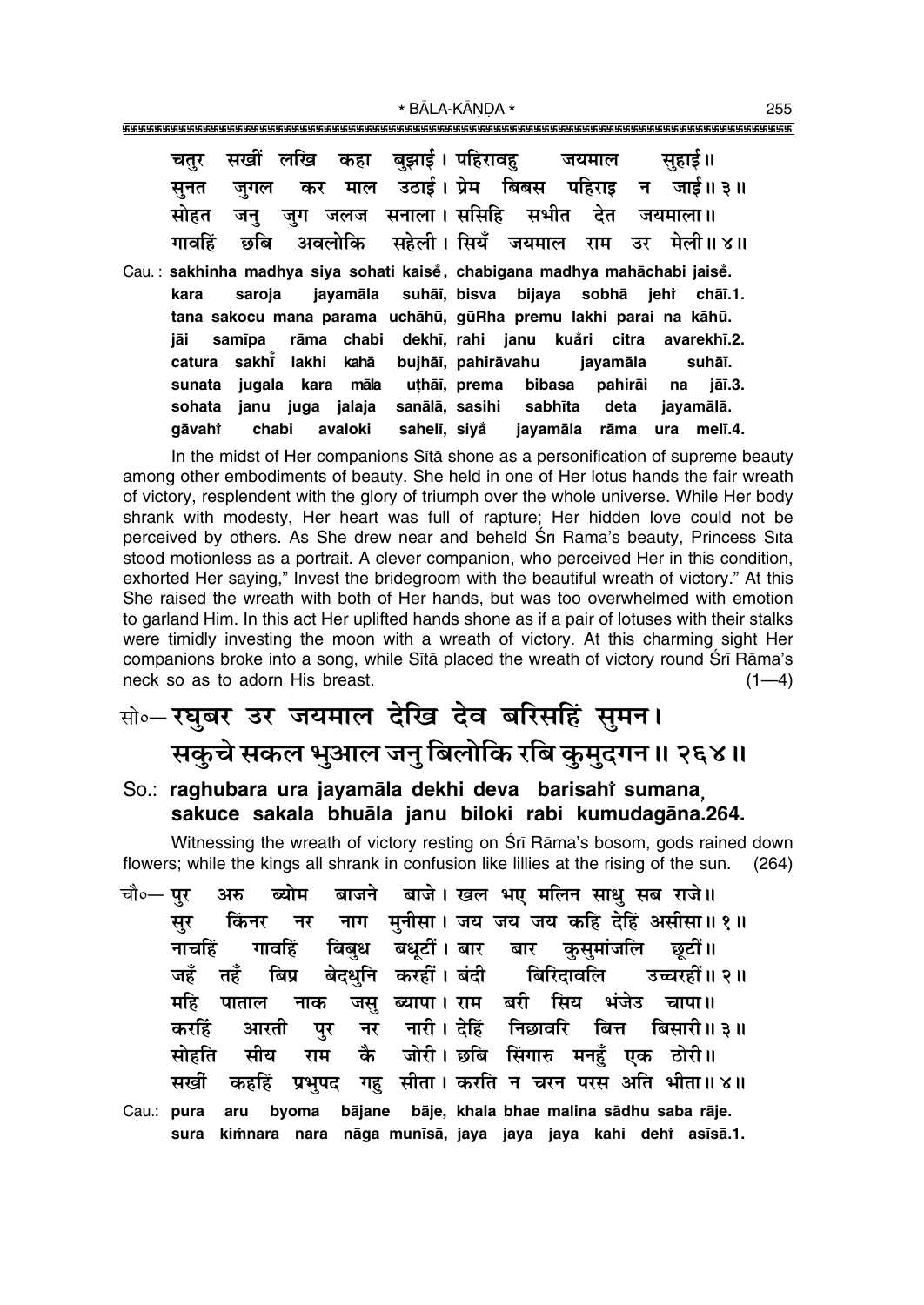चतुर सखीं लखि कहा बुझाई। पहिरावहु जयमाल सुहाई॥
सुनत जुगल कर माल उठाई। प्रेम बिबस पहिराइ न जाई॥ ३॥
सोहत जनु जुग जलज सनाला। ससिहि सभीत देत जयमाला॥
गावहिं छबि अवलोकि सहेली। सियँ जयमाल राम उर मेली॥ ४॥

Cau. : **sakhinha madhya siya sohati kaisẽ, chabigana madhya mahāchabi jaisẽ.**
**kara saroja jayamāla suhāī, bisva bijaya sobhā jehi̐ chāī.1.**
**tana sakocu mana parama uchāhū, gūRha premu lakhi parai na kāhū.**
**jāi samīpa rāma chabi dekhī, rahi janu kua̐ri citra avarekhī.2.**
**catura sakhī̐ lakhi kahā bujhāī, pahirāvahu jayamāla suhāī.**
**sunata jugala kara māla uṭhāī, prema bibasa pahirāi na jāī.3.**
**sohata janu juga jalaja sanālā, sasihi sabhīta deta jayamālā.**
**gāvahi̐ chabi avaloki sahelī, siya̐ jayamāla rāma ura melī.4.**

In the midst of Her companions Sītā shone as a personification of supreme beauty among other embodiments of beauty. She held in one of Her lotus hands the fair wreath of victory, resplendent with the glory of triumph over the whole universe. While Her body shrank with modesty, Her heart was full of rapture; Her hidden love could not be perceived by others. As She drew near and beheld Śrī Rāma's beauty, Princess Sītā stood motionless as a portrait. A clever companion, who perceived Her in this condition, exhorted Her saying," Invest the bridegroom with the beautiful wreath of victory." At this She raised the wreath with both of Her hands, but was too overwhelmed with emotion to garland Him. In this act Her uplifted hands shone as if a pair of lotuses with their stalks were timidly investing the moon with a wreath of victory. At this charming sight Her companions broke into a song, while Sītā placed the wreath of victory round Śrī Rāma's neck so as to adorn His breast. (1—4)

## सो०— रघुबर उर जयमाल देखि देव बरिसहिं सुमन।
## सकुचे सकल भुआल जनु बिलोकि रबि कुमुदगन॥ २६४॥

So.: **raghubara ura jayamāla dekhi deva barisahi̐ sumana,**
**sakuce sakala bhuāla janu biloki rabi kumudagāna.264.**

Witnessing the wreath of victory resting on Śrī Rāma's bosom, gods rained down flowers; while the kings all shrank in confusion like lillies at the rising of the sun. (264)

चौ०— पुर अरु ब्योम बाजने बाजे। खल भए मलिन साधु सब राजे॥
सुर किंनर नर नाग मुनीसा। जय जय जय कहि देहिं असीसा॥ १॥
नाचहिं गावहिं बिबुध बधूटीं। बार बार कुसुमांजलि छूटीं॥
जहँ तहँ बिप्र बेदधुनि करहीं। बंदी बिरिदावलि उच्चरहीं॥ २॥
महि पाताल नाक जसु ब्यापा। राम बरी सिय भंजेउ चापा॥
करहिं आरती पुर नर नारी। देहिं निछावरि बित्त बिसारी॥ ३॥
सोहति सीय राम कै जोरी। छबि सिंगारु मनहुँ एक ठोरी॥
सखीं कहहिं प्रभुपद गहु सीता। करति न चरन परस अति भीता॥ ४॥

Cau.: **pura aru byoma bājane bāje, khala bhae malina sādhu saba rāje.**
**sura kiṁnara nara nāga munīsā, jaya jaya jaya kahi dehi̐ asīsā.1.**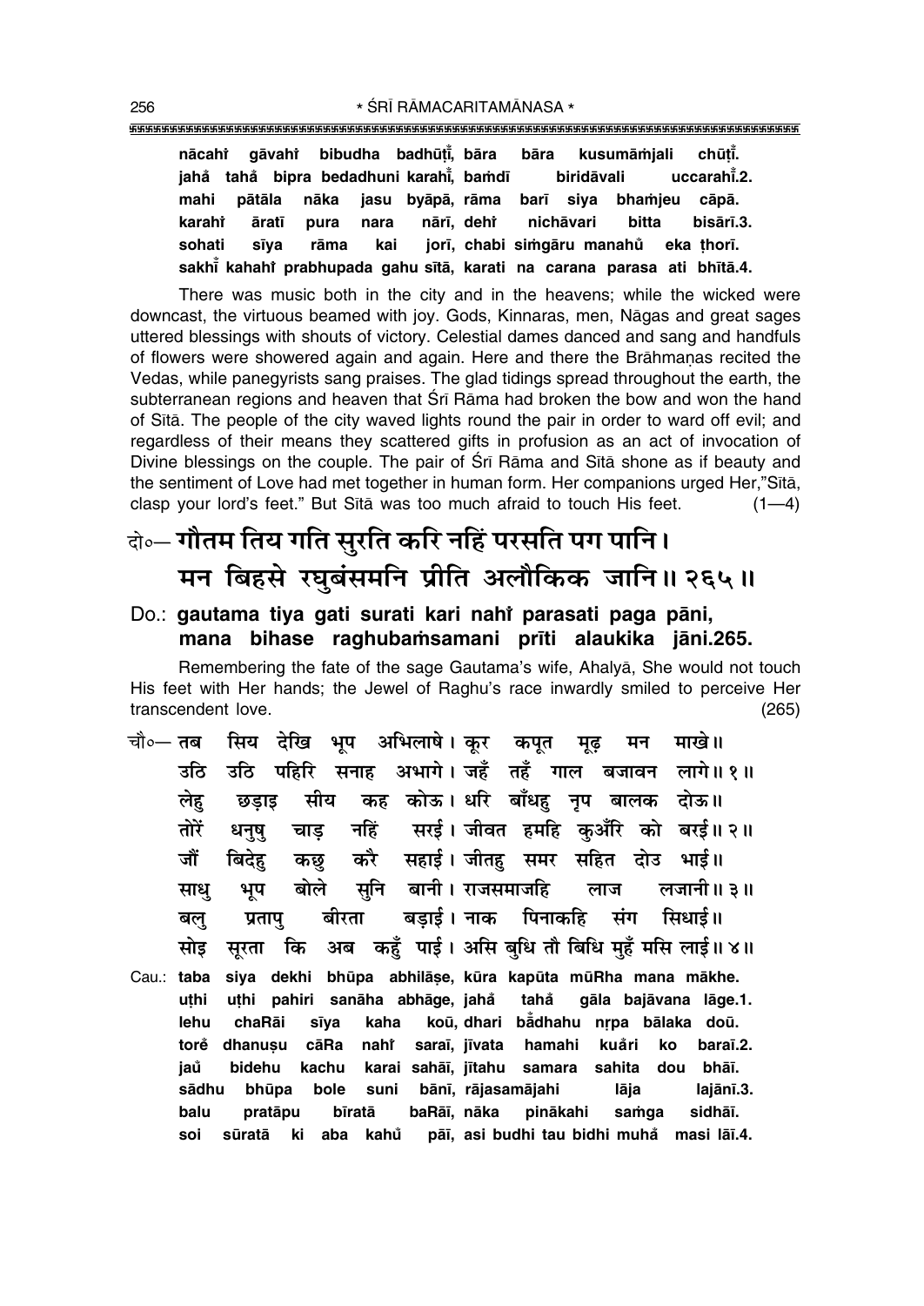nācahiṁ gāvahiṁ bibudha badhūṭīṁ, bāra bāra kusumāṁjali chūṭīṁ.
jahaṁ tahaṁ bipra bedadhuni karahīṁ, baṁdī biridāvali uccarahīṁ.2.
mahi pātāla nāka jasu byāpā, rāma barī siya bhaṁjeu cāpā.
karahiṁ āratī pura nara nārī, dehiṁ nichāvari bitta bisārī.3.
sohati sīya rāma kai jorī, chabi siṁgāru manahuṁ eka ṭhorī.
sakhīṁ kahahiṁ prabhupada gahu sītā, karati na carana parasa ati bhītā.4.

There was music both in the city and in the heavens; while the wicked were downcast, the virtuous beamed with joy. Gods, Kinnaras, men, Nāgas and great sages uttered blessings with shouts of victory. Celestial dames danced and sang and handfuls of flowers were showered again and again. Here and there the Brāhmaṇas recited the Vedas, while panegyrists sang praises. The glad tidings spread throughout the earth, the subterranean regions and heaven that Śrī Rāma had broken the bow and won the hand of Sītā. The people of the city waved lights round the pair in order to ward off evil; and regardless of their means they scattered gifts in profusion as an act of invocation of Divine blessings on the couple. The pair of Śrī Rāma and Sītā shone as if beauty and the sentiment of Love had met together in human form. Her companions urged Her,"Sītā, clasp your lord's feet." But Sītā was too much afraid to touch His feet. (1—4)

दो०— गौतम तिय गति सुरति करि नहिं परसति पग पानि।
मन बिहसे रघुबंसमनि प्रीति अलौकिक जानि॥ २६५॥

**Do.: gautama tiya gati surati kari nahiṁ parasati paga pāni,**
**mana bihase raghubaṁsamani prīti alaukika jāni.265.**

Remembering the fate of the sage Gautama's wife, Ahalyā, She would not touch His feet with Her hands; the Jewel of Raghu's race inwardly smiled to perceive Her transcendent love. (265)

चौ०— तब सिय देखि भूप अभिलाषे। कूर कपूत मूढ़ मन माखे॥
उठि उठि पहिरि सनाह अभागे। जहँ तहँ गाल बजावन लागे॥ १॥
लेहु छड़ाइ सीय कह कोऊ। धरि बाँधहु नृप बालक दोऊ॥
तोरें धनुषु चाड़ नहिं सरई। जीवत हमहि कुअँरि को बरई॥ २॥
जौं बिदेहु कछु करै सहाई। जीतहु समर सहित दोउ भाई॥
साधु भूप बोले सुनि बानी। राजसमाजहि लाज लजानी॥ ३॥
बलु प्रतापु बीरता बड़ाई। नाक पिनाकहि संग सिधाई॥
सोइ सूरता कि अब कहुँ पाई। असि बुधि तौ बिधि मुहँ मसि लाई॥ ४॥

Cau.: taba siya dekhi bhūpa abhilāṣe, kūra kapūta mūRha mana mākhe.
uṭhi uṭhi pahiri sanāha abhāge, jahaṁ tahaṁ gāla bajāvana lāge.1.
lehu chaRāi sīya kaha koū, dhari bāṁdhahu nṛpa bālaka doū.
toreṁ dhanuṣu cāRa nahiṁ saraī, jīvata hamahi kuaṁri ko baraī.2.
jauṁ bidehu kachu karai sahāī, jītahu samara sahita dou bhāī.
sādhu bhūpa bole suni bānī, rājasamājahi lāja lajānī.3.
balu pratāpu bīratā baRāī, nāka pinākahi saṁga sidhāī.
soi sūratā ki aba kahuṁ pāī, asi budhi tau bidhi muhaṁ masi lāī.4.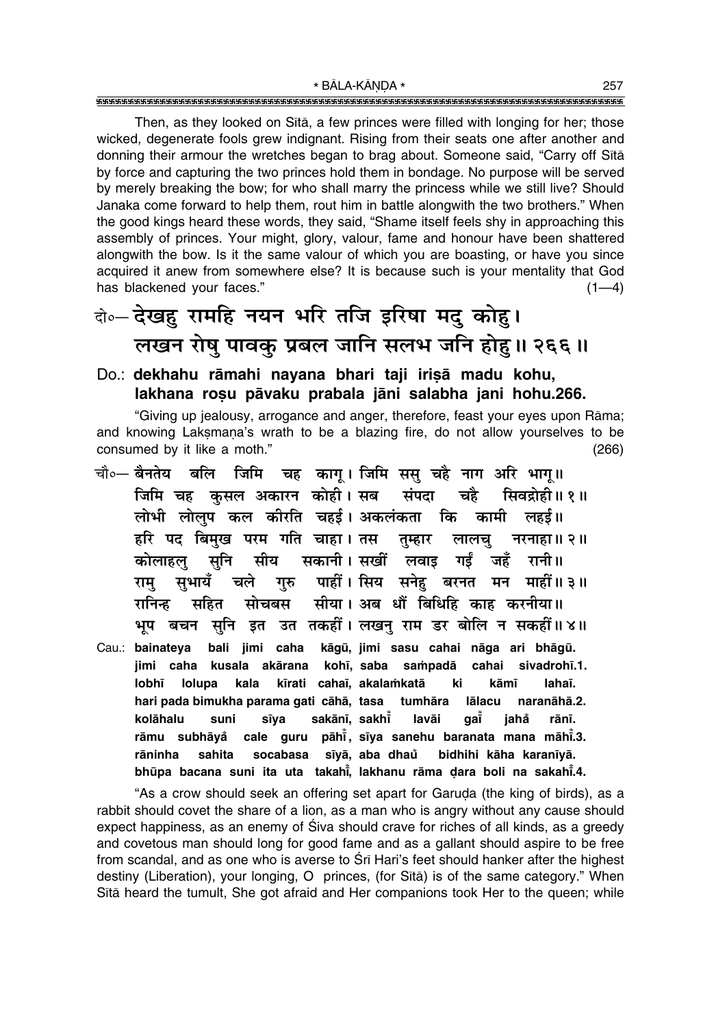Then, as they looked on Sītā, a few princes were filled with longing for her; those wicked, degenerate fools grew indignant. Rising from their seats one after another and donning their armour the wretches began to brag about. Someone said, "Carry off Sītā by force and capturing the two princes hold them in bondage. No purpose will be served by merely breaking the bow; for who shall marry the princess while we still live? Should Janaka come forward to help them, rout him in battle alongwith the two brothers." When the good kings heard these words, they said, "Shame itself feels shy in approaching this assembly of princes. Your might, glory, valour, fame and honour have been shattered alongwith the bow. Is it the same valour of which you are boasting, or have you since acquired it anew from somewhere else? It is because such is your mentality that God has blackened your faces." (1—4)

**दो०— देखहु रामहि नयन भरि तजि इरिषा मदु कोहु।**
**लखन रोषु पावकु प्रबल जानि सलभ जनि होहु॥ २६६॥**

**Do.: dekhahu rāmahi nayana bhari taji iriṣā madu kohu,**
**lakhana roṣu pāvaku prabala jāni salabha jani hohu.266.**

"Giving up jealousy, arrogance and anger, therefore, feast your eyes upon Rāma; and knowing Lakṣmaṇa's wrath to be a blazing fire, do not allow yourselves to be consumed by it like a moth." (266)

**चौ०— बैनतेय बलि जिमि चह कागू। जिमि ससु चहै नाग अरि भागू॥**
**जिमि चह कुसल अकारन कोही। सब संपदा चहै सिवद्रोही॥ १॥**
**लोभी लोलुप कल कीरति चहई। अकलंकता कि कामी लहई॥**
**हरि पद बिमुख परम गति चाहा। तस तुम्हार लालचु नरनाहा॥ २॥**
**कोलाहलु सुनि सीय सकानी। सखीं लवाइ गईं जहँ रानी॥**
**रामु सुभायँ चले गुरु पाहीं। सिय सनेहु बरनत मन माहीं॥ ३॥**
**रानिन्ह सहित सोचबस सीया। अब धौं बिधिहि काह करनीया॥**
**भूप बचन सुनि इत उत तकहीं। लखनु राम डर बोलि न सकहीं॥ ४॥**

**Cau.: bainateya bali jimi caha kāgū, jimi sasu cahai nāga ari bhāgū.**
**jimi caha kusala akārana kohī, saba saṁpadā cahai sivadrohī.1.**
**lobhī lolupa kala kīrati cahaī, akalaṁkatā ki kāmī lahaī.**
**hari pada bimukha parama gati cāhā, tasa tumhāra lālacu naranāhā.2.**
**kolāhalu suni sīya sakānī, sakhī̐ lavāi gaī̐ jahā̐ rānī.**
**rāmu subhāyå̐ cale guru pāhī̐, sīya sanehu baranata mana māhī̐.3.**
**rāninha sahita socabasa sīyā, aba dhau̐ bidhihi kāha karanīyā.**
**bhūpa bacana suni ita uta takahī̐, lakhanu rāma ḍara boli na sakahī̐.4.**

"As a crow should seek an offering set apart for Garuḍa (the king of birds), as a rabbit should covet the share of a lion, as a man who is angry without any cause should expect happiness, as an enemy of Śiva should crave for riches of all kinds, as a greedy and covetous man should long for good fame and as a gallant should aspire to be free from scandal, and as one who is averse to Śrī Hari's feet should hanker after the highest destiny (Liberation), your longing, O princes, (for Sītā) is of the same category." When Sītā heard the tumult, She got afraid and Her companions took Her to the queen; while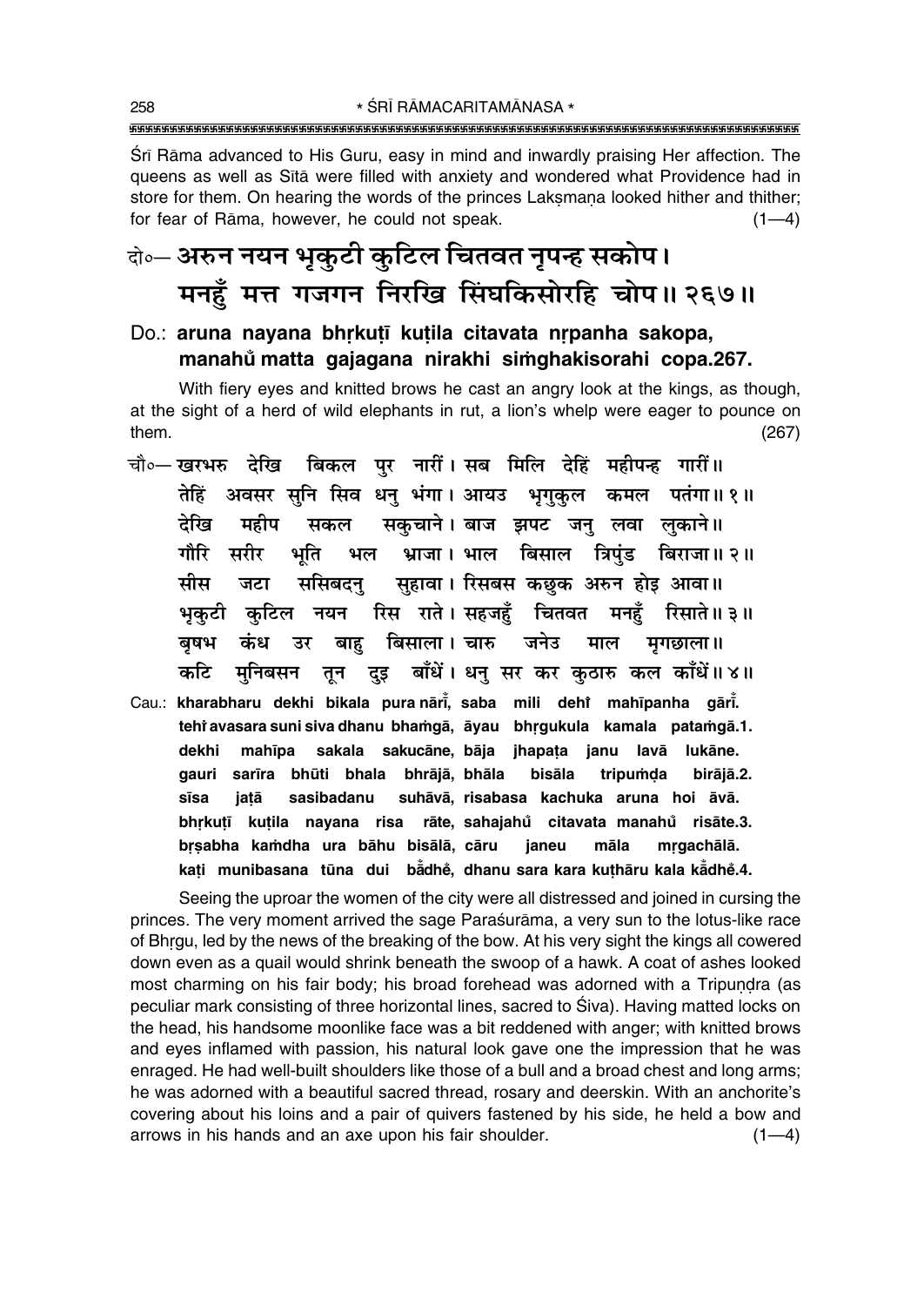Śrī Rāma advanced to His Guru, easy in mind and inwardly praising Her affection. The queens as well as Sītā were filled with anxiety and wondered what Providence had in store for them. On hearing the words of the princes Lakṣmaṇa looked hither and thither; for fear of Rāma, however, he could not speak. (1—4)

## दो०— अरुन नयन भृकुटी कुटिल चितवत नृपन्ह सकोप। मनहुँ मत्त गजगन निरखि सिंघकिसोरहि चोप॥ २६७॥

**Do.: aruna nayana bhṛkuṭī kuṭila citavata nṛpanha sakopa, manahum̐ matta gajagana nirakhi siṁghakisorahi copa.267.**

With fiery eyes and knitted brows he cast an angry look at the kings, as though, at the sight of a herd of wild elephants in rut, a lion's whelp were eager to pounce on them. (267)

चौ०— खरभरु देखि बिकल पुर नारीं। सब मिलि देहिं महीपन्ह गारीं॥
तेहिं अवसर सुनि सिव धनु भंगा। आयउ भृगुकुल कमल पतंगा॥ १॥
देखि महीप सकल सकुचाने। बाज झपट जनु लवा लुकाने॥
गौरि सरीर भूति भल भ्राजा। भाल बिसाल त्रिपुंड बिराजा॥ २॥
सीस जटा ससिबदनु सुहावा। रिसबस कछुक अरुन होइ आवा॥
भृकुटी कुटिल नयन रिस राते। सहजहुँ चितवत मनहुँ रिसाते॥ ३॥
बृषभ कंध उर बाहु बिसाला। चारु जनेउ माल मृगछाला॥
कटि मुनिबसन तून दुइ बाँधें। धनु सर कर कुठारु कल काँधें॥ ४॥

**Cau.: kharabharu dekhi bikala pura nārīm̐, saba mili dehiṁ mahīpanha gārīm̐. tehiṁ avasara suni siva dhanu bhaṁgā, āyau bhṛgukula kamala pataṁgā.1. dekhi mahīpa sakala sakucāne, bāja jhapaṭa janu lavā lukāne. gauri sarīra bhūti bhala bhrājā, bhāla bisāla tripuṁḍa birājā.2. sīsa jaṭā sasibadanu suhāvā, risabasa kachuka aruna hoi āvā. bhṛkuṭī kuṭila nayana risa rāte, sahajahum̐ citavata manahum̐ risāte.3. bṛṣabha kaṁdha ura bāhu bisālā, cāru janeu māla mṛgachālā. kaṭi munibasana tūna dui bām̐dhem̐, dhanu sara kara kuṭhāru kala kām̐dhem̐.4.**

Seeing the uproar the women of the city were all distressed and joined in cursing the princes. The very moment arrived the sage Paraśurāma, a very sun to the lotus-like race of Bhṛgu, led by the news of the breaking of the bow. At his very sight the kings all cowered down even as a quail would shrink beneath the swoop of a hawk. A coat of ashes looked most charming on his fair body; his broad forehead was adorned with a Tripuṇḍra (as peculiar mark consisting of three horizontal lines, sacred to Śiva). Having matted locks on the head, his handsome moonlike face was a bit reddened with anger; with knitted brows and eyes inflamed with passion, his natural look gave one the impression that he was enraged. He had well-built shoulders like those of a bull and a broad chest and long arms; he was adorned with a beautiful sacred thread, rosary and deerskin. With an anchorite's covering about his loins and a pair of quivers fastened by his side, he held a bow and arrows in his hands and an axe upon his fair shoulder. (1—4)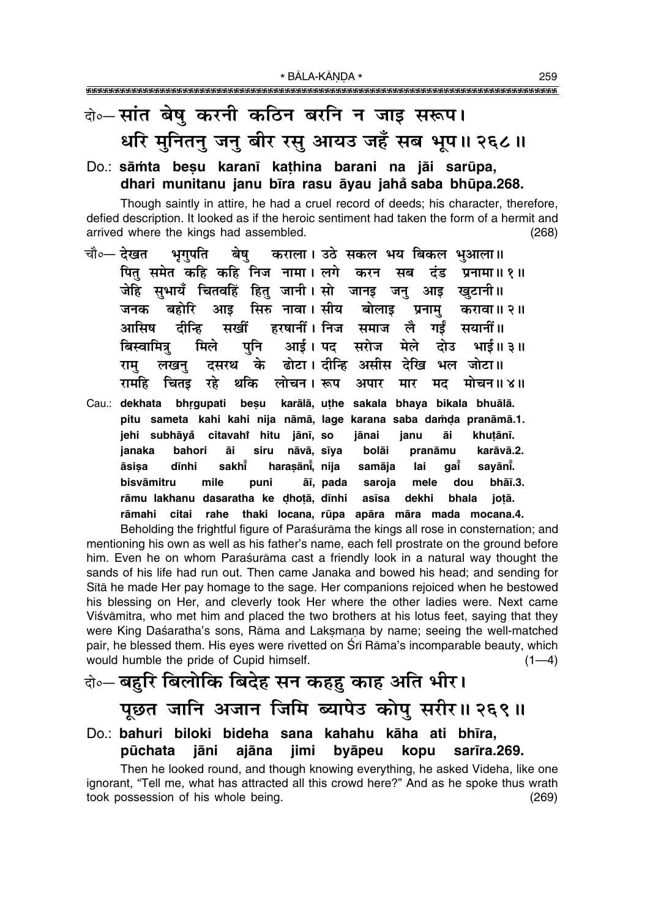**दो०— सांत बेषु करनी कठिन बरनि न जाइ सरूप।**
**धरि मुनितनु जनु बीर रसु आयउ जहँ सब भूप॥ २६८॥**

**Do.: sāṁta beṣu karanī kaṭhina barani na jāi sarūpa,**
**dhari munitanu janu bīra rasu āyau jahå saba bhūpa.268.**

Though saintly in attire, he had a cruel record of deeds; his character, therefore, defied description. It looked as if the heroic sentiment had taken the form of a hermit and arrived where the kings had assembled. (268)

चौ०— देखत भृगुपति बेषु कराला। उठे सकल भय बिकल भुआला॥
पितु समेत कहि कहि निज नामा। लगे करन सब दंड प्रनामा॥ १॥
जेहि सुभायँ चितवहिं हितु जानी। सो जानइ जनु आइ खुटानी॥
जनक बहोरि आइ सिरु नावा। सीय बोलाइ प्रनामु करावा॥ २॥
आसिष दीन्हि सखीं हरषानीं। निज समाज लै गईं सयानीं॥
बिस्वामित्रु मिले पुनि आई। पद सरोज मेले दोउ भाई॥ ३॥
रामु लखनु दसरथ के ढोटा। दीन्हि असीस देखि भल जोटा॥
रामहि चितइ रहे थकि लोचन। रूप अपार मार मद मोचन॥ ४॥

Cau.: **dekhata bhṛgupati beṣu karālā, uṭhe sakala bhaya bikala bhuālā.**
**pitu sameta kahi kahi nija nāmā, lage karana saba daṁḍa pranāmā.1.**
**jehi subhāyå citavahiṁ hitu jānī, so jānai janu āi khuṭānī.**
**janaka bahori āi siru nāvā, sīya bolāi pranāmu karāvā.2.**
**āsiṣa dīnhi sakhīṁ haraṣānīṁ, nija samāja lai gaīṁ sayānīṁ.**
**bisvāmitru mile puni āī, pada saroja mele dou bhāī.3.**
**rāmu lakhanu dasaratha ke ḍhoṭā, dīnhi asīsa dekhi bhala joṭā.**
**rāmahi citai rahe thaki locana, rūpa apāra māra mada mocana.4.**

Beholding the frightful figure of Paraśurāma the kings all rose in consternation; and mentioning his own as well as his father's name, each fell prostrate on the ground before him. Even he on whom Paraśurāma cast a friendly look in a natural way thought the sands of his life had run out. Then came Janaka and bowed his head; and sending for Sītā he made Her pay homage to the sage. Her companions rejoiced when he bestowed his blessing on Her, and cleverly took Her where the other ladies were. Next came Viśvāmitra, who met him and placed the two brothers at his lotus feet, saying that they were King Daśaratha's sons, Rāma and Lakṣmaṇa by name; seeing the well-matched pair, he blessed them. His eyes were rivetted on Śrī Rāma's incomparable beauty, which would humble the pride of Cupid himself. (1—4)

**दो०— बहुरि बिलोकि बिदेह सन कहहु काह अति भीर।**
**पूछत जानि अजान जिमि ब्यापेउ कोपु सरीर॥ २६९॥**

**Do.: bahuri biloki bideha sana kahahu kāha ati bhīra,**
**pūchata jāni ajāna jimi byāpeu kopu sarīra.269.**

Then he looked round, and though knowing everything, he asked Videha, like one ignorant, "Tell me, what has attracted all this crowd here?" And as he spoke thus wrath took possession of his whole being. (269)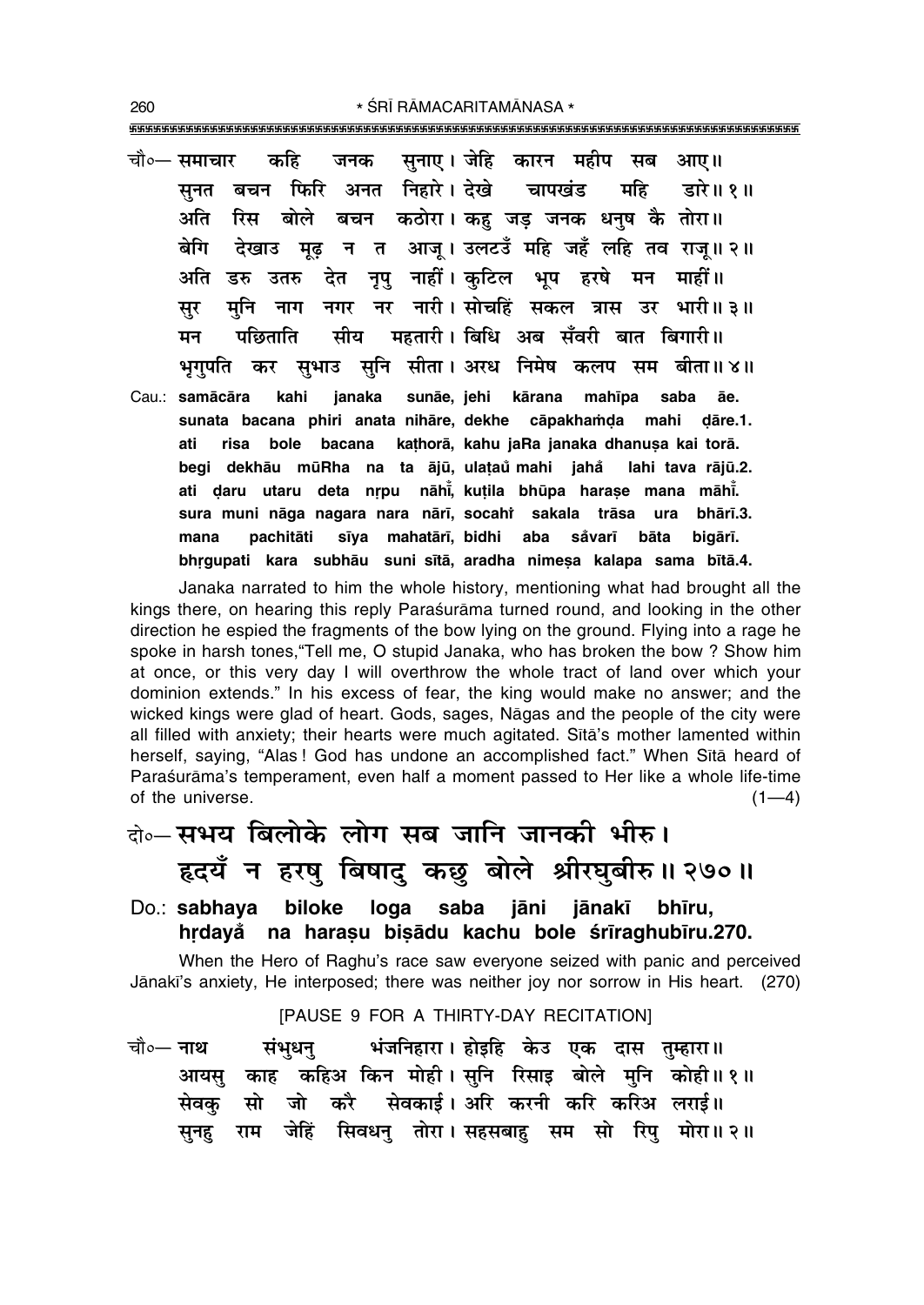चौ०— समाचार कहि जनक सुनाए। जेहि कारन महीप सब आए॥
सुनत बचन फिरि अनत निहारे। देखे चापखंड महि डारे॥ १॥
अति रिस बोले बचन कठोरा। कहु जड़ जनक धनुष कै तोरा॥
बेगि देखाउ मूढ़ न त आजू। उलटउँ महि जहँ लहि तव राजू॥ २॥
अति डरु उतरु देत नृपु नाहीं। कुटिल भूप हरषे मन माहीं॥
सुर मुनि नाग नगर नर नारी। सोचहिं सकल त्रास उर भारी॥ ३॥
मन पछिताति सीय महतारी। बिधि अब सँवरी बात बिगारी॥
भृगुपति कर सुभाउ सुनि सीता। अरध निमेष कलप सम बीता॥ ४॥

Cau.: **samācāra kahi janaka sunāe, jehi kārana mahīpa saba āe.**
**sunata bacana phiri anata nihāre, dekhe cāpakhaṁḍa mahi ḍāre.1.**
**ati risa bole bacana kaṭhorā, kahu jaRa janaka dhanuṣa kai torā.**
**begi dekhāū mūRha na ta ājū, ulaṭaũ mahi jahå̐ lahi tava rājū.2.**
**ati ḍaru utaru deta nṛpu nāhī̐, kuṭila bhūpa haraṣe mana māhī̐.**
**sura muni nāga nagara nara nārī, socahi̐ sakala trāsa ura bhārī.3.**
**mana pachitāti sīya mahatārī, bidhi aba så̐varī bāta bigārī.**
**bhṛgupati kara subhāu suni sītā, aradha nimeṣa kalapa sama bītā.4.**

Janaka narrated to him the whole history, mentioning what had brought all the kings there, on hearing this reply Paraśurāma turned round, and looking in the other direction he espied the fragments of the bow lying on the ground. Flying into a rage he spoke in harsh tones,"Tell me, O stupid Janaka, who has broken the bow ? Show him at once, or this very day I will overthrow the whole tract of land over which your dominion extends." In his excess of fear, the king would make no answer; and the wicked kings were glad of heart. Gods, sages, Nāgas and the people of the city were all filled with anxiety; their hearts were much agitated. Sītā's mother lamented within herself, saying, "Alas ! God has undone an accomplished fact." When Sītā heard of Paraśurāma's temperament, even half a moment passed to Her like a whole life-time of the universe. (1—4)

## दो०— सभय बिलोके लोग सब जानि जानकी भीरु। हृदयँ न हरषु बिषादु कछु बोले श्रीरघुबीरु॥ २७०॥

Do.: **sabhaya biloke loga saba jāni jānakī bhīru, hṛdayå̐ na haraṣu biṣādu kachu bole śrīraghubīru.270.**

When the Hero of Raghu's race saw everyone seized with panic and perceived Jānakī's anxiety, He interposed; there was neither joy nor sorrow in His heart. (270)

[PAUSE 9 FOR A THIRTY-DAY RECITATION]

चौ०— नाथ संभुधनु भंजनिहारा। होइहि केउ एक दास तुम्हारा॥
आयसु काह कहिअ किन मोही। सुनि रिसाइ बोले मुनि कोही॥ १॥
सेवकु सो जो करै सेवकाई। अरि करनी करि करिअ लराई॥
सुनहु राम जेहिं सिवधनु तोरा। सहसबाहु सम सो रिपु मोरा॥ २॥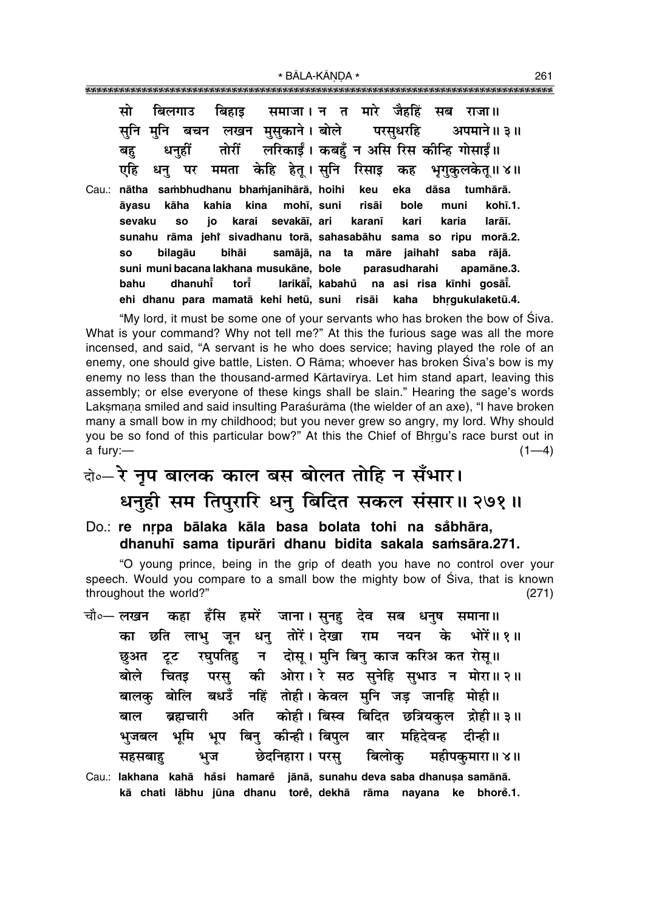सो बिलगाउ बिहाइ समाजा। न त मारे जैहहिं सब राजा॥
सुनि मुनि बचन लखन मुसुकाने। बोले परसुधरहि अपमाने॥ ३॥
बहु धनुहीं तोरीं लरिकाईं। कबहुँ न असि रिस कीन्हि गोसाईं॥
एहि धनु पर ममता केहि हेतू। सुनि रिसाइ कह भृगुकुलकेतू॥ ४॥

Cau.: nātha saṁbhudhanu bhaṁjanihārā, hoihi keu eka dāsa tumhārā.
āyasu kāha kahia kina mohī, suni risāi bole muni kohī.1.
sevaku so jo karai sevakāī, ari karanī kari karia larāī.
sunahu rāma jehi̐ sivadhanu torā, sahasabāhu sama so ripu morā.2.
so bilagāu bihāi samājā, na ta māre jaihahi̐ saba rājā.
suni muni bacana lakhana musukāne, bole parasudharahi apamāne.3.
bahu dhanuhī̐ torī̐ larikāī̐, kabahu̐ na asi risa kīnhi gosāī̐.
ehi dhanu para mamatā kehi hetū, suni risāi kaha bhṛgukulaketū.4.

"My lord, it must be some one of your servants who has broken the bow of Śiva. What is your command? Why not tell me?" At this the furious sage was all the more incensed, and said, "A servant is he who does service; having played the role of an enemy, one should give battle, Listen. O Rāma; whoever has broken Śiva's bow is my enemy no less than the thousand-armed Kārtavīrya. Let him stand apart, leaving this assembly; or else everyone of these kings shall be slain." Hearing the sage's words Lakṣmaṇa smiled and said insulting Paraśurāma (the wielder of an axe), "I have broken many a small bow in my childhood; but you never grew so angry, my lord. Why should you be so fond of this particular bow?" At this the Chief of Bhṛgu's race burst out in a fury:— (1—4)

## दो०— रे नृप बालक काल बस बोलत तोहि न सँभार। धनुही सम तिपुरारि धनु बिदित सकल संसार॥ २७१॥

**Do.: re nṛpa bālaka kāla basa bolata tohi na sa̐bhāra, dhanuhī sama tipurāri dhanu bidita sakala saṁsāra.271.**

"O young prince, being in the grip of death you have no control over your speech. Would you compare to a small bow the mighty bow of Śiva, that is known throughout the world?" (271)

चौ०— लखन कहा हँसि हमरें जाना। सुनहु देव सब धनुष समाना॥
का छति लाभु जून धनु तोरें। देखा राम नयन के भोरें॥ १॥
छुअत टूट रघुपतिहु न दोसू। मुनि बिनु काज करिअ कत रोसू॥
बोले चितइ परसु की ओरा। रे सठ सुनेहि सुभाउ न मोरा॥ २॥
बालकु बोलि बधउँ नहिं तोही। केवल मुनि जड़ जानहि मोही॥
बाल ब्रह्मचारी अति कोही। बिस्व बिदित छत्रियकुल द्रोही॥ ३॥
भुजबल भूमि भूप बिनु कीन्ही। बिपुल बार महिदेवन्ह दीन्ही॥
सहसबाहु भुज छेदनिहारा। परसु बिलोकु महीपकुमारा॥ ४॥

Cau.: **lakhana kahā ha̐si hamare̐ jānā, sunahu deva saba dhanuṣa samānā.**
**kā chati lābhu jūna dhanu tore̐, dekhā rāma nayana ke bhore̐.1.**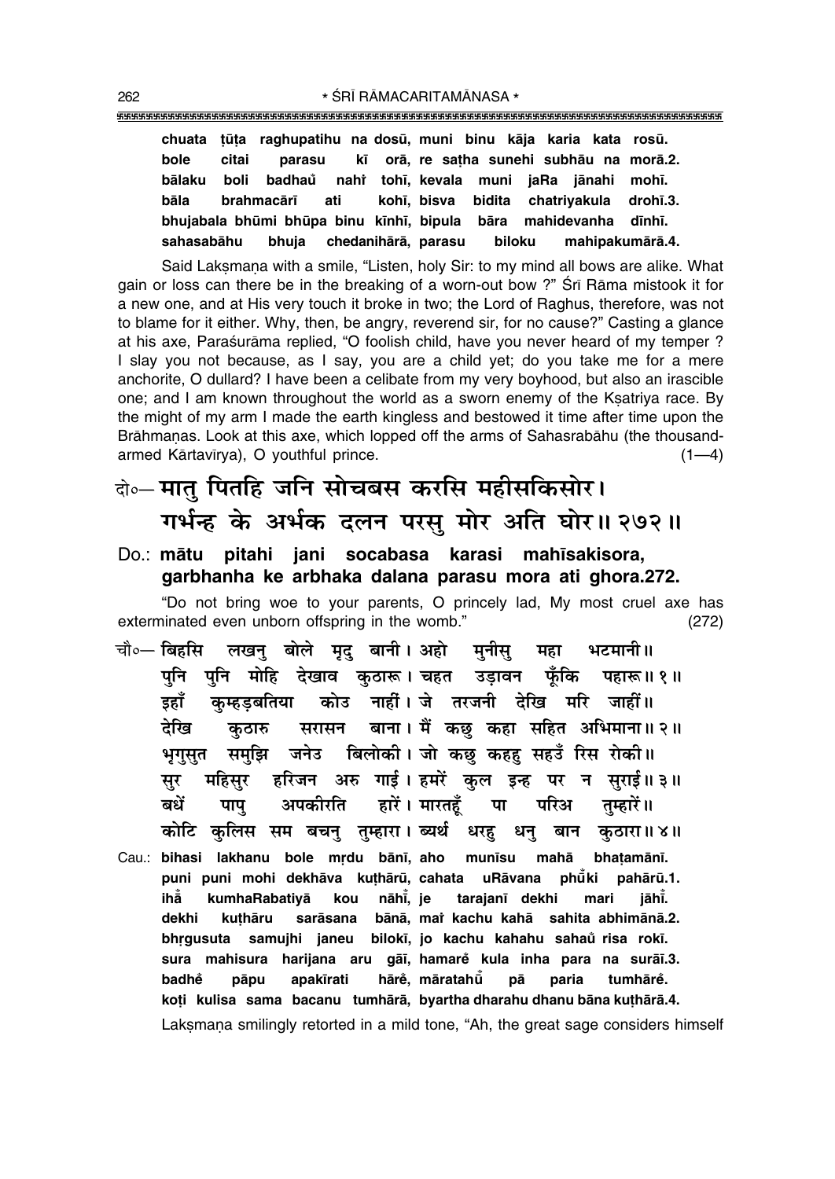**chuata ṭūṭa raghupatihu na dosū, muni binu kāja karia kata rosū.**
**bole citai parasu kī orā, re saṭha sunehi subhāu na morā.2.**
**bālaku boli badhaů nahi tohī, kevala muni jaRa jānahi mohī.**
**bāla brahmacārī ati kohī, bisva bidita chatriyakula drohī.3.**
**bhujabala bhūmi bhūpa binu kīnhī, bipula bāra mahidevanha dīnhī.**
**sahasabāhu bhuja chedanihārā, parasu biloku mahipakumārā.4.**

Said Lakṣmaṇa with a smile, "Listen, holy Sir: to my mind all bows are alike. What gain or loss can there be in the breaking of a worn-out bow ?" Śrī Rāma mistook it for a new one, and at His very touch it broke in two; the Lord of Raghus, therefore, was not to blame for it either. Why, then, be angry, reverend sir, for no cause?" Casting a glance at his axe, Paraśurāma replied, "O foolish child, have you never heard of my temper ? I slay you not because, as I say, you are a child yet; do you take me for a mere anchorite, O dullard? I have been a celibate from my very boyhood, but also an irascible one; and I am known throughout the world as a sworn enemy of the Kṣatriya race. By the might of my arm I made the earth kingless and bestowed it time after time upon the Brāhmaṇas. Look at this axe, which lopped off the arms of Sahasrabāhu (the thousand-armed Kārtavīrya), O youthful prince. (1—4)

दो०— मातु पितहि जनि सोचबस करसि महीसकिसोर।
गर्भन्ह के अर्भक दलन परसु मोर अति घोर॥ २७२॥

Do.: **mātu pitahi jani socabasa karasi mahīsakisora,**
**garbhanha ke arbhaka dalana parasu mora ati ghora.272.**

"Do not bring woe to your parents, O princely lad, My most cruel axe has exterminated even unborn offspring in the womb." (272)

चौ०— बिहसि लखनु बोले मृदु बानी। अहो मुनीसु महा भटमानी॥
पुनि पुनि मोहि देखाव कुठारू। चहत उड़ावन फूँकि पहारू॥ १॥
इहाँ कुम्हड़बतिया कोउ नाहीं। जे तरजनी देखि मरि जाहीं॥
देखि कुठारु सरासन बाना। मैं कछु कहा सहित अभिमाना॥ २॥
भृगुसुत समुझि जनेउ बिलोकी। जो कछु कहहु सहउँ रिस रोकी॥
सुर महिसुर हरिजन अरु गाई। हमरें कुल इन्ह पर न सुराई॥ ३॥
बधें पापु अपकीरति हारें। मारतहूँ पा परिअ तुम्हारें॥
कोटि कुलिस सम बचनु तुम्हारा। ब्यर्थ धरहु धनु बान कुठारा॥ ४॥

Cau.: **bihasi lakhanu bole mṛdu bānī, aho munīsu mahā bhaṭamānī.**
**puni puni mohi dekhāva kuṭhārū, cahata uRāvana phū̐ki pahārū.1.**
**ihā̐ kumhaRabatiyā kou nāhī̐, je tarajanī dekhi mari jāhī̐.**
**dekhi kuṭhāru sarāsana bānā, mai kachu kahā sahita abhimānā.2.**
**bhṛgusuta samujhi janeu bilokī, jo kachu kahahu sahaů risa rokī.**
**sura mahisura harijana aru gāī, hamarě kula inha para na surāī.3.**
**badhě pāpu apakīrati hārě, māratahū̐ pā paria tumhārě.**
**koṭi kulisa sama bacanu tumhārā, byartha dharahu dhanu bāna kuṭhārā.4.**

Lakṣmaṇa smilingly retorted in a mild tone, "Ah, the great sage considers himself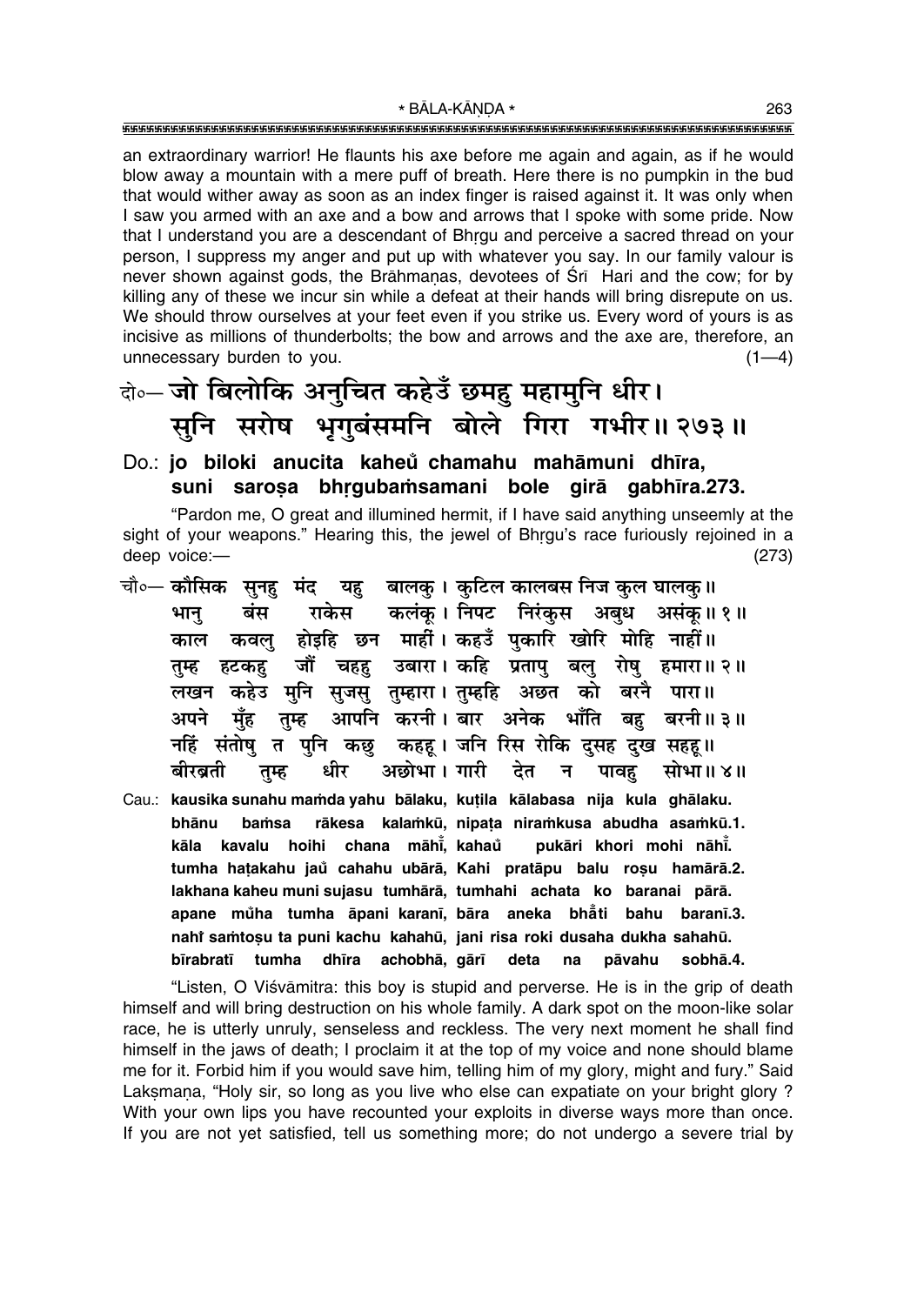an extraordinary warrior! He flaunts his axe before me again and again, as if he would blow away a mountain with a mere puff of breath. Here there is no pumpkin in the bud that would wither away as soon as an index finger is raised against it. It was only when I saw you armed with an axe and a bow and arrows that I spoke with some pride. Now that I understand you are a descendant of Bhṛgu and perceive a sacred thread on your person, I suppress my anger and put up with whatever you say. In our family valour is never shown against gods, the Brāhmaṇas, devotees of Śrī Hari and the cow; for by killing any of these we incur sin while a defeat at their hands will bring disrepute on us. We should throw ourselves at your feet even if you strike us. Every word of yours is as incisive as millions of thunderbolts; the bow and arrows and the axe are, therefore, an unnecessary burden to you. (1—4)

दो०— जो बिलोकि अनुचित कहेउँ छमहु महामुनि धीर।
सुनि सरोष भृगुबंसमनि बोले गिरा गभीर॥ २७३॥

**Do.: jo biloki anucita kaheu̐ chamahu mahāmuni dhīra,**
**suni saroṣa bhṛgubaṁsamani bole girā gabhīra.273.**

"Pardon me, O great and illumined hermit, if I have said anything unseemly at the sight of your weapons." Hearing this, the jewel of Bhṛgu's race furiously rejoined in a deep voice:— (273)

चौ०— कौसिक सुनहु मंद यहु बालकु। कुटिल कालबस निज कुल घालकु॥
भानु बंस राकेस कलंकू। निपट निरंकुस अबुध असंकू॥ १॥
काल कवलु होइहि छन माहीं। कहउँ पुकारि खोरि मोहि नाहीं॥
तुम्ह हटकहु जौं चहहु उबारा। कहि प्रतापु बलु रोषु हमारा॥ २॥
लखन कहेउ मुनि सुजसु तुम्हारा। तुम्हहि अछत को बरनै पारा॥
अपने मुँह तुम्ह आपनि करनी। बार अनेक भाँति बहु बरनी॥ ३॥
नहिं संतोषु त पुनि कछु कहहू। जनि रिस रोकि दुसह दुख सहहू॥
बीरब्रती तुम्ह धीर अछोभा। गारी देत न पावहु सोभा॥ ४॥

**Cau.: kausika sunahu maṁda yahu bālaku, kuṭila kālabasa nija kula ghālaku.**
**bhānu baṁsa rākesa kalaṁkū, nipaṭa niraṁkusa abudha asaṁkū.1.**
**kāla kavalu hoihi chana māhī̐, kahau̐ pukāri khori mohi nāhī̐.**
**tumha haṭakahu jau̐ cahahu ubārā, Kahi pratāpu balu roṣu hamārā.2.**
**lakhana kaheu muni sujasu tumhārā, tumhahi achata ko baranai pārā.**
**apane mu̐ha tumha āpani karanī, bāra aneka bhā̐ti bahu baranī.3.**
**nahi̐ saṁtoṣu ta puni kachu kahahū, jani risa roki dusaha dukha sahahū.**
**bīrabratī tumha dhīra achobhā, gārī deta na pāvahu sobhā.4.**

"Listen, O Viśvāmitra: this boy is stupid and perverse. He is in the grip of death himself and will bring destruction on his whole family. A dark spot on the moon-like solar race, he is utterly unruly, senseless and reckless. The very next moment he shall find himself in the jaws of death; I proclaim it at the top of my voice and none should blame me for it. Forbid him if you would save him, telling him of my glory, might and fury." Said Lakṣmaṇa, "Holy sir, so long as you live who else can expatiate on your bright glory ? With your own lips you have recounted your exploits in diverse ways more than once. If you are not yet satisfied, tell us something more; do not undergo a severe trial by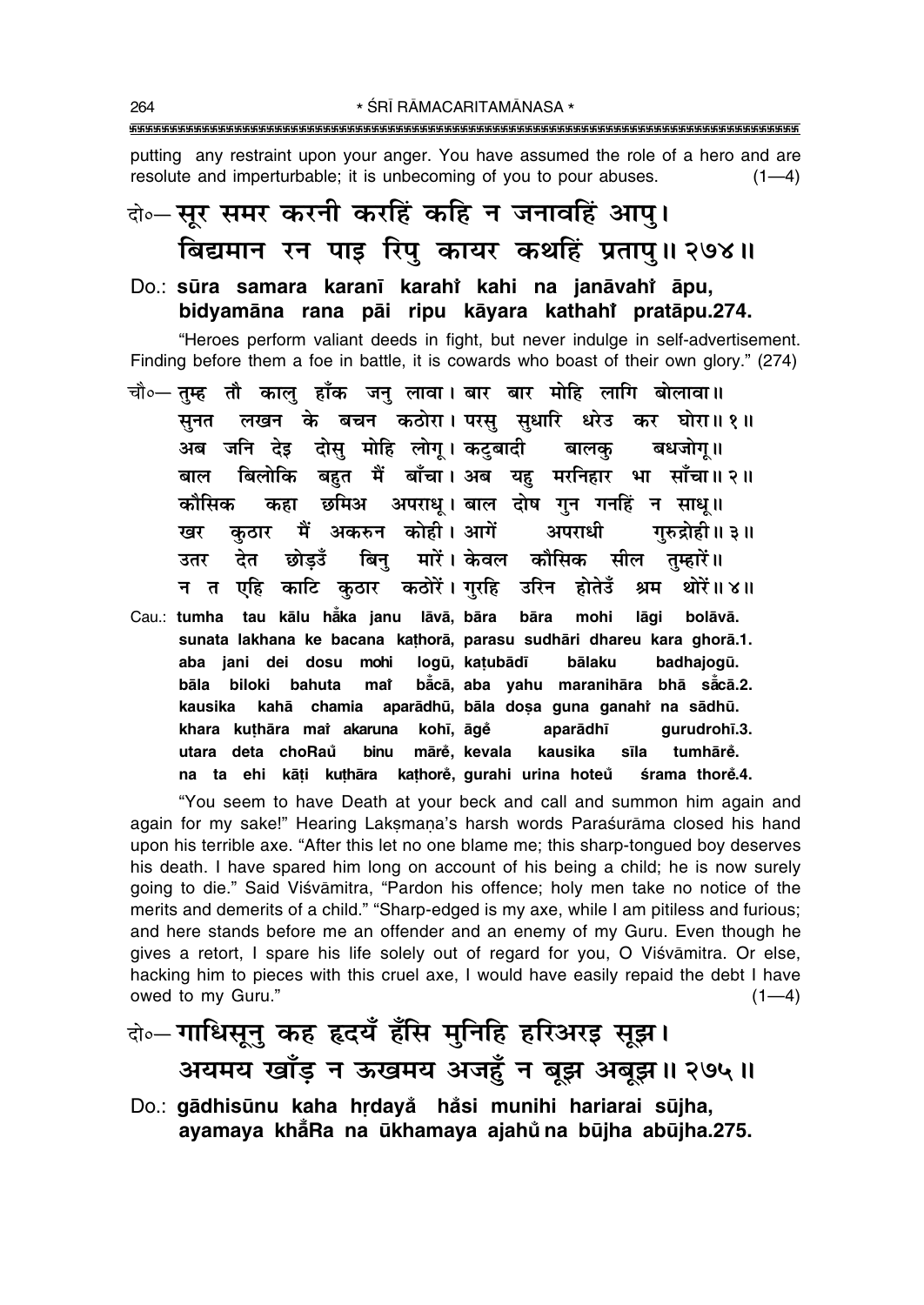putting any restraint upon your anger. You have assumed the role of a hero and are resolute and imperturbable; it is unbecoming of you to pour abuses. (1—4)

दो०— सूर समर करनी करहिं कहि न जनावहिं आपु।
बिद्यमान रन पाइ रिपु कायर कथहिं प्रतापु॥ २७४॥

Do.: **sūra samara karanī karahiँ kahi na janāvahiँ āpu,**
**bidyamāna rana pāi ripu kāyara kathahiँ pratāpu.274.**

"Heroes perform valiant deeds in fight, but never indulge in self-advertisement. Finding before them a foe in battle, it is cowards who boast of their own glory." (274)

चौ०— तुम्ह तौ कालु हाँक जनु लावा। बार बार मोहि लागि बोलावा॥
सुनत लखन के बचन कठोरा। परसु सुधारि धरेउ कर घोरा॥ १॥
अब जनि देइ दोसु मोहि लोगू। कटुबादी बालकु बधजोगू॥
बाल बिलोकि बहुत मैं बाँचा। अब यहु मरनिहार भा साँचा॥ २॥
कौसिक कहा छमिअ अपराधू। बाल दोष गुन गनहिं न साधू॥
खर कुठार मैं अकरुन कोही। आगें अपराधी गुरुद्रोही॥ ३॥
उतर देत छोड़उँ बिनु मारें। केवल कौसिक सील तुम्हारें॥
न त एहि काटि कुठार कठोरें। गुरहि उरिन होतेउँ श्रम थोरें॥ ४॥

Cau.: **tumha tau kālu hāँka janu lāvā, bāra bāra mohi lāgi bolāvā.**
**sunata lakhana ke bacana kaṭhorā, parasu sudhāri dhareu kara ghorā.1.**
**aba jani dei dosu mohi logū, kaṭubādī bālaku badhajogū.**
**bāla biloki bahuta maiँ bāँcā, aba yahu maranihāra bhā sāँcā.2.**
**kausika kahā chamia aparādhū, bāla doṣa guna ganahiँ na sādhū.**
**khara kuṭhāra maiँ akaruna kohī, āgeँ aparādhī gurudrohī.3.**
**utara deta choRauँ binu māreँ, kevala kausika sīla tumhāreँ.**
**na ta ehi kāṭi kuṭhāra kaṭhoreँ, gurahi urina hoteuँ śrama thoreँ.4.**

"You seem to have Death at your beck and call and summon him again and again for my sake!" Hearing Lakṣmaṇa's harsh words Paraśurāma closed his hand upon his terrible axe. "After this let no one blame me; this sharp-tongued boy deserves his death. I have spared him long on account of his being a child; he is now surely going to die." Said Viśvāmitra, "Pardon his offence; holy men take no notice of the merits and demerits of a child." "Sharp-edged is my axe, while I am pitiless and furious; and here stands before me an offender and an enemy of my Guru. Even though he gives a retort, I spare his life solely out of regard for you, O Viśvāmitra. Or else, hacking him to pieces with this cruel axe, I would have easily repaid the debt I have owed to my Guru." (1—4)

दो०— गाधिसूनु कह हृदयँ हँसि मुनिहि हरिअरइ सूझ।
अयमय खाँड़ न ऊखमय अजहुँ न बूझ अबूझ॥ २७५॥

Do.: **gādhisūnu kaha hṛdayaँ haँsi munihi hariarai sūjha,**
**ayamaya khāँRa na ūkhamaya ajahuँ na būjha abūjha.275.**